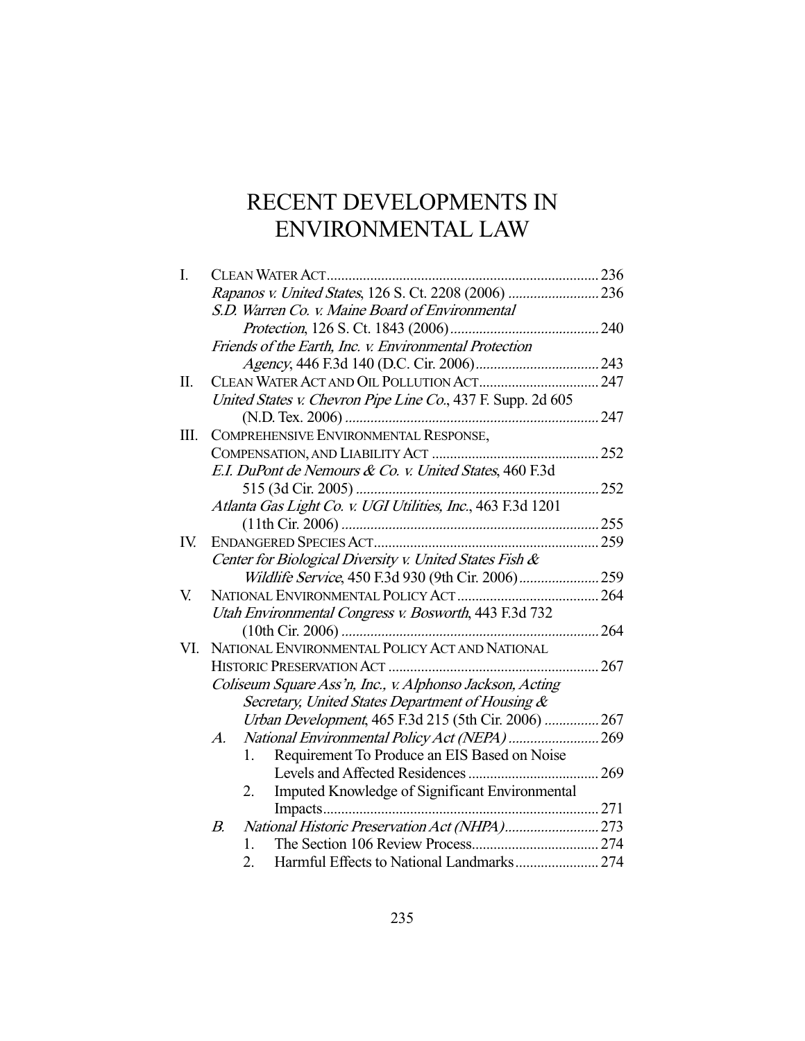# RECENT DEVELOPMENTS IN ENVIRONMENTAL LAW

I. CLEAN WATER ACT .......... 236
- *Rapanos v. United States*, 126 S. Ct. 2208 (2006) .......... 236
- *S.D. Warren Co. v. Maine Board of Environmental Protection*, 126 S. Ct. 1843 (2006) .......... 240
- *Friends of the Earth, Inc. v. Environmental Protection Agency*, 446 F.3d 140 (D.C. Cir. 2006) .......... 243

II. CLEAN WATER ACT AND OIL POLLUTION ACT .......... 247
- *United States v. Chevron Pipe Line Co.*, 437 F. Supp. 2d 605 (N.D. Tex. 2006) .......... 247

III. COMPREHENSIVE ENVIRONMENTAL RESPONSE, COMPENSATION, AND LIABILITY ACT .......... 252
- *E.I. DuPont de Nemours & Co. v. United States*, 460 F.3d 515 (3d Cir. 2005) .......... 252
- *Atlanta Gas Light Co. v. UGI Utilities, Inc.*, 463 F.3d 1201 (11th Cir. 2006) .......... 255

IV. ENDANGERED SPECIES ACT .......... 259
- *Center for Biological Diversity v. United States Fish & Wildlife Service*, 450 F.3d 930 (9th Cir. 2006) .......... 259

V. NATIONAL ENVIRONMENTAL POLICY ACT .......... 264
- *Utah Environmental Congress v. Bosworth*, 443 F.3d 732 (10th Cir. 2006) .......... 264

VI. NATIONAL ENVIRONMENTAL POLICY ACT AND NATIONAL HISTORIC PRESERVATION ACT .......... 267
- *Coliseum Square Ass'n, Inc., v. Alphonso Jackson, Acting Secretary, United States Department of Housing & Urban Development*, 465 F.3d 215 (5th Cir. 2006) .......... 267
  - *A. National Environmental Policy Act (NEPA)* .......... 269
    1. Requirement To Produce an EIS Based on Noise Levels and Affected Residences .......... 269
    2. Imputed Knowledge of Significant Environmental Impacts .......... 271
  - *B. National Historic Preservation Act (NHPA)* .......... 273
    1. The Section 106 Review Process .......... 274
    2. Harmful Effects to National Landmarks .......... 274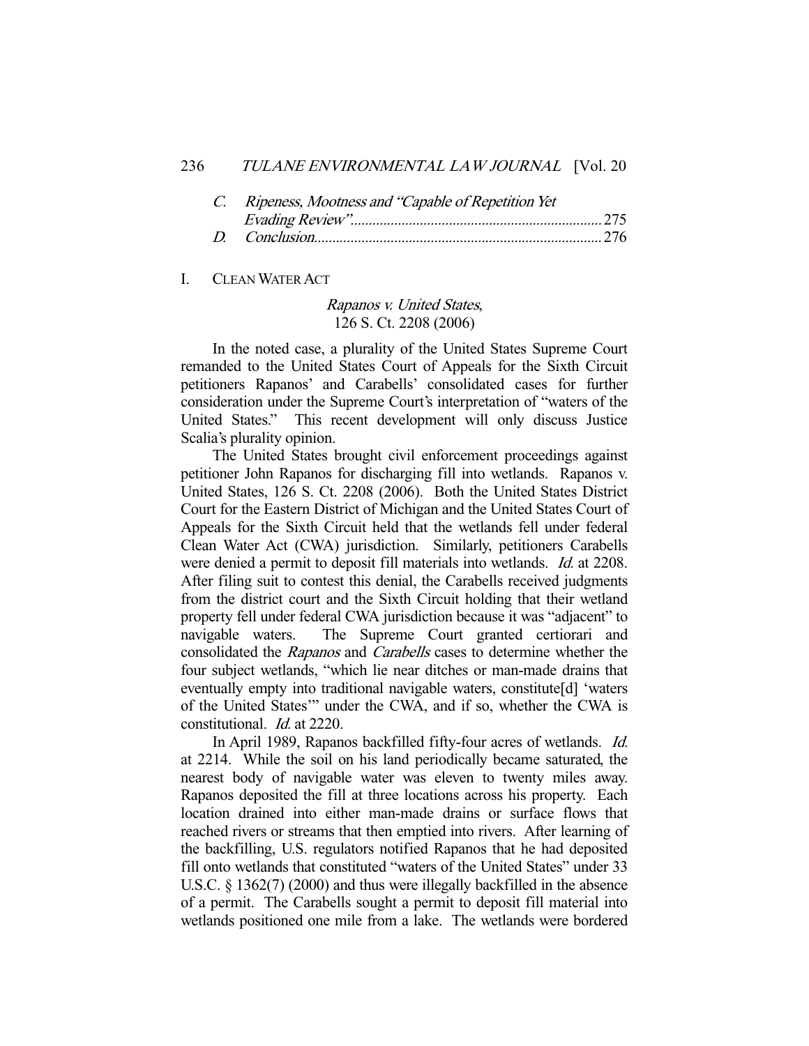*C. Ripeness, Mootness and "Capable of Repetition Yet Evading Review"* .................................................................... 275

*D. Conclusion* .............................................................................. 276

## I. CLEAN WATER ACT

### *Rapanos v. United States*, 126 S. Ct. 2208 (2006)

In the noted case, a plurality of the United States Supreme Court remanded to the United States Court of Appeals for the Sixth Circuit petitioners Rapanos' and Carabells' consolidated cases for further consideration under the Supreme Court's interpretation of "waters of the United States." This recent development will only discuss Justice Scalia's plurality opinion.

The United States brought civil enforcement proceedings against petitioner John Rapanos for discharging fill into wetlands. Rapanos v. United States, 126 S. Ct. 2208 (2006). Both the United States District Court for the Eastern District of Michigan and the United States Court of Appeals for the Sixth Circuit held that the wetlands fell under federal Clean Water Act (CWA) jurisdiction. Similarly, petitioners Carabells were denied a permit to deposit fill materials into wetlands. *Id.* at 2208. After filing suit to contest this denial, the Carabells received judgments from the district court and the Sixth Circuit holding that their wetland property fell under federal CWA jurisdiction because it was "adjacent" to navigable waters. The Supreme Court granted certiorari and consolidated the *Rapanos* and *Carabells* cases to determine whether the four subject wetlands, "which lie near ditches or man-made drains that eventually empty into traditional navigable waters, constitute[d] 'waters of the United States'" under the CWA, and if so, whether the CWA is constitutional. *Id.* at 2220.

In April 1989, Rapanos backfilled fifty-four acres of wetlands. *Id.* at 2214. While the soil on his land periodically became saturated, the nearest body of navigable water was eleven to twenty miles away. Rapanos deposited the fill at three locations across his property. Each location drained into either man-made drains or surface flows that reached rivers or streams that then emptied into rivers. After learning of the backfilling, U.S. regulators notified Rapanos that he had deposited fill onto wetlands that constituted "waters of the United States" under 33 U.S.C. § 1362(7) (2000) and thus were illegally backfilled in the absence of a permit. The Carabells sought a permit to deposit fill material into wetlands positioned one mile from a lake. The wetlands were bordered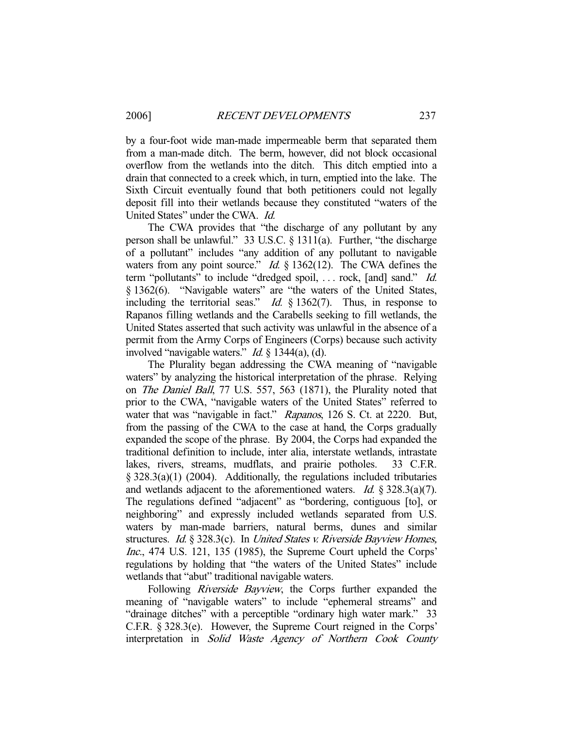by a four-foot wide man-made impermeable berm that separated them from a man-made ditch. The berm, however, did not block occasional overflow from the wetlands into the ditch. This ditch emptied into a drain that connected to a creek which, in turn, emptied into the lake. The Sixth Circuit eventually found that both petitioners could not legally deposit fill into their wetlands because they constituted "waters of the United States" under the CWA. *Id.*

The CWA provides that "the discharge of any pollutant by any person shall be unlawful." 33 U.S.C. § 1311(a). Further, "the discharge of a pollutant" includes "any addition of any pollutant to navigable waters from any point source." *Id.* § 1362(12). The CWA defines the term "pollutants" to include "dredged spoil, . . . rock, [and] sand." *Id.* § 1362(6). "Navigable waters" are "the waters of the United States, including the territorial seas." *Id.* § 1362(7). Thus, in response to Rapanos filling wetlands and the Carabells seeking to fill wetlands, the United States asserted that such activity was unlawful in the absence of a permit from the Army Corps of Engineers (Corps) because such activity involved "navigable waters." *Id.* § 1344(a), (d).

The Plurality began addressing the CWA meaning of "navigable waters" by analyzing the historical interpretation of the phrase. Relying on *The Daniel Ball*, 77 U.S. 557, 563 (1871), the Plurality noted that prior to the CWA, "navigable waters of the United States" referred to water that was "navigable in fact." *Rapanos*, 126 S. Ct. at 2220. But, from the passing of the CWA to the case at hand, the Corps gradually expanded the scope of the phrase. By 2004, the Corps had expanded the traditional definition to include, inter alia, interstate wetlands, intrastate lakes, rivers, streams, mudflats, and prairie potholes. 33 C.F.R. § 328.3(a)(1) (2004). Additionally, the regulations included tributaries and wetlands adjacent to the aforementioned waters. *Id.* § 328.3(a)(7). The regulations defined "adjacent" as "bordering, contiguous [to], or neighboring" and expressly included wetlands separated from U.S. waters by man-made barriers, natural berms, dunes and similar structures. *Id.* § 328.3(c). In *United States v. Riverside Bayview Homes, Inc.*, 474 U.S. 121, 135 (1985), the Supreme Court upheld the Corps' regulations by holding that "the waters of the United States" include wetlands that "abut" traditional navigable waters.

Following *Riverside Bayview*, the Corps further expanded the meaning of "navigable waters" to include "ephemeral streams" and "drainage ditches" with a perceptible "ordinary high water mark." 33 C.F.R. § 328.3(e). However, the Supreme Court reigned in the Corps' interpretation in *Solid Waste Agency of Northern Cook County*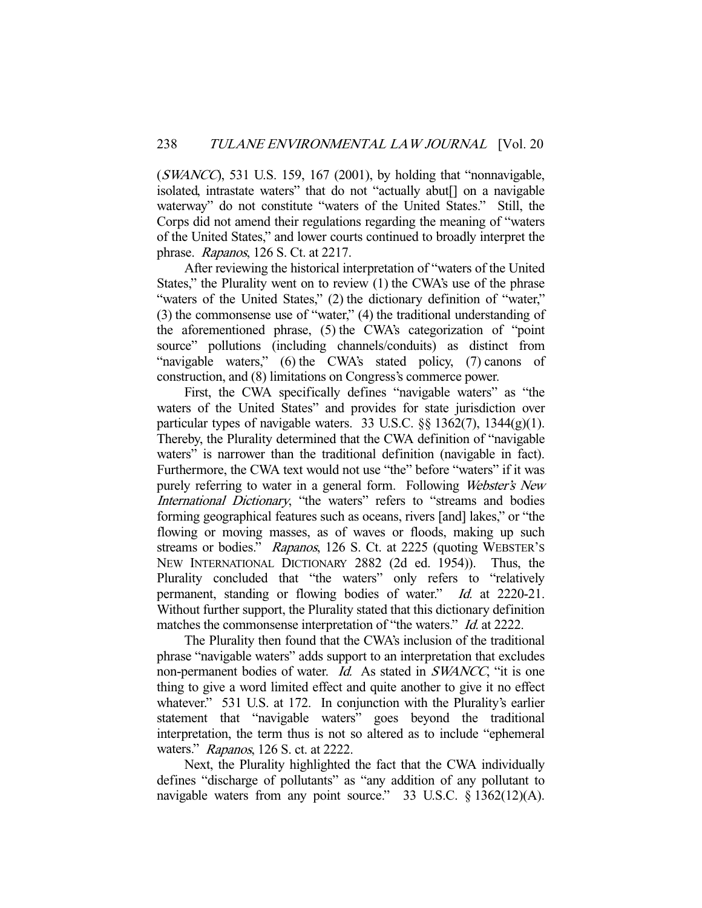(*SWANCC*), 531 U.S. 159, 167 (2001), by holding that "nonnavigable, isolated, intrastate waters" that do not "actually abut[] on a navigable waterway" do not constitute "waters of the United States." Still, the Corps did not amend their regulations regarding the meaning of "waters of the United States," and lower courts continued to broadly interpret the phrase. *Rapanos*, 126 S. Ct. at 2217.

After reviewing the historical interpretation of "waters of the United States," the Plurality went on to review (1) the CWA's use of the phrase "waters of the United States," (2) the dictionary definition of "water," (3) the commonsense use of "water," (4) the traditional understanding of the aforementioned phrase, (5) the CWA's categorization of "point source" pollutions (including channels/conduits) as distinct from "navigable waters," (6) the CWA's stated policy, (7) canons of construction, and (8) limitations on Congress's commerce power.

First, the CWA specifically defines "navigable waters" as "the waters of the United States" and provides for state jurisdiction over particular types of navigable waters. 33 U.S.C. §§ 1362(7), 1344(g)(1). Thereby, the Plurality determined that the CWA definition of "navigable waters" is narrower than the traditional definition (navigable in fact). Furthermore, the CWA text would not use "the" before "waters" if it was purely referring to water in a general form. Following *Webster's New International Dictionary*, "the waters" refers to "streams and bodies forming geographical features such as oceans, rivers [and] lakes," or "the flowing or moving masses, as of waves or floods, making up such streams or bodies." *Rapanos*, 126 S. Ct. at 2225 (quoting WEBSTER'S NEW INTERNATIONAL DICTIONARY 2882 (2d ed. 1954)). Thus, the Plurality concluded that "the waters" only refers to "relatively permanent, standing or flowing bodies of water." *Id.* at 2220-21. Without further support, the Plurality stated that this dictionary definition matches the commonsense interpretation of "the waters." *Id.* at 2222.

The Plurality then found that the CWA's inclusion of the traditional phrase "navigable waters" adds support to an interpretation that excludes non-permanent bodies of water. *Id.* As stated in *SWANCC*, "it is one thing to give a word limited effect and quite another to give it no effect whatever." 531 U.S. at 172. In conjunction with the Plurality's earlier statement that "navigable waters" goes beyond the traditional interpretation, the term thus is not so altered as to include "ephemeral waters." *Rapanos*, 126 S. ct. at 2222.

Next, the Plurality highlighted the fact that the CWA individually defines "discharge of pollutants" as "any addition of any pollutant to navigable waters from any point source." 33 U.S.C. § 1362(12)(A).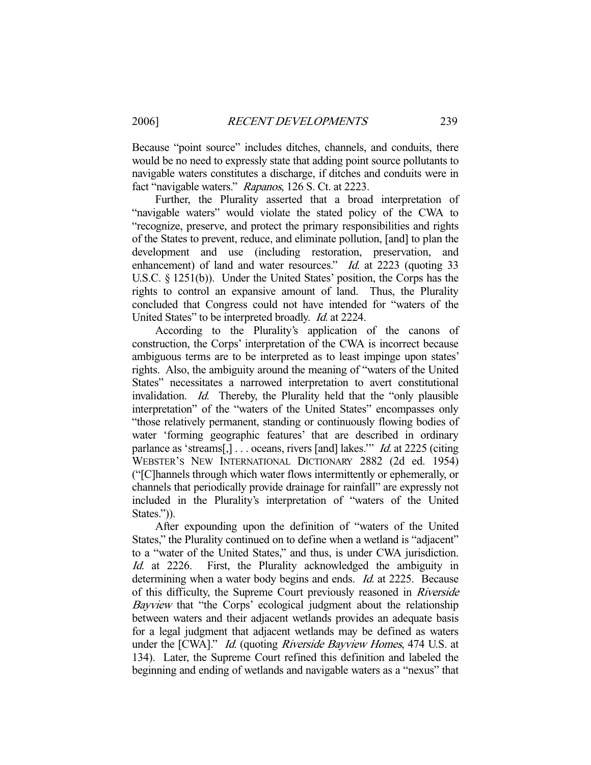Because "point source" includes ditches, channels, and conduits, there would be no need to expressly state that adding point source pollutants to navigable waters constitutes a discharge, if ditches and conduits were in fact "navigable waters." *Rapanos*, 126 S. Ct. at 2223.

Further, the Plurality asserted that a broad interpretation of "navigable waters" would violate the stated policy of the CWA to "recognize, preserve, and protect the primary responsibilities and rights of the States to prevent, reduce, and eliminate pollution, [and] to plan the development and use (including restoration, preservation, and enhancement) of land and water resources." *Id.* at 2223 (quoting 33 U.S.C. § 1251(b)). Under the United States' position, the Corps has the rights to control an expansive amount of land. Thus, the Plurality concluded that Congress could not have intended for "waters of the United States" to be interpreted broadly. *Id.* at 2224.

According to the Plurality's application of the canons of construction, the Corps' interpretation of the CWA is incorrect because ambiguous terms are to be interpreted as to least impinge upon states' rights. Also, the ambiguity around the meaning of "waters of the United States" necessitates a narrowed interpretation to avert constitutional invalidation. *Id.* Thereby, the Plurality held that the "only plausible interpretation" of the "waters of the United States" encompasses only "those relatively permanent, standing or continuously flowing bodies of water 'forming geographic features' that are described in ordinary parlance as 'streams[,] . . . oceans, rivers [and] lakes.'" *Id.* at 2225 (citing WEBSTER'S NEW INTERNATIONAL DICTIONARY 2882 (2d ed. 1954) ("[C]hannels through which water flows intermittently or ephemerally, or channels that periodically provide drainage for rainfall" are expressly not included in the Plurality's interpretation of "waters of the United States.")).

After expounding upon the definition of "waters of the United States," the Plurality continued on to define when a wetland is "adjacent" to a "water of the United States," and thus, is under CWA jurisdiction. *Id.* at 2226. First, the Plurality acknowledged the ambiguity in determining when a water body begins and ends. *Id.* at 2225. Because of this difficulty, the Supreme Court previously reasoned in *Riverside Bayview* that "the Corps' ecological judgment about the relationship between waters and their adjacent wetlands provides an adequate basis for a legal judgment that adjacent wetlands may be defined as waters under the [CWA]." *Id.* (quoting *Riverside Bayview Homes*, 474 U.S. at 134). Later, the Supreme Court refined this definition and labeled the beginning and ending of wetlands and navigable waters as a "nexus" that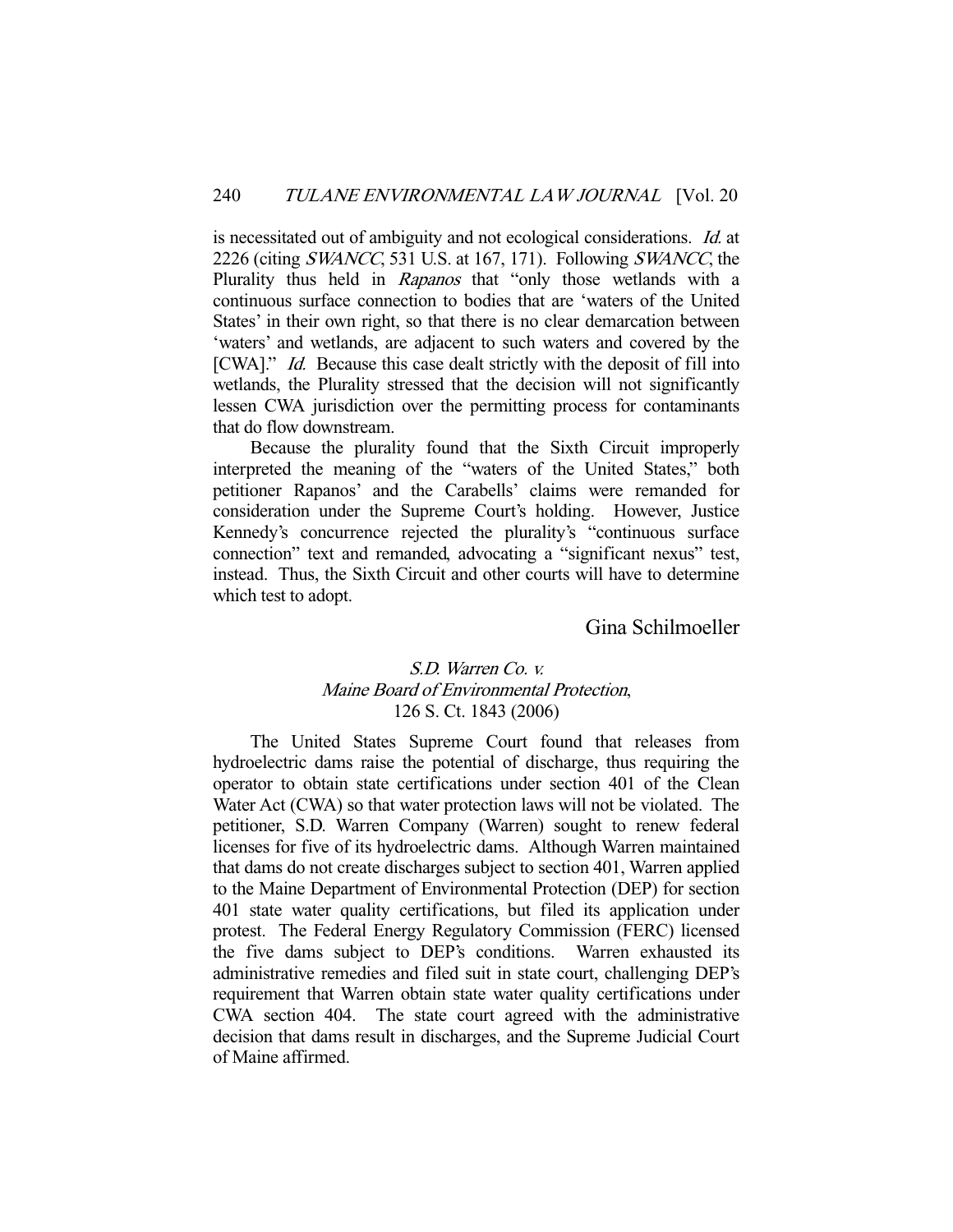is necessitated out of ambiguity and not ecological considerations. *Id.* at 2226 (citing *SWANCC*, 531 U.S. at 167, 171). Following *SWANCC*, the Plurality thus held in *Rapanos* that "only those wetlands with a continuous surface connection to bodies that are 'waters of the United States' in their own right, so that there is no clear demarcation between 'waters' and wetlands, are adjacent to such waters and covered by the [CWA]." *Id.* Because this case dealt strictly with the deposit of fill into wetlands, the Plurality stressed that the decision will not significantly lessen CWA jurisdiction over the permitting process for contaminants that do flow downstream.

Because the plurality found that the Sixth Circuit improperly interpreted the meaning of the "waters of the United States," both petitioner Rapanos' and the Carabells' claims were remanded for consideration under the Supreme Court's holding. However, Justice Kennedy's concurrence rejected the plurality's "continuous surface connection" text and remanded, advocating a "significant nexus" test, instead. Thus, the Sixth Circuit and other courts will have to determine which test to adopt.

Gina Schilmoeller

## *S.D. Warren Co. v. Maine Board of Environmental Protection*, 126 S. Ct. 1843 (2006)

The United States Supreme Court found that releases from hydroelectric dams raise the potential of discharge, thus requiring the operator to obtain state certifications under section 401 of the Clean Water Act (CWA) so that water protection laws will not be violated. The petitioner, S.D. Warren Company (Warren) sought to renew federal licenses for five of its hydroelectric dams. Although Warren maintained that dams do not create discharges subject to section 401, Warren applied to the Maine Department of Environmental Protection (DEP) for section 401 state water quality certifications, but filed its application under protest. The Federal Energy Regulatory Commission (FERC) licensed the five dams subject to DEP's conditions. Warren exhausted its administrative remedies and filed suit in state court, challenging DEP's requirement that Warren obtain state water quality certifications under CWA section 404. The state court agreed with the administrative decision that dams result in discharges, and the Supreme Judicial Court of Maine affirmed.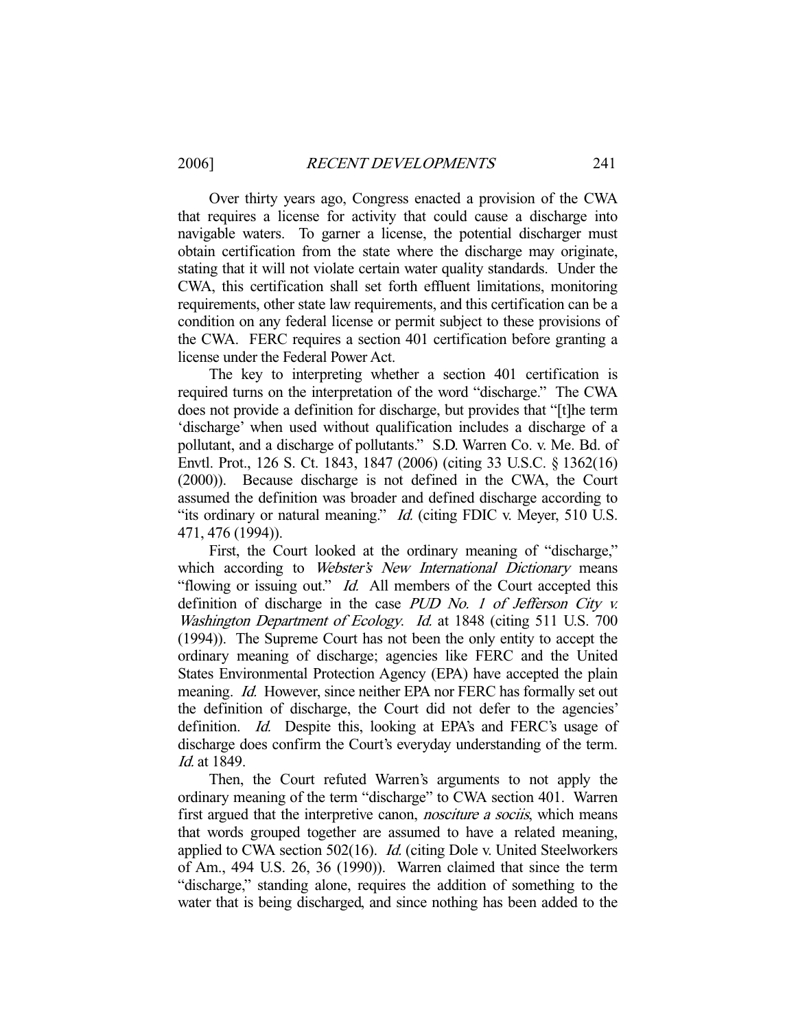Over thirty years ago, Congress enacted a provision of the CWA that requires a license for activity that could cause a discharge into navigable waters. To garner a license, the potential discharger must obtain certification from the state where the discharge may originate, stating that it will not violate certain water quality standards. Under the CWA, this certification shall set forth effluent limitations, monitoring requirements, other state law requirements, and this certification can be a condition on any federal license or permit subject to these provisions of the CWA. FERC requires a section 401 certification before granting a license under the Federal Power Act.

The key to interpreting whether a section 401 certification is required turns on the interpretation of the word "discharge." The CWA does not provide a definition for discharge, but provides that "[t]he term 'discharge' when used without qualification includes a discharge of a pollutant, and a discharge of pollutants." S.D. Warren Co. v. Me. Bd. of Envtl. Prot., 126 S. Ct. 1843, 1847 (2006) (citing 33 U.S.C. § 1362(16) (2000)). Because discharge is not defined in the CWA, the Court assumed the definition was broader and defined discharge according to "its ordinary or natural meaning." *Id.* (citing FDIC v. Meyer, 510 U.S. 471, 476 (1994)).

First, the Court looked at the ordinary meaning of "discharge," which according to *Webster's New International Dictionary* means "flowing or issuing out." *Id.* All members of the Court accepted this definition of discharge in the case *PUD No. 1 of Jefferson City v. Washington Department of Ecology*. *Id.* at 1848 (citing 511 U.S. 700 (1994)). The Supreme Court has not been the only entity to accept the ordinary meaning of discharge; agencies like FERC and the United States Environmental Protection Agency (EPA) have accepted the plain meaning. *Id.* However, since neither EPA nor FERC has formally set out the definition of discharge, the Court did not defer to the agencies' definition. *Id.* Despite this, looking at EPA's and FERC's usage of discharge does confirm the Court's everyday understanding of the term. *Id.* at 1849.

Then, the Court refuted Warren's arguments to not apply the ordinary meaning of the term "discharge" to CWA section 401. Warren first argued that the interpretive canon, *nosciture a sociis*, which means that words grouped together are assumed to have a related meaning, applied to CWA section 502(16). *Id.* (citing Dole v. United Steelworkers of Am., 494 U.S. 26, 36 (1990)). Warren claimed that since the term "discharge," standing alone, requires the addition of something to the water that is being discharged, and since nothing has been added to the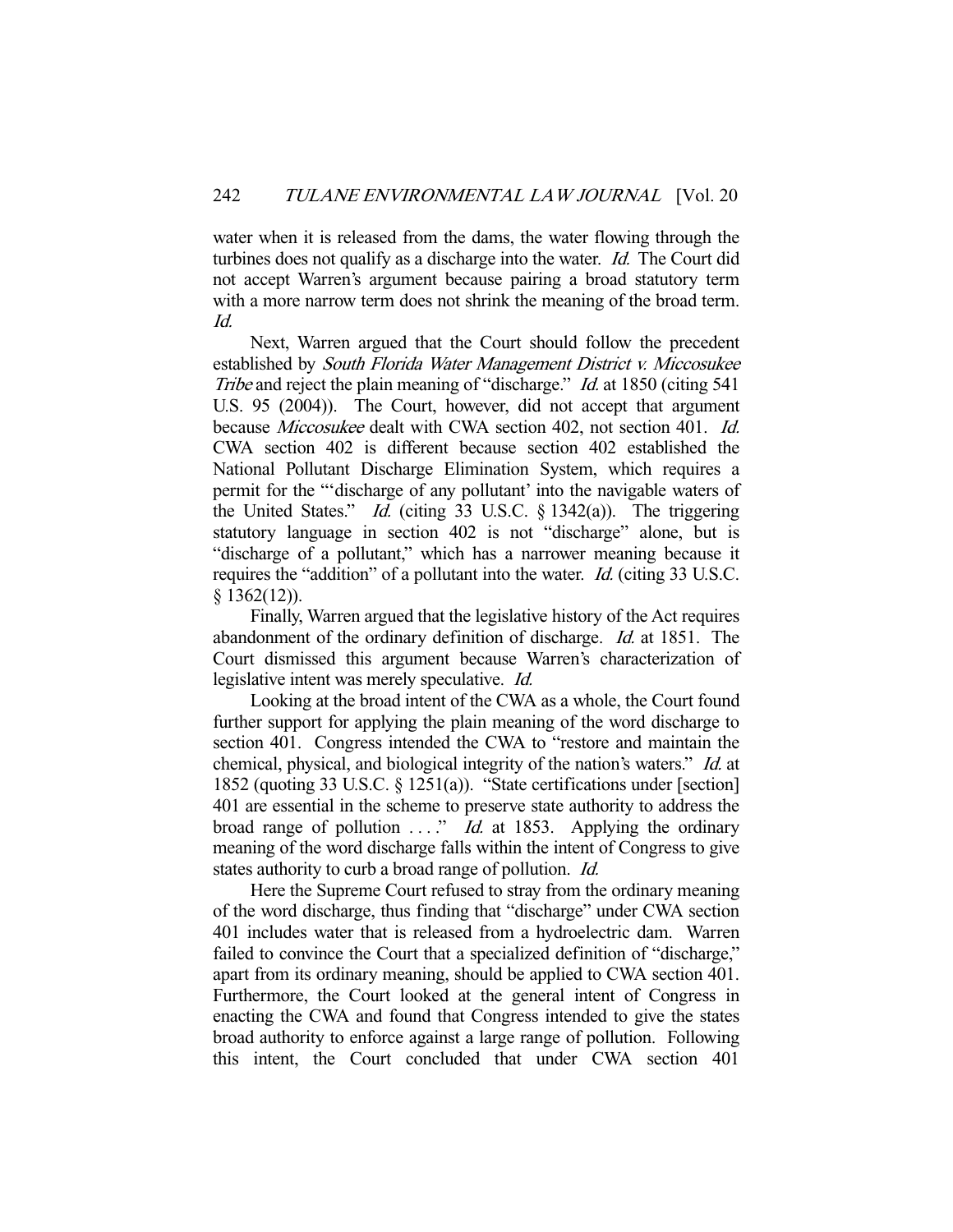water when it is released from the dams, the water flowing through the turbines does not qualify as a discharge into the water. *Id.* The Court did not accept Warren's argument because pairing a broad statutory term with a more narrow term does not shrink the meaning of the broad term. *Id.*

Next, Warren argued that the Court should follow the precedent established by *South Florida Water Management District v. Miccosukee Tribe* and reject the plain meaning of "discharge." *Id.* at 1850 (citing 541 U.S. 95 (2004)). The Court, however, did not accept that argument because *Miccosukee* dealt with CWA section 402, not section 401. *Id.* CWA section 402 is different because section 402 established the National Pollutant Discharge Elimination System, which requires a permit for the "'discharge of any pollutant' into the navigable waters of the United States." *Id.* (citing 33 U.S.C. § 1342(a)). The triggering statutory language in section 402 is not "discharge" alone, but is "discharge of a pollutant," which has a narrower meaning because it requires the "addition" of a pollutant into the water. *Id.* (citing 33 U.S.C. § 1362(12)).

Finally, Warren argued that the legislative history of the Act requires abandonment of the ordinary definition of discharge. *Id.* at 1851. The Court dismissed this argument because Warren's characterization of legislative intent was merely speculative. *Id.*

Looking at the broad intent of the CWA as a whole, the Court found further support for applying the plain meaning of the word discharge to section 401. Congress intended the CWA to "restore and maintain the chemical, physical, and biological integrity of the nation's waters." *Id.* at 1852 (quoting 33 U.S.C. § 1251(a)). "State certifications under [section] 401 are essential in the scheme to preserve state authority to address the broad range of pollution . . . ." *Id.* at 1853. Applying the ordinary meaning of the word discharge falls within the intent of Congress to give states authority to curb a broad range of pollution. *Id.*

Here the Supreme Court refused to stray from the ordinary meaning of the word discharge, thus finding that "discharge" under CWA section 401 includes water that is released from a hydroelectric dam. Warren failed to convince the Court that a specialized definition of "discharge," apart from its ordinary meaning, should be applied to CWA section 401. Furthermore, the Court looked at the general intent of Congress in enacting the CWA and found that Congress intended to give the states broad authority to enforce against a large range of pollution. Following this intent, the Court concluded that under CWA section 401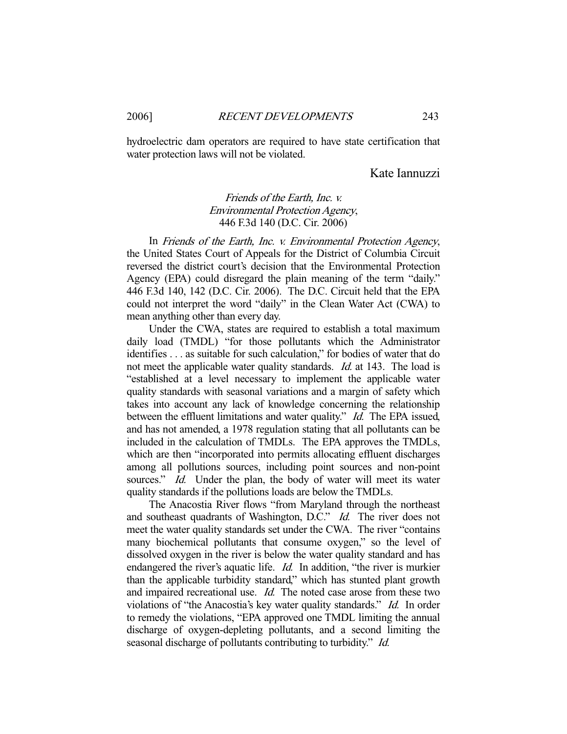hydroelectric dam operators are required to have state certification that water protection laws will not be violated.

Kate Iannuzzi

### *Friends of the Earth, Inc. v. Environmental Protection Agency*, 446 F.3d 140 (D.C. Cir. 2006)

In *Friends of the Earth, Inc. v. Environmental Protection Agency*, the United States Court of Appeals for the District of Columbia Circuit reversed the district court's decision that the Environmental Protection Agency (EPA) could disregard the plain meaning of the term "daily." 446 F.3d 140, 142 (D.C. Cir. 2006). The D.C. Circuit held that the EPA could not interpret the word "daily" in the Clean Water Act (CWA) to mean anything other than every day.

Under the CWA, states are required to establish a total maximum daily load (TMDL) "for those pollutants which the Administrator identifies . . . as suitable for such calculation," for bodies of water that do not meet the applicable water quality standards. *Id.* at 143. The load is "established at a level necessary to implement the applicable water quality standards with seasonal variations and a margin of safety which takes into account any lack of knowledge concerning the relationship between the effluent limitations and water quality." *Id.* The EPA issued, and has not amended, a 1978 regulation stating that all pollutants can be included in the calculation of TMDLs. The EPA approves the TMDLs, which are then "incorporated into permits allocating effluent discharges among all pollutions sources, including point sources and non-point sources." *Id.* Under the plan, the body of water will meet its water quality standards if the pollutions loads are below the TMDLs.

The Anacostia River flows "from Maryland through the northeast and southeast quadrants of Washington, D.C." *Id.* The river does not meet the water quality standards set under the CWA. The river "contains many biochemical pollutants that consume oxygen," so the level of dissolved oxygen in the river is below the water quality standard and has endangered the river's aquatic life. *Id.* In addition, "the river is murkier than the applicable turbidity standard," which has stunted plant growth and impaired recreational use. *Id.* The noted case arose from these two violations of "the Anacostia's key water quality standards." *Id.* In order to remedy the violations, "EPA approved one TMDL limiting the annual discharge of oxygen-depleting pollutants, and a second limiting the seasonal discharge of pollutants contributing to turbidity." *Id.*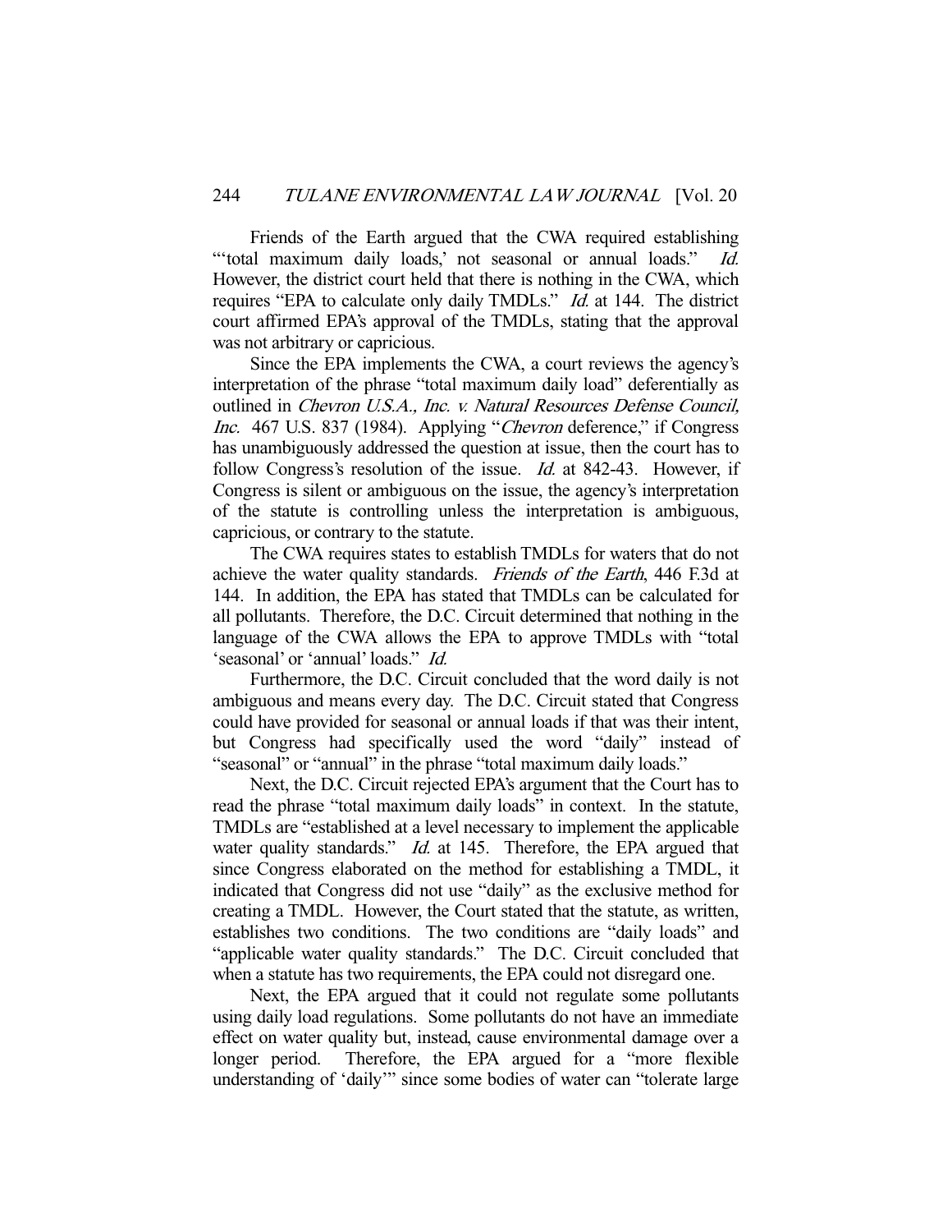Friends of the Earth argued that the CWA required establishing "'total maximum daily loads,' not seasonal or annual loads." *Id.* However, the district court held that there is nothing in the CWA, which requires "EPA to calculate only daily TMDLs." *Id.* at 144. The district court affirmed EPA's approval of the TMDLs, stating that the approval was not arbitrary or capricious.

Since the EPA implements the CWA, a court reviews the agency's interpretation of the phrase "total maximum daily load" deferentially as outlined in *Chevron U.S.A., Inc. v. Natural Resources Defense Council, Inc.* 467 U.S. 837 (1984). Applying "*Chevron* deference," if Congress has unambiguously addressed the question at issue, then the court has to follow Congress's resolution of the issue. *Id.* at 842-43. However, if Congress is silent or ambiguous on the issue, the agency's interpretation of the statute is controlling unless the interpretation is ambiguous, capricious, or contrary to the statute.

The CWA requires states to establish TMDLs for waters that do not achieve the water quality standards. *Friends of the Earth*, 446 F.3d at 144. In addition, the EPA has stated that TMDLs can be calculated for all pollutants. Therefore, the D.C. Circuit determined that nothing in the language of the CWA allows the EPA to approve TMDLs with "total 'seasonal' or 'annual' loads." *Id.*

Furthermore, the D.C. Circuit concluded that the word daily is not ambiguous and means every day. The D.C. Circuit stated that Congress could have provided for seasonal or annual loads if that was their intent, but Congress had specifically used the word "daily" instead of "seasonal" or "annual" in the phrase "total maximum daily loads."

Next, the D.C. Circuit rejected EPA's argument that the Court has to read the phrase "total maximum daily loads" in context. In the statute, TMDLs are "established at a level necessary to implement the applicable water quality standards." *Id.* at 145. Therefore, the EPA argued that since Congress elaborated on the method for establishing a TMDL, it indicated that Congress did not use "daily" as the exclusive method for creating a TMDL. However, the Court stated that the statute, as written, establishes two conditions. The two conditions are "daily loads" and "applicable water quality standards." The D.C. Circuit concluded that when a statute has two requirements, the EPA could not disregard one.

Next, the EPA argued that it could not regulate some pollutants using daily load regulations. Some pollutants do not have an immediate effect on water quality but, instead, cause environmental damage over a longer period. Therefore, the EPA argued for a "more flexible understanding of 'daily'" since some bodies of water can "tolerate large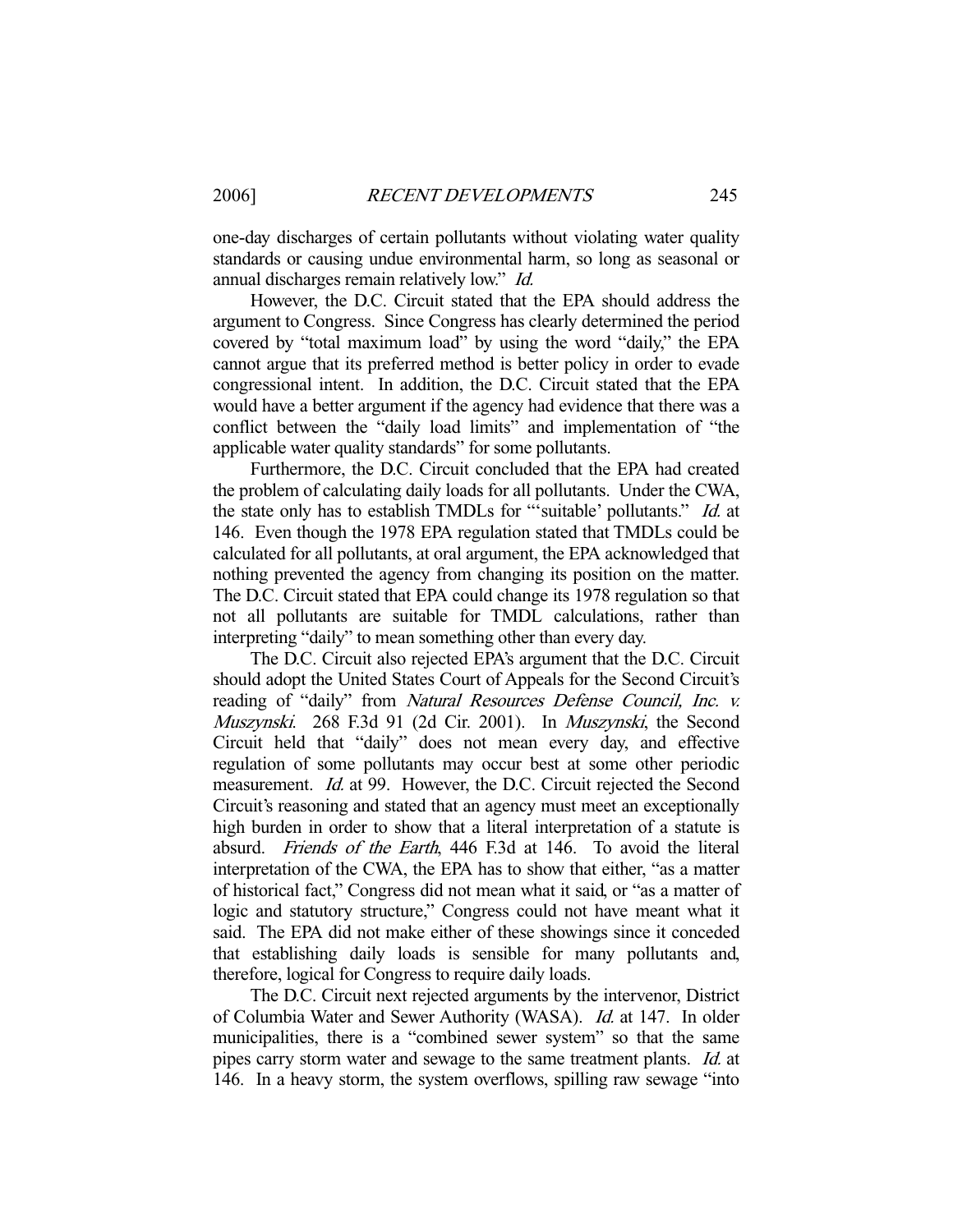one-day discharges of certain pollutants without violating water quality standards or causing undue environmental harm, so long as seasonal or annual discharges remain relatively low." *Id.*

However, the D.C. Circuit stated that the EPA should address the argument to Congress. Since Congress has clearly determined the period covered by "total maximum load" by using the word "daily," the EPA cannot argue that its preferred method is better policy in order to evade congressional intent. In addition, the D.C. Circuit stated that the EPA would have a better argument if the agency had evidence that there was a conflict between the "daily load limits" and implementation of "the applicable water quality standards" for some pollutants.

Furthermore, the D.C. Circuit concluded that the EPA had created the problem of calculating daily loads for all pollutants. Under the CWA, the state only has to establish TMDLs for "'suitable' pollutants." *Id.* at 146. Even though the 1978 EPA regulation stated that TMDLs could be calculated for all pollutants, at oral argument, the EPA acknowledged that nothing prevented the agency from changing its position on the matter. The D.C. Circuit stated that EPA could change its 1978 regulation so that not all pollutants are suitable for TMDL calculations, rather than interpreting "daily" to mean something other than every day.

The D.C. Circuit also rejected EPA's argument that the D.C. Circuit should adopt the United States Court of Appeals for the Second Circuit's reading of "daily" from *Natural Resources Defense Council, Inc. v. Muszynski*. 268 F.3d 91 (2d Cir. 2001). In *Muszynski*, the Second Circuit held that "daily" does not mean every day, and effective regulation of some pollutants may occur best at some other periodic measurement. *Id.* at 99. However, the D.C. Circuit rejected the Second Circuit's reasoning and stated that an agency must meet an exceptionally high burden in order to show that a literal interpretation of a statute is absurd. *Friends of the Earth*, 446 F.3d at 146. To avoid the literal interpretation of the CWA, the EPA has to show that either, "as a matter of historical fact," Congress did not mean what it said, or "as a matter of logic and statutory structure," Congress could not have meant what it said. The EPA did not make either of these showings since it conceded that establishing daily loads is sensible for many pollutants and, therefore, logical for Congress to require daily loads.

The D.C. Circuit next rejected arguments by the intervenor, District of Columbia Water and Sewer Authority (WASA). *Id.* at 147. In older municipalities, there is a "combined sewer system" so that the same pipes carry storm water and sewage to the same treatment plants. *Id.* at 146. In a heavy storm, the system overflows, spilling raw sewage "into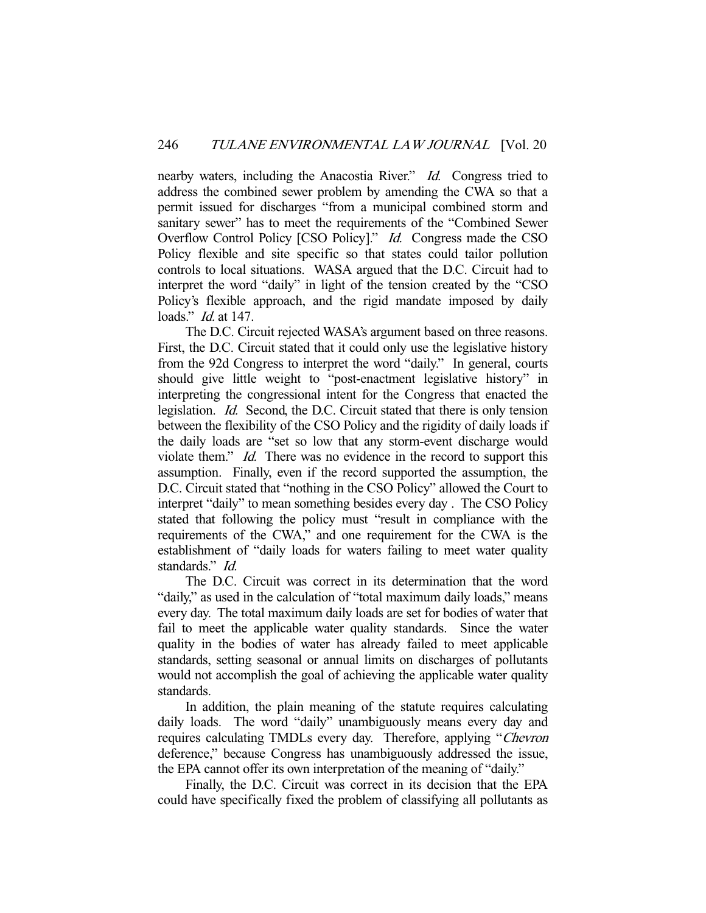nearby waters, including the Anacostia River." *Id.* Congress tried to address the combined sewer problem by amending the CWA so that a permit issued for discharges "from a municipal combined storm and sanitary sewer" has to meet the requirements of the "Combined Sewer Overflow Control Policy [CSO Policy]." *Id.* Congress made the CSO Policy flexible and site specific so that states could tailor pollution controls to local situations. WASA argued that the D.C. Circuit had to interpret the word "daily" in light of the tension created by the "CSO Policy's flexible approach, and the rigid mandate imposed by daily loads." *Id.* at 147.

The D.C. Circuit rejected WASA's argument based on three reasons. First, the D.C. Circuit stated that it could only use the legislative history from the 92d Congress to interpret the word "daily." In general, courts should give little weight to "post-enactment legislative history" in interpreting the congressional intent for the Congress that enacted the legislation. *Id.* Second, the D.C. Circuit stated that there is only tension between the flexibility of the CSO Policy and the rigidity of daily loads if the daily loads are "set so low that any storm-event discharge would violate them." *Id.* There was no evidence in the record to support this assumption. Finally, even if the record supported the assumption, the D.C. Circuit stated that "nothing in the CSO Policy" allowed the Court to interpret "daily" to mean something besides every day . The CSO Policy stated that following the policy must "result in compliance with the requirements of the CWA," and one requirement for the CWA is the establishment of "daily loads for waters failing to meet water quality standards." *Id.*

The D.C. Circuit was correct in its determination that the word "daily," as used in the calculation of "total maximum daily loads," means every day. The total maximum daily loads are set for bodies of water that fail to meet the applicable water quality standards. Since the water quality in the bodies of water has already failed to meet applicable standards, setting seasonal or annual limits on discharges of pollutants would not accomplish the goal of achieving the applicable water quality standards.

In addition, the plain meaning of the statute requires calculating daily loads. The word "daily" unambiguously means every day and requires calculating TMDLs every day. Therefore, applying "*Chevron* deference," because Congress has unambiguously addressed the issue, the EPA cannot offer its own interpretation of the meaning of "daily."

Finally, the D.C. Circuit was correct in its decision that the EPA could have specifically fixed the problem of classifying all pollutants as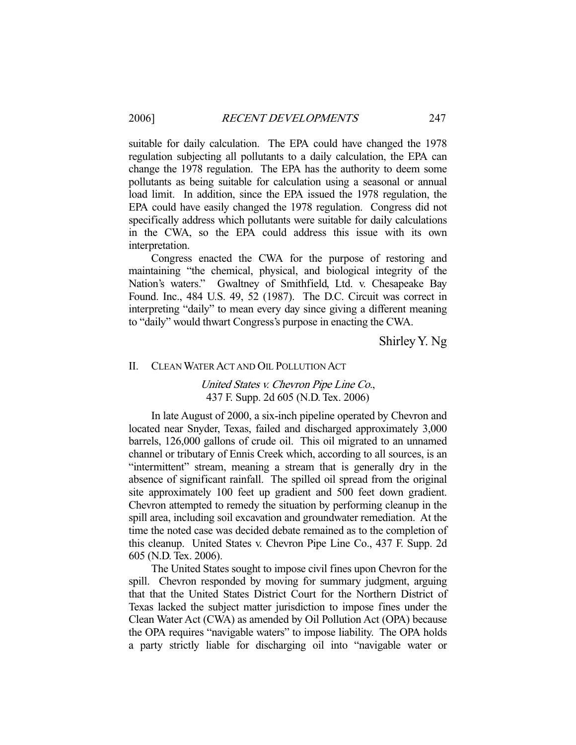suitable for daily calculation. The EPA could have changed the 1978 regulation subjecting all pollutants to a daily calculation, the EPA can change the 1978 regulation. The EPA has the authority to deem some pollutants as being suitable for calculation using a seasonal or annual load limit. In addition, since the EPA issued the 1978 regulation, the EPA could have easily changed the 1978 regulation. Congress did not specifically address which pollutants were suitable for daily calculations in the CWA, so the EPA could address this issue with its own interpretation.

Congress enacted the CWA for the purpose of restoring and maintaining "the chemical, physical, and biological integrity of the Nation's waters." Gwaltney of Smithfield, Ltd. v. Chesapeake Bay Found. Inc., 484 U.S. 49, 52 (1987). The D.C. Circuit was correct in interpreting "daily" to mean every day since giving a different meaning to "daily" would thwart Congress's purpose in enacting the CWA.

Shirley Y. Ng

## II. CLEAN WATER ACT AND OIL POLLUTION ACT

*United States v. Chevron Pipe Line Co.*,
437 F. Supp. 2d 605 (N.D. Tex. 2006)

In late August of 2000, a six-inch pipeline operated by Chevron and located near Snyder, Texas, failed and discharged approximately 3,000 barrels, 126,000 gallons of crude oil. This oil migrated to an unnamed channel or tributary of Ennis Creek which, according to all sources, is an "intermittent" stream, meaning a stream that is generally dry in the absence of significant rainfall. The spilled oil spread from the original site approximately 100 feet up gradient and 500 feet down gradient. Chevron attempted to remedy the situation by performing cleanup in the spill area, including soil excavation and groundwater remediation. At the time the noted case was decided debate remained as to the completion of this cleanup. United States v. Chevron Pipe Line Co., 437 F. Supp. 2d 605 (N.D. Tex. 2006).

The United States sought to impose civil fines upon Chevron for the spill. Chevron responded by moving for summary judgment, arguing that that the United States District Court for the Northern District of Texas lacked the subject matter jurisdiction to impose fines under the Clean Water Act (CWA) as amended by Oil Pollution Act (OPA) because the OPA requires "navigable waters" to impose liability. The OPA holds a party strictly liable for discharging oil into "navigable water or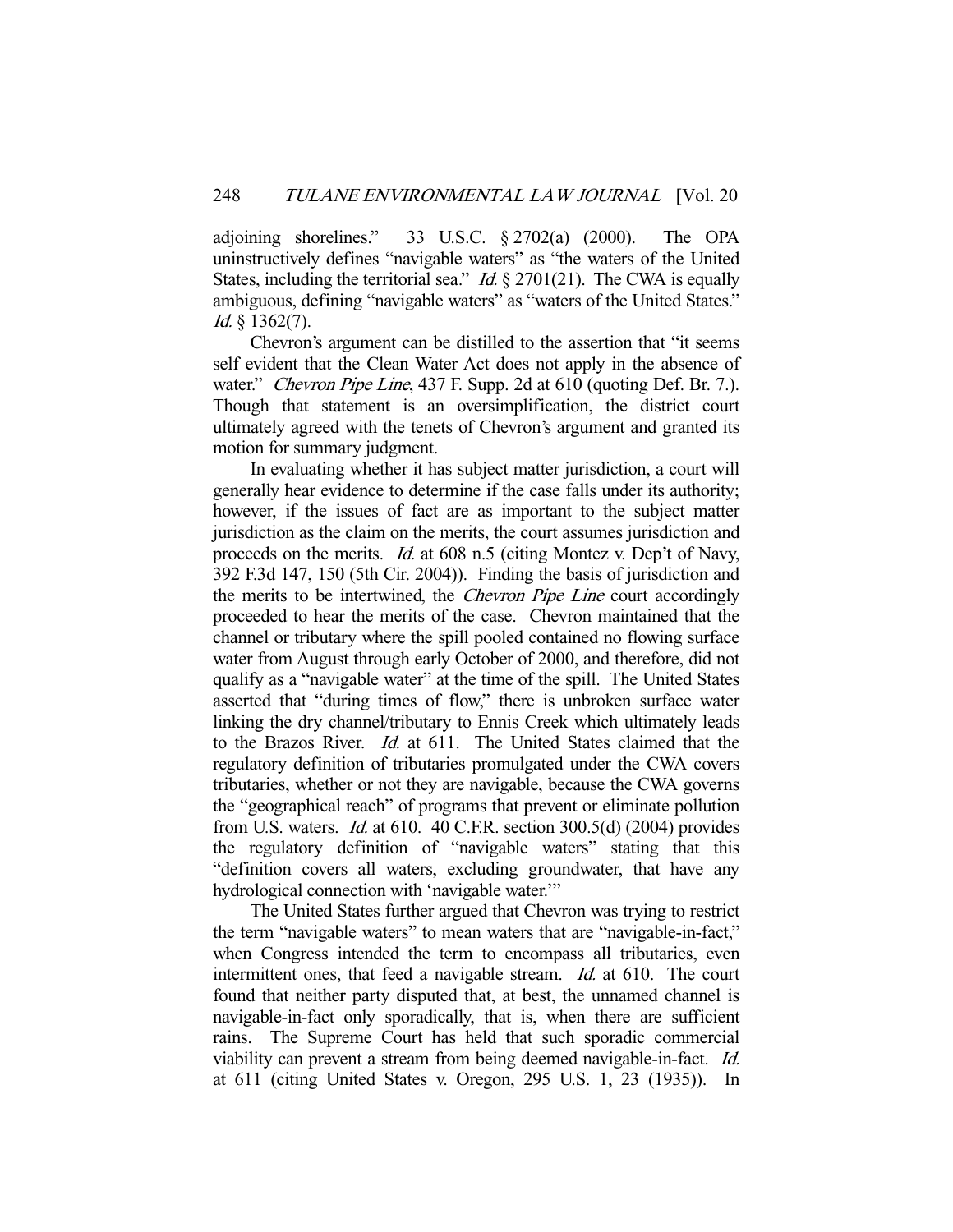adjoining shorelines." 33 U.S.C. § 2702(a) (2000). The OPA uninstructively defines "navigable waters" as "the waters of the United States, including the territorial sea." *Id.* § 2701(21). The CWA is equally ambiguous, defining "navigable waters" as "waters of the United States." *Id.* § 1362(7).

Chevron's argument can be distilled to the assertion that "it seems self evident that the Clean Water Act does not apply in the absence of water." *Chevron Pipe Line*, 437 F. Supp. 2d at 610 (quoting Def. Br. 7.). Though that statement is an oversimplification, the district court ultimately agreed with the tenets of Chevron's argument and granted its motion for summary judgment.

In evaluating whether it has subject matter jurisdiction, a court will generally hear evidence to determine if the case falls under its authority; however, if the issues of fact are as important to the subject matter jurisdiction as the claim on the merits, the court assumes jurisdiction and proceeds on the merits. *Id.* at 608 n.5 (citing Montez v. Dep't of Navy, 392 F.3d 147, 150 (5th Cir. 2004)). Finding the basis of jurisdiction and the merits to be intertwined, the *Chevron Pipe Line* court accordingly proceeded to hear the merits of the case. Chevron maintained that the channel or tributary where the spill pooled contained no flowing surface water from August through early October of 2000, and therefore, did not qualify as a "navigable water" at the time of the spill. The United States asserted that "during times of flow," there is unbroken surface water linking the dry channel/tributary to Ennis Creek which ultimately leads to the Brazos River. *Id.* at 611. The United States claimed that the regulatory definition of tributaries promulgated under the CWA covers tributaries, whether or not they are navigable, because the CWA governs the "geographical reach" of programs that prevent or eliminate pollution from U.S. waters. *Id.* at 610. 40 C.F.R. section 300.5(d) (2004) provides the regulatory definition of "navigable waters" stating that this "definition covers all waters, excluding groundwater, that have any hydrological connection with 'navigable water.'"

The United States further argued that Chevron was trying to restrict the term "navigable waters" to mean waters that are "navigable-in-fact," when Congress intended the term to encompass all tributaries, even intermittent ones, that feed a navigable stream. *Id.* at 610. The court found that neither party disputed that, at best, the unnamed channel is navigable-in-fact only sporadically, that is, when there are sufficient rains. The Supreme Court has held that such sporadic commercial viability can prevent a stream from being deemed navigable-in-fact. *Id.* at 611 (citing United States v. Oregon, 295 U.S. 1, 23 (1935)). In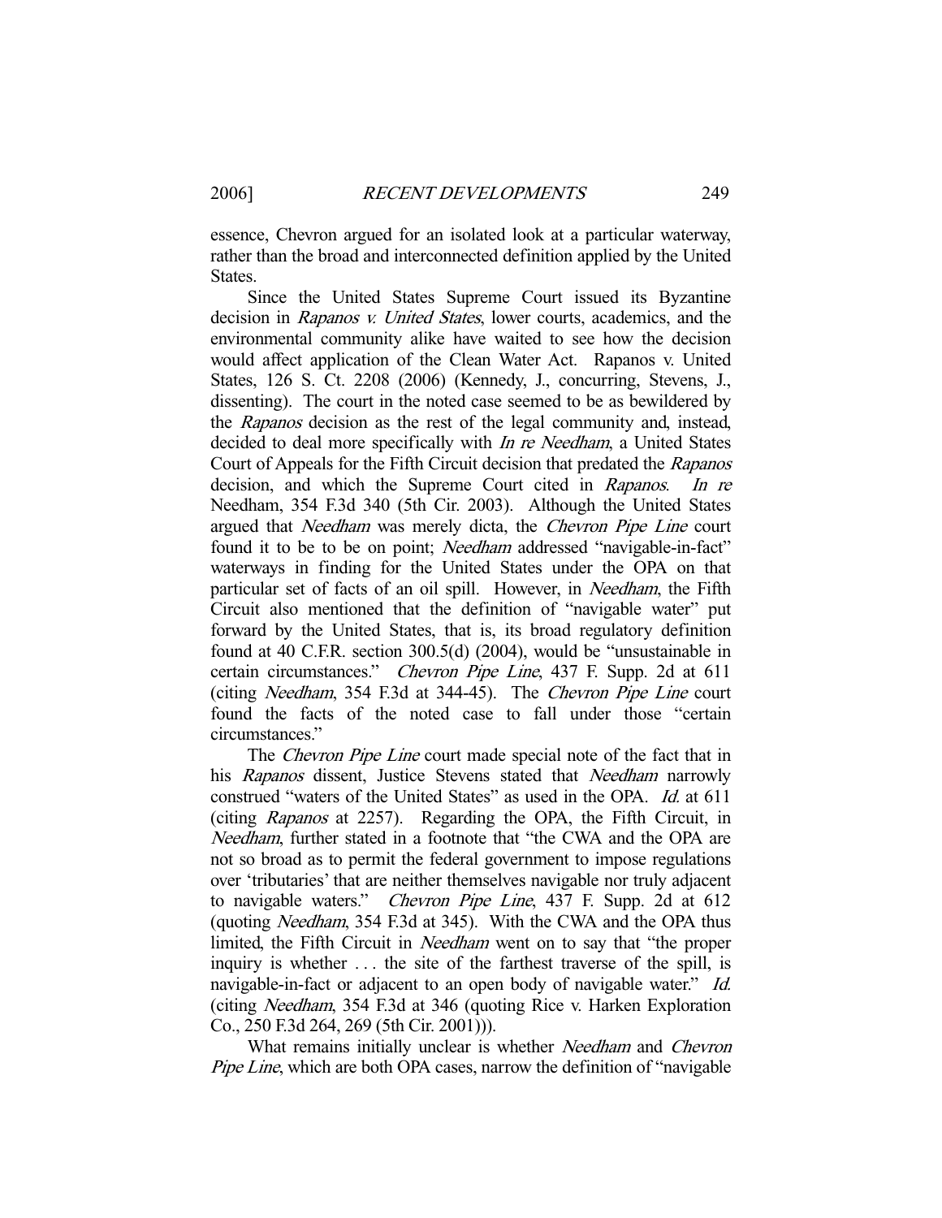essence, Chevron argued for an isolated look at a particular waterway, rather than the broad and interconnected definition applied by the United States.

Since the United States Supreme Court issued its Byzantine decision in *Rapanos v. United States*, lower courts, academics, and the environmental community alike have waited to see how the decision would affect application of the Clean Water Act. Rapanos v. United States, 126 S. Ct. 2208 (2006) (Kennedy, J., concurring, Stevens, J., dissenting). The court in the noted case seemed to be as bewildered by the *Rapanos* decision as the rest of the legal community and, instead, decided to deal more specifically with *In re Needham*, a United States Court of Appeals for the Fifth Circuit decision that predated the *Rapanos* decision, and which the Supreme Court cited in *Rapanos*. *In re* Needham, 354 F.3d 340 (5th Cir. 2003). Although the United States argued that *Needham* was merely dicta, the *Chevron Pipe Line* court found it to be to be on point; *Needham* addressed "navigable-in-fact" waterways in finding for the United States under the OPA on that particular set of facts of an oil spill. However, in *Needham*, the Fifth Circuit also mentioned that the definition of "navigable water" put forward by the United States, that is, its broad regulatory definition found at 40 C.F.R. section 300.5(d) (2004), would be "unsustainable in certain circumstances." *Chevron Pipe Line*, 437 F. Supp. 2d at 611 (citing *Needham*, 354 F.3d at 344-45). The *Chevron Pipe Line* court found the facts of the noted case to fall under those "certain circumstances."

The *Chevron Pipe Line* court made special note of the fact that in his *Rapanos* dissent, Justice Stevens stated that *Needham* narrowly construed "waters of the United States" as used in the OPA. *Id.* at 611 (citing *Rapanos* at 2257). Regarding the OPA, the Fifth Circuit, in *Needham*, further stated in a footnote that "the CWA and the OPA are not so broad as to permit the federal government to impose regulations over 'tributaries' that are neither themselves navigable nor truly adjacent to navigable waters." *Chevron Pipe Line*, 437 F. Supp. 2d at 612 (quoting *Needham*, 354 F.3d at 345). With the CWA and the OPA thus limited, the Fifth Circuit in *Needham* went on to say that "the proper inquiry is whether . . . the site of the farthest traverse of the spill, is navigable-in-fact or adjacent to an open body of navigable water." *Id.* (citing *Needham*, 354 F.3d at 346 (quoting Rice v. Harken Exploration Co., 250 F.3d 264, 269 (5th Cir. 2001))).

What remains initially unclear is whether *Needham* and *Chevron Pipe Line*, which are both OPA cases, narrow the definition of "navigable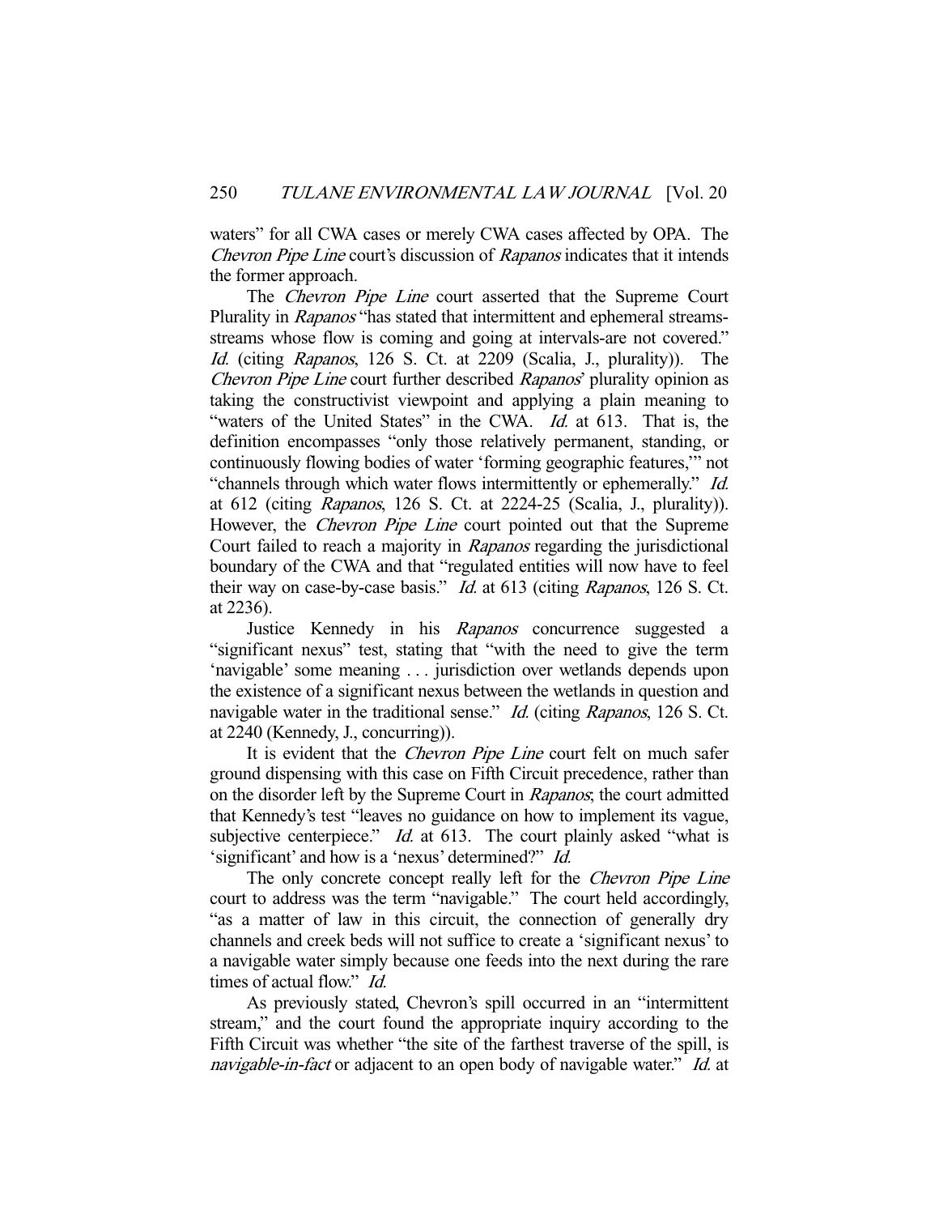waters" for all CWA cases or merely CWA cases affected by OPA. The *Chevron Pipe Line* court's discussion of *Rapanos* indicates that it intends the former approach.

The *Chevron Pipe Line* court asserted that the Supreme Court Plurality in *Rapanos* "has stated that intermittent and ephemeral streams-streams whose flow is coming and going at intervals-are not covered." *Id.* (citing *Rapanos*, 126 S. Ct. at 2209 (Scalia, J., plurality)). The *Chevron Pipe Line* court further described *Rapanos*' plurality opinion as taking the constructivist viewpoint and applying a plain meaning to "waters of the United States" in the CWA. *Id.* at 613. That is, the definition encompasses "only those relatively permanent, standing, or continuously flowing bodies of water 'forming geographic features,'" not "channels through which water flows intermittently or ephemerally." *Id.* at 612 (citing *Rapanos*, 126 S. Ct. at 2224-25 (Scalia, J., plurality)). However, the *Chevron Pipe Line* court pointed out that the Supreme Court failed to reach a majority in *Rapanos* regarding the jurisdictional boundary of the CWA and that "regulated entities will now have to feel their way on case-by-case basis." *Id.* at 613 (citing *Rapanos*, 126 S. Ct. at 2236).

Justice Kennedy in his *Rapanos* concurrence suggested a "significant nexus" test, stating that "with the need to give the term 'navigable' some meaning . . . jurisdiction over wetlands depends upon the existence of a significant nexus between the wetlands in question and navigable water in the traditional sense." *Id.* (citing *Rapanos*, 126 S. Ct. at 2240 (Kennedy, J., concurring)).

It is evident that the *Chevron Pipe Line* court felt on much safer ground dispensing with this case on Fifth Circuit precedence, rather than on the disorder left by the Supreme Court in *Rapanos*; the court admitted that Kennedy's test "leaves no guidance on how to implement its vague, subjective centerpiece." *Id.* at 613. The court plainly asked "what is 'significant' and how is a 'nexus' determined?" *Id.*

The only concrete concept really left for the *Chevron Pipe Line* court to address was the term "navigable." The court held accordingly, "as a matter of law in this circuit, the connection of generally dry channels and creek beds will not suffice to create a 'significant nexus' to a navigable water simply because one feeds into the next during the rare times of actual flow." *Id.*

As previously stated, Chevron's spill occurred in an "intermittent stream," and the court found the appropriate inquiry according to the Fifth Circuit was whether "the site of the farthest traverse of the spill, is *navigable-in-fact* or adjacent to an open body of navigable water." *Id.* at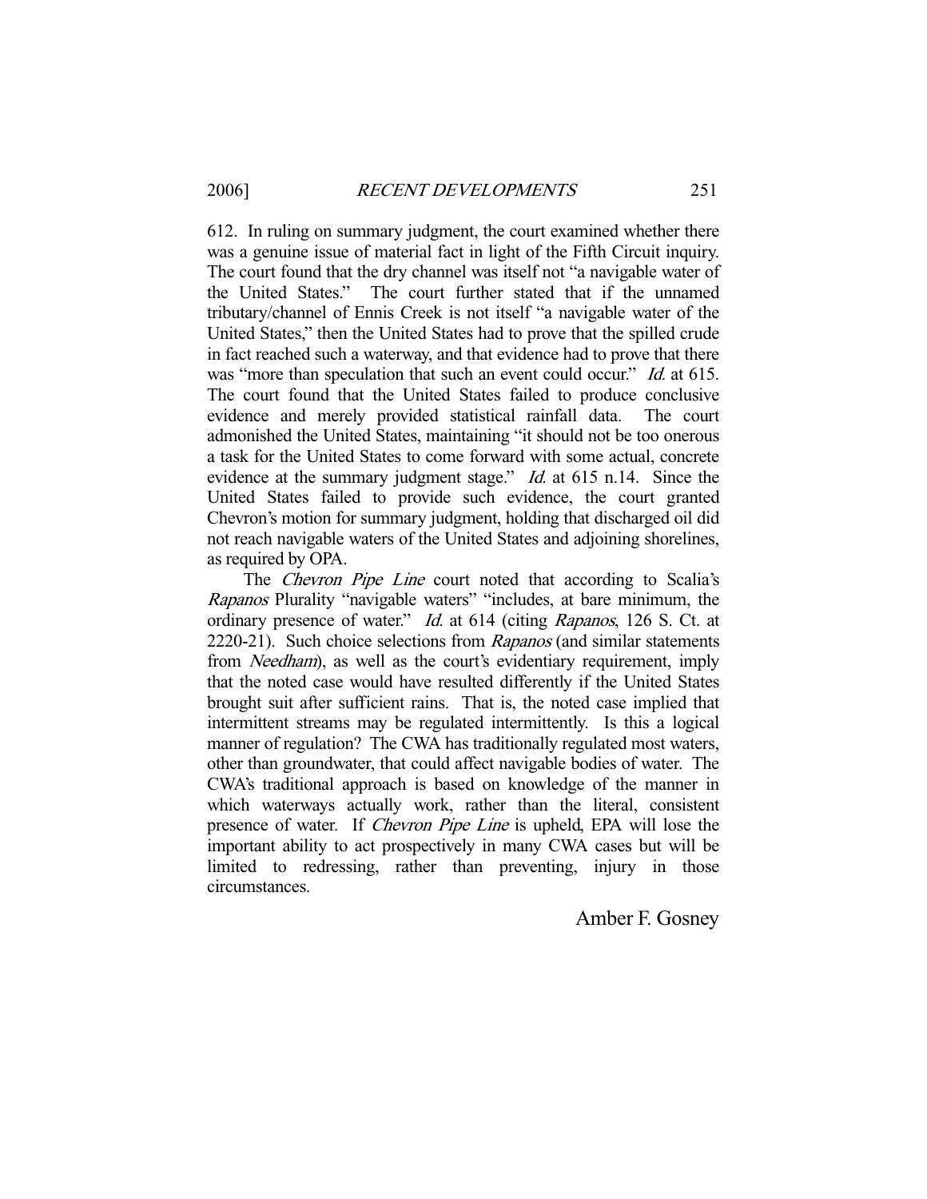612. In ruling on summary judgment, the court examined whether there was a genuine issue of material fact in light of the Fifth Circuit inquiry. The court found that the dry channel was itself not "a navigable water of the United States." The court further stated that if the unnamed tributary/channel of Ennis Creek is not itself "a navigable water of the United States," then the United States had to prove that the spilled crude in fact reached such a waterway, and that evidence had to prove that there was "more than speculation that such an event could occur." *Id.* at 615. The court found that the United States failed to produce conclusive evidence and merely provided statistical rainfall data. The court admonished the United States, maintaining "it should not be too onerous a task for the United States to come forward with some actual, concrete evidence at the summary judgment stage." *Id.* at 615 n.14. Since the United States failed to provide such evidence, the court granted Chevron's motion for summary judgment, holding that discharged oil did not reach navigable waters of the United States and adjoining shorelines, as required by OPA.

The *Chevron Pipe Line* court noted that according to Scalia's *Rapanos* Plurality "navigable waters" "includes, at bare minimum, the ordinary presence of water." *Id.* at 614 (citing *Rapanos*, 126 S. Ct. at 2220-21). Such choice selections from *Rapanos* (and similar statements from *Needham*), as well as the court's evidentiary requirement, imply that the noted case would have resulted differently if the United States brought suit after sufficient rains. That is, the noted case implied that intermittent streams may be regulated intermittently. Is this a logical manner of regulation? The CWA has traditionally regulated most waters, other than groundwater, that could affect navigable bodies of water. The CWA's traditional approach is based on knowledge of the manner in which waterways actually work, rather than the literal, consistent presence of water. If *Chevron Pipe Line* is upheld, EPA will lose the important ability to act prospectively in many CWA cases but will be limited to redressing, rather than preventing, injury in those circumstances.

Amber F. Gosney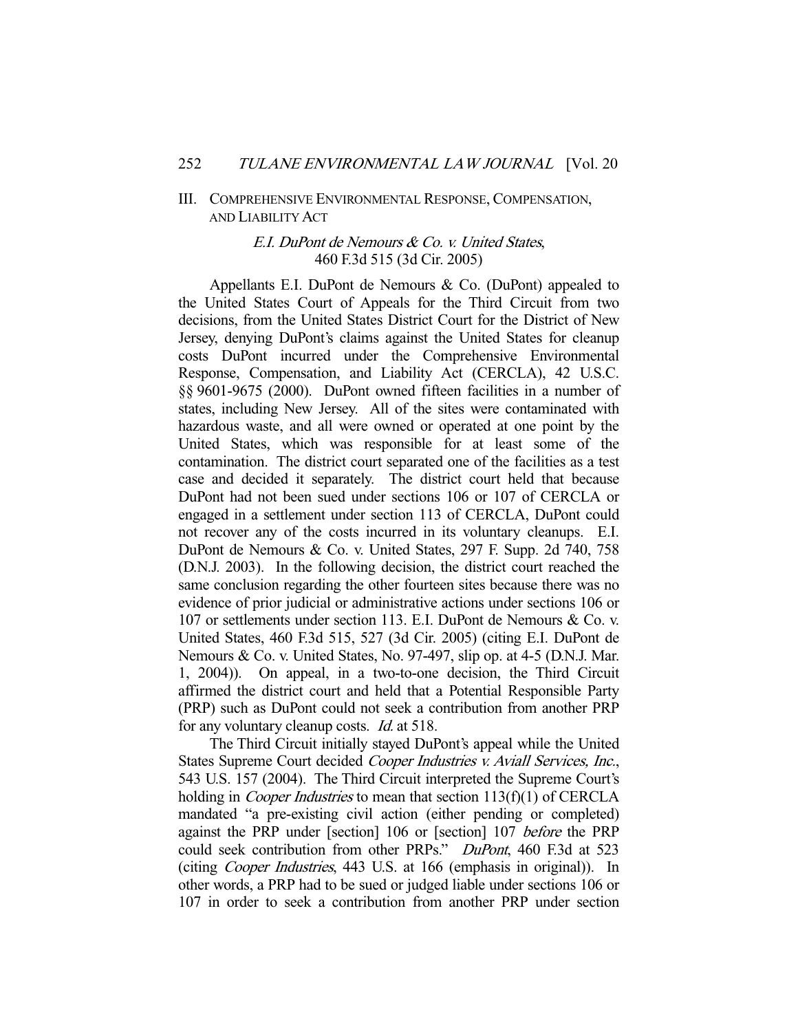## III. Comprehensive Environmental Response, Compensation, and Liability Act

### *E.I. DuPont de Nemours & Co. v. United States*, 460 F.3d 515 (3d Cir. 2005)

Appellants E.I. DuPont de Nemours & Co. (DuPont) appealed to the United States Court of Appeals for the Third Circuit from two decisions, from the United States District Court for the District of New Jersey, denying DuPont's claims against the United States for cleanup costs DuPont incurred under the Comprehensive Environmental Response, Compensation, and Liability Act (CERCLA), 42 U.S.C. §§ 9601-9675 (2000). DuPont owned fifteen facilities in a number of states, including New Jersey. All of the sites were contaminated with hazardous waste, and all were owned or operated at one point by the United States, which was responsible for at least some of the contamination. The district court separated one of the facilities as a test case and decided it separately. The district court held that because DuPont had not been sued under sections 106 or 107 of CERCLA or engaged in a settlement under section 113 of CERCLA, DuPont could not recover any of the costs incurred in its voluntary cleanups. E.I. DuPont de Nemours & Co. v. United States, 297 F. Supp. 2d 740, 758 (D.N.J. 2003). In the following decision, the district court reached the same conclusion regarding the other fourteen sites because there was no evidence of prior judicial or administrative actions under sections 106 or 107 or settlements under section 113. E.I. DuPont de Nemours & Co. v. United States, 460 F.3d 515, 527 (3d Cir. 2005) (citing E.I. DuPont de Nemours & Co. v. United States, No. 97-497, slip op. at 4-5 (D.N.J. Mar. 1, 2004)). On appeal, in a two-to-one decision, the Third Circuit affirmed the district court and held that a Potential Responsible Party (PRP) such as DuPont could not seek a contribution from another PRP for any voluntary cleanup costs. *Id.* at 518.

The Third Circuit initially stayed DuPont's appeal while the United States Supreme Court decided *Cooper Industries v. Aviall Services, Inc.*, 543 U.S. 157 (2004). The Third Circuit interpreted the Supreme Court's holding in *Cooper Industries* to mean that section 113(f)(1) of CERCLA mandated "a pre-existing civil action (either pending or completed) against the PRP under [section] 106 or [section] 107 *before* the PRP could seek contribution from other PRPs." *DuPont*, 460 F.3d at 523 (citing *Cooper Industries*, 443 U.S. at 166 (emphasis in original)). In other words, a PRP had to be sued or judged liable under sections 106 or 107 in order to seek a contribution from another PRP under section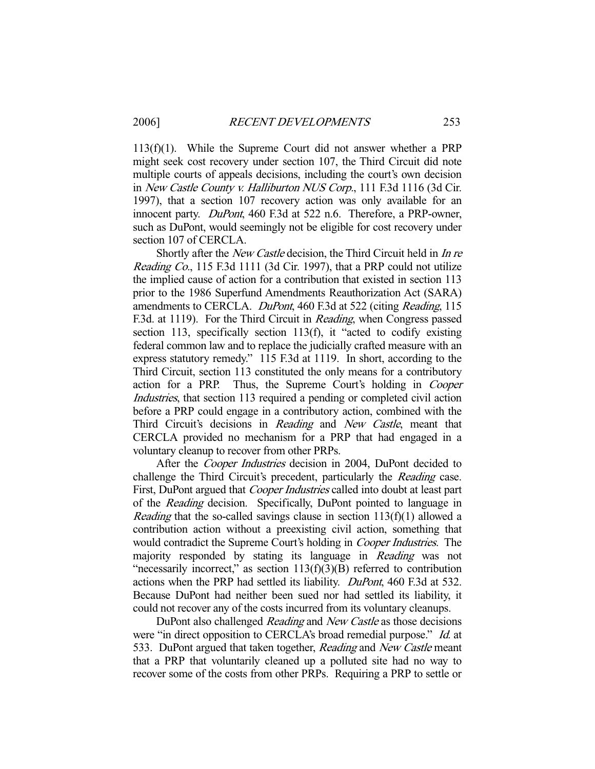113(f)(1). While the Supreme Court did not answer whether a PRP might seek cost recovery under section 107, the Third Circuit did note multiple courts of appeals decisions, including the court's own decision in *New Castle County v. Halliburton NUS Corp.*, 111 F.3d 1116 (3d Cir. 1997), that a section 107 recovery action was only available for an innocent party. *DuPont*, 460 F.3d at 522 n.6. Therefore, a PRP-owner, such as DuPont, would seemingly not be eligible for cost recovery under section 107 of CERCLA.

Shortly after the *New Castle* decision, the Third Circuit held in *In re Reading Co.*, 115 F.3d 1111 (3d Cir. 1997), that a PRP could not utilize the implied cause of action for a contribution that existed in section 113 prior to the 1986 Superfund Amendments Reauthorization Act (SARA) amendments to CERCLA. *DuPont*, 460 F.3d at 522 (citing *Reading*, 115 F.3d. at 1119). For the Third Circuit in *Reading*, when Congress passed section 113, specifically section 113(f), it "acted to codify existing federal common law and to replace the judicially crafted measure with an express statutory remedy." 115 F.3d at 1119. In short, according to the Third Circuit, section 113 constituted the only means for a contributory action for a PRP. Thus, the Supreme Court's holding in *Cooper Industries*, that section 113 required a pending or completed civil action before a PRP could engage in a contributory action, combined with the Third Circuit's decisions in *Reading* and *New Castle*, meant that CERCLA provided no mechanism for a PRP that had engaged in a voluntary cleanup to recover from other PRPs.

After the *Cooper Industries* decision in 2004, DuPont decided to challenge the Third Circuit's precedent, particularly the *Reading* case. First, DuPont argued that *Cooper Industries* called into doubt at least part of the *Reading* decision. Specifically, DuPont pointed to language in *Reading* that the so-called savings clause in section 113(f)(1) allowed a contribution action without a preexisting civil action, something that would contradict the Supreme Court's holding in *Cooper Industries*. The majority responded by stating its language in *Reading* was not "necessarily incorrect," as section 113(f)(3)(B) referred to contribution actions when the PRP had settled its liability. *DuPont*, 460 F.3d at 532. Because DuPont had neither been sued nor had settled its liability, it could not recover any of the costs incurred from its voluntary cleanups.

DuPont also challenged *Reading* and *New Castle* as those decisions were "in direct opposition to CERCLA's broad remedial purpose." *Id.* at 533. DuPont argued that taken together, *Reading* and *New Castle* meant that a PRP that voluntarily cleaned up a polluted site had no way to recover some of the costs from other PRPs. Requiring a PRP to settle or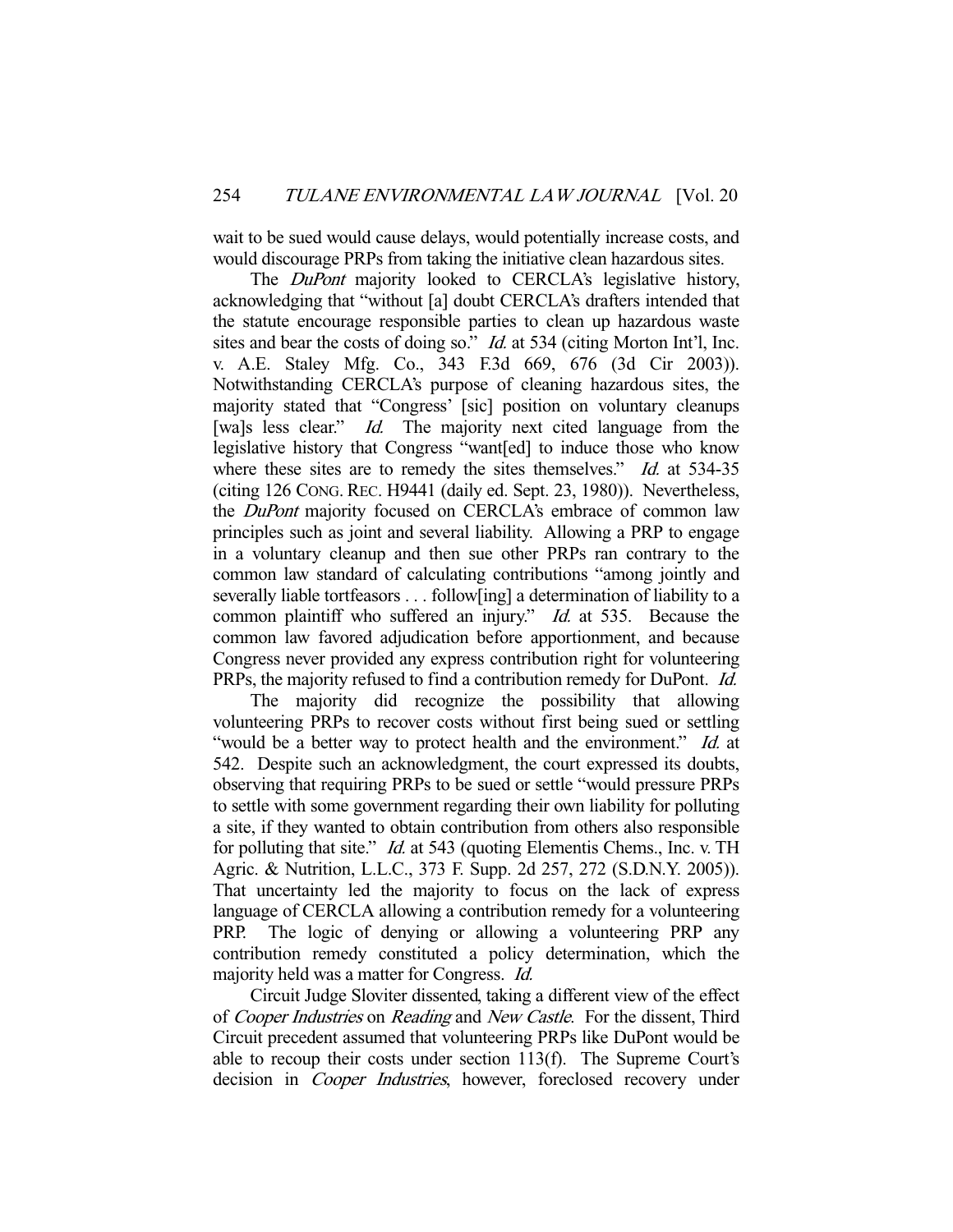wait to be sued would cause delays, would potentially increase costs, and would discourage PRPs from taking the initiative clean hazardous sites.

The *DuPont* majority looked to CERCLA's legislative history, acknowledging that "without [a] doubt CERCLA's drafters intended that the statute encourage responsible parties to clean up hazardous waste sites and bear the costs of doing so." *Id.* at 534 (citing Morton Int'l, Inc. v. A.E. Staley Mfg. Co., 343 F.3d 669, 676 (3d Cir 2003)). Notwithstanding CERCLA's purpose of cleaning hazardous sites, the majority stated that "Congress' [sic] position on voluntary cleanups [wa]s less clear." *Id.* The majority next cited language from the legislative history that Congress "want[ed] to induce those who know where these sites are to remedy the sites themselves." *Id.* at 534-35 (citing 126 CONG. REC. H9441 (daily ed. Sept. 23, 1980)). Nevertheless, the *DuPont* majority focused on CERCLA's embrace of common law principles such as joint and several liability. Allowing a PRP to engage in a voluntary cleanup and then sue other PRPs ran contrary to the common law standard of calculating contributions "among jointly and severally liable tortfeasors . . . follow[ing] a determination of liability to a common plaintiff who suffered an injury." *Id.* at 535. Because the common law favored adjudication before apportionment, and because Congress never provided any express contribution right for volunteering PRPs, the majority refused to find a contribution remedy for DuPont. *Id.*

The majority did recognize the possibility that allowing volunteering PRPs to recover costs without first being sued or settling "would be a better way to protect health and the environment." *Id.* at 542. Despite such an acknowledgment, the court expressed its doubts, observing that requiring PRPs to be sued or settle "would pressure PRPs to settle with some government regarding their own liability for polluting a site, if they wanted to obtain contribution from others also responsible for polluting that site." *Id.* at 543 (quoting Elementis Chems., Inc. v. TH Agric. & Nutrition, L.L.C., 373 F. Supp. 2d 257, 272 (S.D.N.Y. 2005)). That uncertainty led the majority to focus on the lack of express language of CERCLA allowing a contribution remedy for a volunteering PRP. The logic of denying or allowing a volunteering PRP any contribution remedy constituted a policy determination, which the majority held was a matter for Congress. *Id.*

Circuit Judge Sloviter dissented, taking a different view of the effect of *Cooper Industries* on *Reading* and *New Castle*. For the dissent, Third Circuit precedent assumed that volunteering PRPs like DuPont would be able to recoup their costs under section 113(f). The Supreme Court's decision in *Cooper Industries*, however, foreclosed recovery under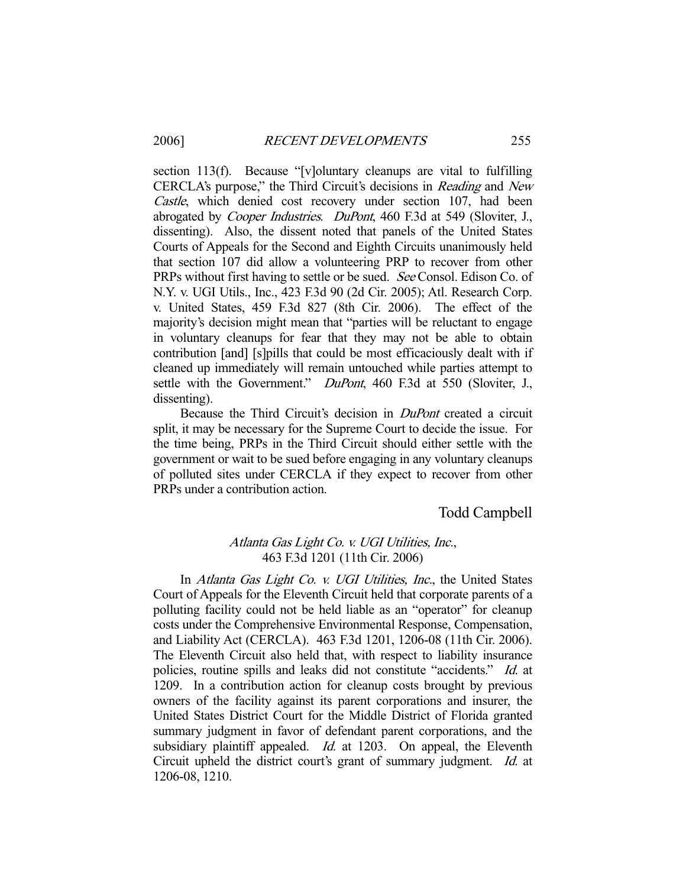section 113(f). Because "[v]oluntary cleanups are vital to fulfilling CERCLA's purpose," the Third Circuit's decisions in *Reading* and *New Castle*, which denied cost recovery under section 107, had been abrogated by *Cooper Industries*. *DuPont*, 460 F.3d at 549 (Sloviter, J., dissenting). Also, the dissent noted that panels of the United States Courts of Appeals for the Second and Eighth Circuits unanimously held that section 107 did allow a volunteering PRP to recover from other PRPs without first having to settle or be sued. *See* Consol. Edison Co. of N.Y. v. UGI Utils., Inc., 423 F.3d 90 (2d Cir. 2005); Atl. Research Corp. v. United States, 459 F.3d 827 (8th Cir. 2006). The effect of the majority's decision might mean that "parties will be reluctant to engage in voluntary cleanups for fear that they may not be able to obtain contribution [and] [s]pills that could be most efficaciously dealt with if cleaned up immediately will remain untouched while parties attempt to settle with the Government." *DuPont*, 460 F.3d at 550 (Sloviter, J., dissenting).

Because the Third Circuit's decision in *DuPont* created a circuit split, it may be necessary for the Supreme Court to decide the issue. For the time being, PRPs in the Third Circuit should either settle with the government or wait to be sued before engaging in any voluntary cleanups of polluted sites under CERCLA if they expect to recover from other PRPs under a contribution action.

Todd Campbell

### *Atlanta Gas Light Co. v. UGI Utilities, Inc.*, 463 F.3d 1201 (11th Cir. 2006)

In *Atlanta Gas Light Co. v. UGI Utilities, Inc.*, the United States Court of Appeals for the Eleventh Circuit held that corporate parents of a polluting facility could not be held liable as an "operator" for cleanup costs under the Comprehensive Environmental Response, Compensation, and Liability Act (CERCLA). 463 F.3d 1201, 1206-08 (11th Cir. 2006). The Eleventh Circuit also held that, with respect to liability insurance policies, routine spills and leaks did not constitute "accidents." *Id.* at 1209. In a contribution action for cleanup costs brought by previous owners of the facility against its parent corporations and insurer, the United States District Court for the Middle District of Florida granted summary judgment in favor of defendant parent corporations, and the subsidiary plaintiff appealed. *Id.* at 1203. On appeal, the Eleventh Circuit upheld the district court's grant of summary judgment. *Id.* at 1206-08, 1210.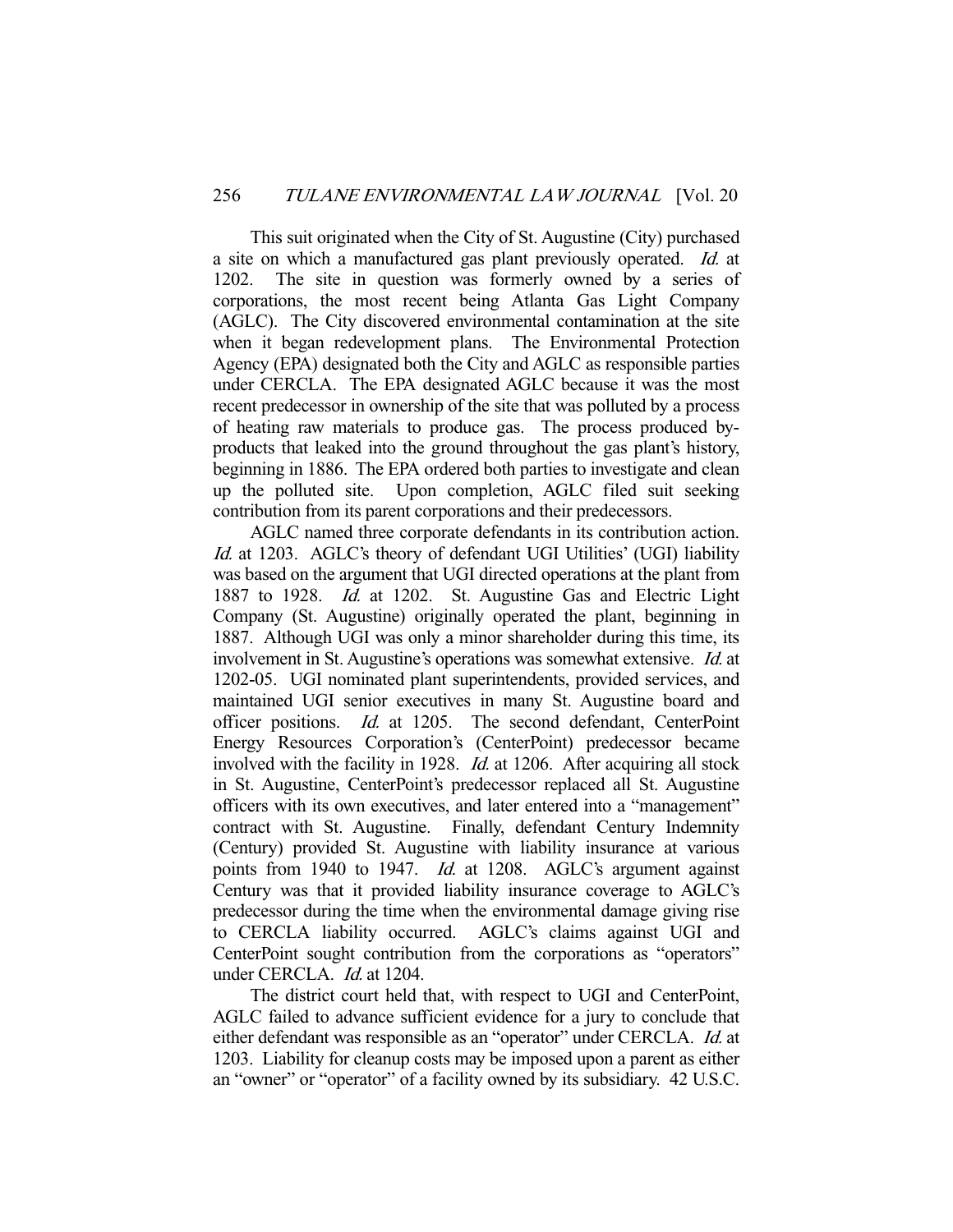This suit originated when the City of St. Augustine (City) purchased a site on which a manufactured gas plant previously operated. *Id.* at 1202. The site in question was formerly owned by a series of corporations, the most recent being Atlanta Gas Light Company (AGLC). The City discovered environmental contamination at the site when it began redevelopment plans. The Environmental Protection Agency (EPA) designated both the City and AGLC as responsible parties under CERCLA. The EPA designated AGLC because it was the most recent predecessor in ownership of the site that was polluted by a process of heating raw materials to produce gas. The process produced by-products that leaked into the ground throughout the gas plant's history, beginning in 1886. The EPA ordered both parties to investigate and clean up the polluted site. Upon completion, AGLC filed suit seeking contribution from its parent corporations and their predecessors.

AGLC named three corporate defendants in its contribution action. *Id.* at 1203. AGLC's theory of defendant UGI Utilities' (UGI) liability was based on the argument that UGI directed operations at the plant from 1887 to 1928. *Id.* at 1202. St. Augustine Gas and Electric Light Company (St. Augustine) originally operated the plant, beginning in 1887. Although UGI was only a minor shareholder during this time, its involvement in St. Augustine's operations was somewhat extensive. *Id.* at 1202-05. UGI nominated plant superintendents, provided services, and maintained UGI senior executives in many St. Augustine board and officer positions. *Id.* at 1205. The second defendant, CenterPoint Energy Resources Corporation's (CenterPoint) predecessor became involved with the facility in 1928. *Id.* at 1206. After acquiring all stock in St. Augustine, CenterPoint's predecessor replaced all St. Augustine officers with its own executives, and later entered into a "management" contract with St. Augustine. Finally, defendant Century Indemnity (Century) provided St. Augustine with liability insurance at various points from 1940 to 1947. *Id.* at 1208. AGLC's argument against Century was that it provided liability insurance coverage to AGLC's predecessor during the time when the environmental damage giving rise to CERCLA liability occurred. AGLC's claims against UGI and CenterPoint sought contribution from the corporations as "operators" under CERCLA. *Id.* at 1204.

The district court held that, with respect to UGI and CenterPoint, AGLC failed to advance sufficient evidence for a jury to conclude that either defendant was responsible as an "operator" under CERCLA. *Id.* at 1203. Liability for cleanup costs may be imposed upon a parent as either an "owner" or "operator" of a facility owned by its subsidiary. 42 U.S.C.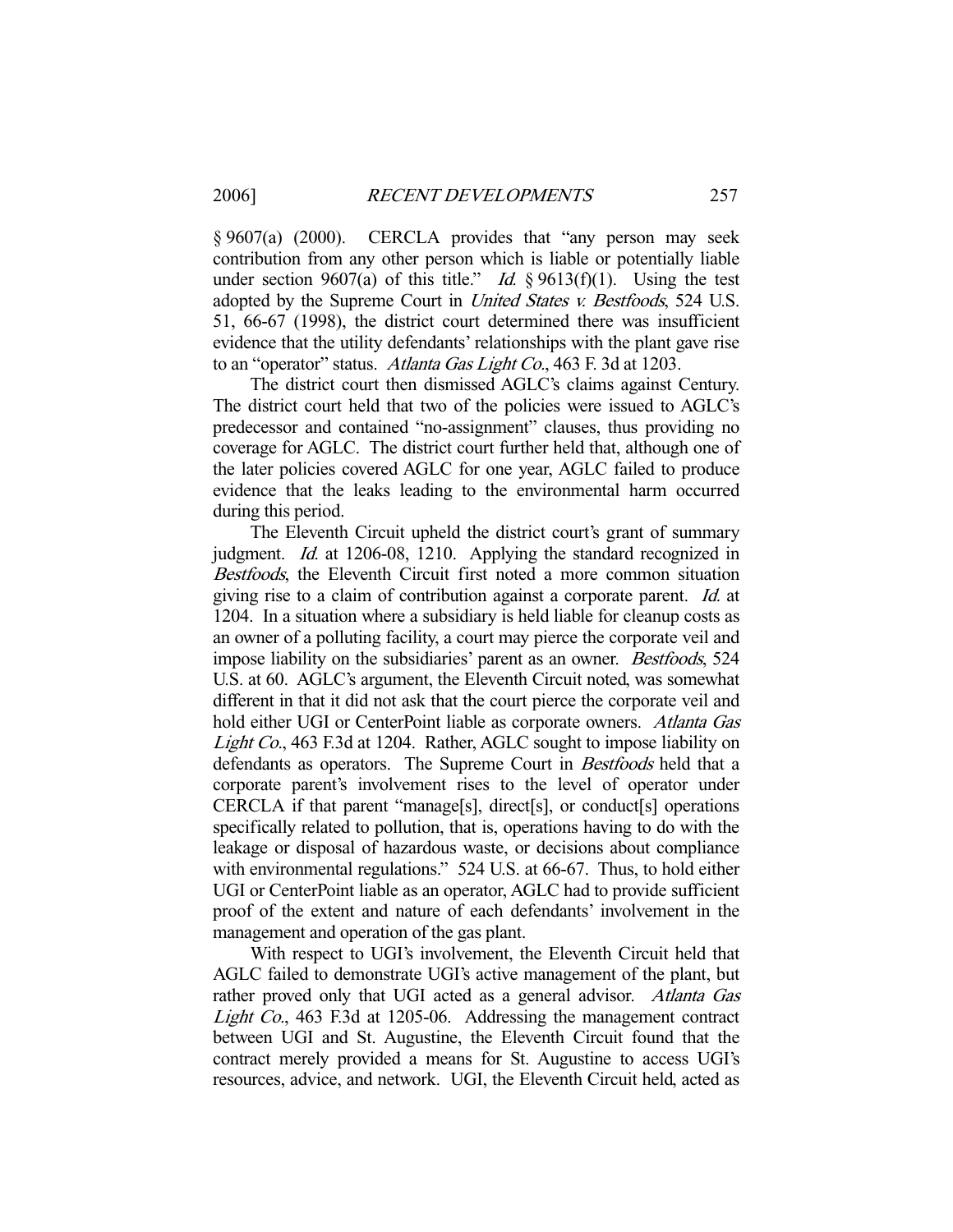§ 9607(a) (2000). CERCLA provides that "any person may seek contribution from any other person which is liable or potentially liable under section 9607(a) of this title." *Id.* § 9613(f)(1). Using the test adopted by the Supreme Court in *United States v. Bestfoods*, 524 U.S. 51, 66-67 (1998), the district court determined there was insufficient evidence that the utility defendants' relationships with the plant gave rise to an "operator" status. *Atlanta Gas Light Co.*, 463 F. 3d at 1203.

The district court then dismissed AGLC's claims against Century. The district court held that two of the policies were issued to AGLC's predecessor and contained "no-assignment" clauses, thus providing no coverage for AGLC. The district court further held that, although one of the later policies covered AGLC for one year, AGLC failed to produce evidence that the leaks leading to the environmental harm occurred during this period.

The Eleventh Circuit upheld the district court's grant of summary judgment. *Id.* at 1206-08, 1210. Applying the standard recognized in *Bestfoods*, the Eleventh Circuit first noted a more common situation giving rise to a claim of contribution against a corporate parent. *Id.* at 1204. In a situation where a subsidiary is held liable for cleanup costs as an owner of a polluting facility, a court may pierce the corporate veil and impose liability on the subsidiaries' parent as an owner. *Bestfoods*, 524 U.S. at 60. AGLC's argument, the Eleventh Circuit noted, was somewhat different in that it did not ask that the court pierce the corporate veil and hold either UGI or CenterPoint liable as corporate owners. *Atlanta Gas Light Co.*, 463 F.3d at 1204. Rather, AGLC sought to impose liability on defendants as operators. The Supreme Court in *Bestfoods* held that a corporate parent's involvement rises to the level of operator under CERCLA if that parent "manage[s], direct[s], or conduct[s] operations specifically related to pollution, that is, operations having to do with the leakage or disposal of hazardous waste, or decisions about compliance with environmental regulations." 524 U.S. at 66-67. Thus, to hold either UGI or CenterPoint liable as an operator, AGLC had to provide sufficient proof of the extent and nature of each defendants' involvement in the management and operation of the gas plant.

With respect to UGI's involvement, the Eleventh Circuit held that AGLC failed to demonstrate UGI's active management of the plant, but rather proved only that UGI acted as a general advisor. *Atlanta Gas Light Co.*, 463 F.3d at 1205-06. Addressing the management contract between UGI and St. Augustine, the Eleventh Circuit found that the contract merely provided a means for St. Augustine to access UGI's resources, advice, and network. UGI, the Eleventh Circuit held, acted as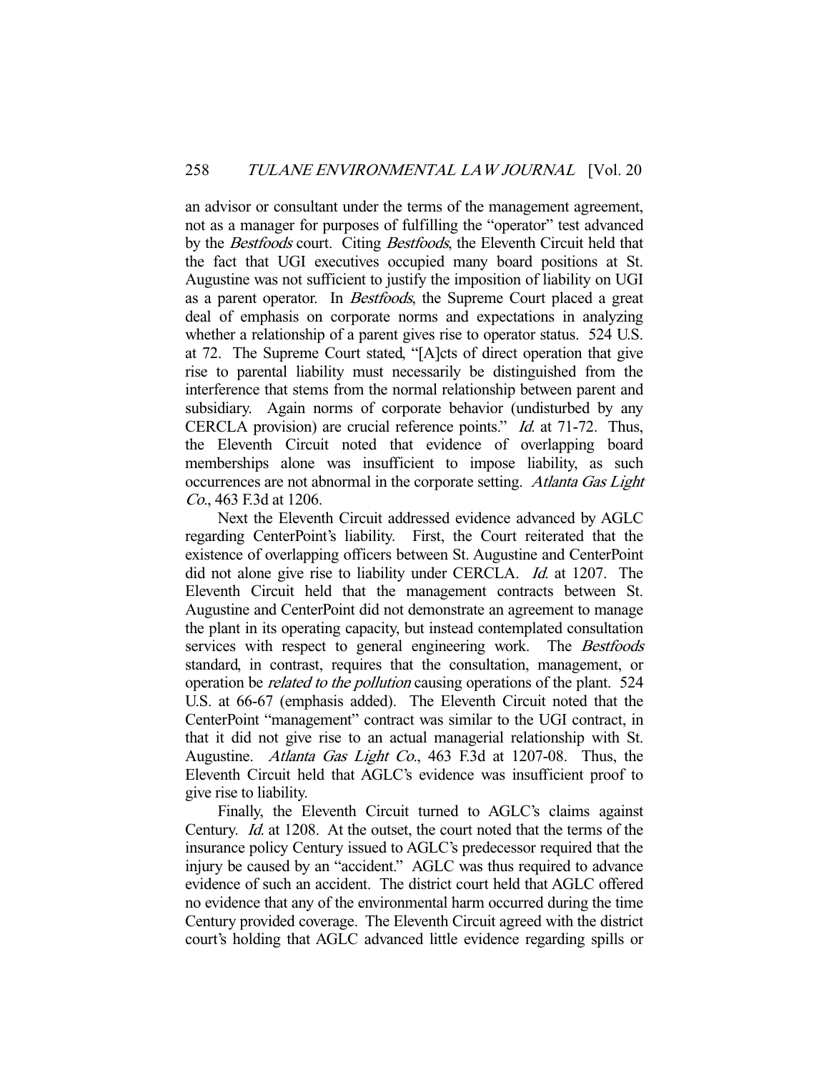an advisor or consultant under the terms of the management agreement, not as a manager for purposes of fulfilling the "operator" test advanced by the *Bestfoods* court. Citing *Bestfoods*, the Eleventh Circuit held that the fact that UGI executives occupied many board positions at St. Augustine was not sufficient to justify the imposition of liability on UGI as a parent operator. In *Bestfoods*, the Supreme Court placed a great deal of emphasis on corporate norms and expectations in analyzing whether a relationship of a parent gives rise to operator status. 524 U.S. at 72. The Supreme Court stated, "[A]cts of direct operation that give rise to parental liability must necessarily be distinguished from the interference that stems from the normal relationship between parent and subsidiary. Again norms of corporate behavior (undisturbed by any CERCLA provision) are crucial reference points." *Id.* at 71-72. Thus, the Eleventh Circuit noted that evidence of overlapping board memberships alone was insufficient to impose liability, as such occurrences are not abnormal in the corporate setting. *Atlanta Gas Light Co.*, 463 F.3d at 1206.

Next the Eleventh Circuit addressed evidence advanced by AGLC regarding CenterPoint's liability. First, the Court reiterated that the existence of overlapping officers between St. Augustine and CenterPoint did not alone give rise to liability under CERCLA. *Id.* at 1207. The Eleventh Circuit held that the management contracts between St. Augustine and CenterPoint did not demonstrate an agreement to manage the plant in its operating capacity, but instead contemplated consultation services with respect to general engineering work. The *Bestfoods* standard, in contrast, requires that the consultation, management, or operation be *related to the pollution* causing operations of the plant. 524 U.S. at 66-67 (emphasis added). The Eleventh Circuit noted that the CenterPoint "management" contract was similar to the UGI contract, in that it did not give rise to an actual managerial relationship with St. Augustine. *Atlanta Gas Light Co.*, 463 F.3d at 1207-08. Thus, the Eleventh Circuit held that AGLC's evidence was insufficient proof to give rise to liability.

Finally, the Eleventh Circuit turned to AGLC's claims against Century. *Id.* at 1208. At the outset, the court noted that the terms of the insurance policy Century issued to AGLC's predecessor required that the injury be caused by an "accident." AGLC was thus required to advance evidence of such an accident. The district court held that AGLC offered no evidence that any of the environmental harm occurred during the time Century provided coverage. The Eleventh Circuit agreed with the district court's holding that AGLC advanced little evidence regarding spills or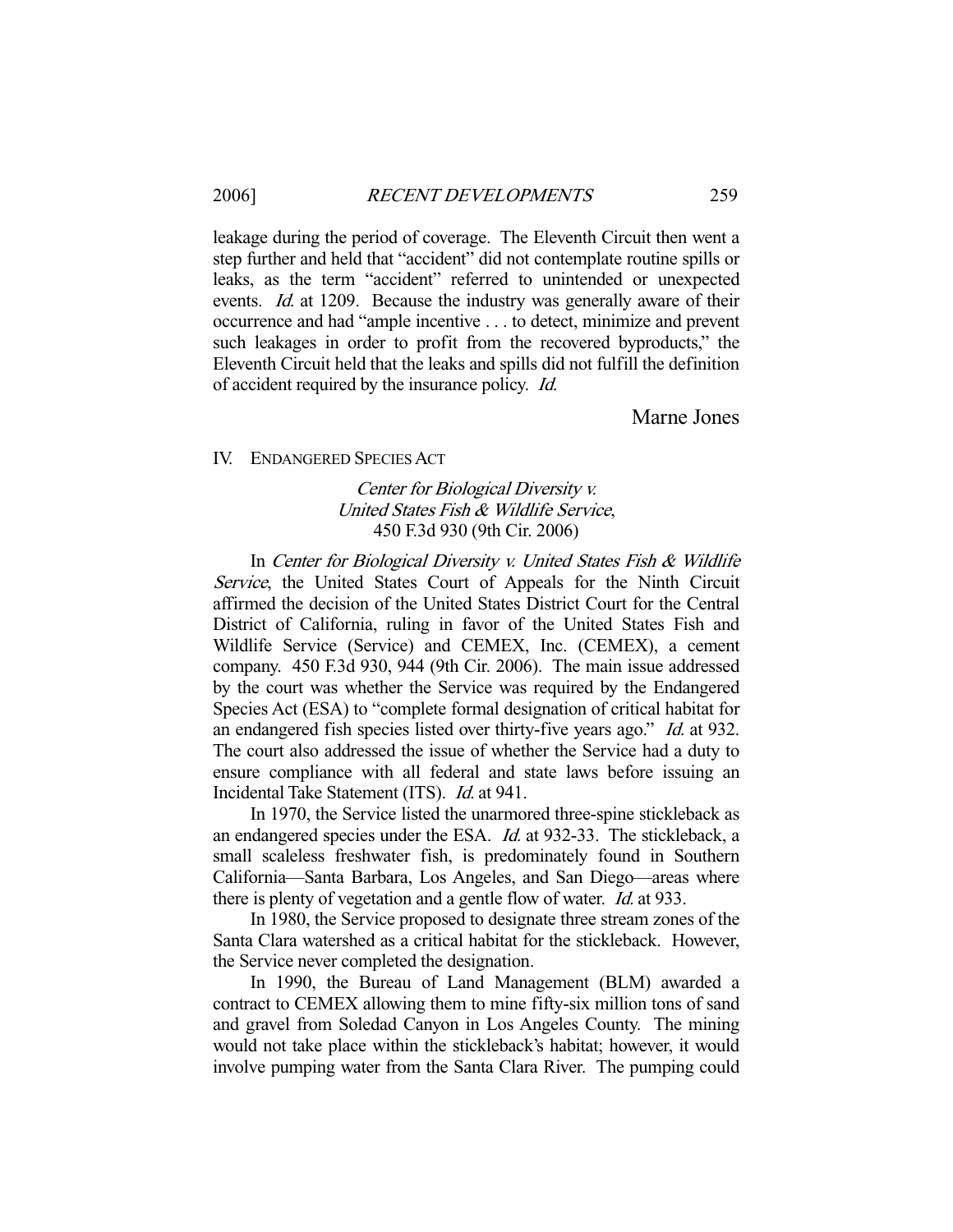leakage during the period of coverage. The Eleventh Circuit then went a step further and held that "accident" did not contemplate routine spills or leaks, as the term "accident" referred to unintended or unexpected events. *Id.* at 1209. Because the industry was generally aware of their occurrence and had "ample incentive . . . to detect, minimize and prevent such leakages in order to profit from the recovered byproducts," the Eleventh Circuit held that the leaks and spills did not fulfill the definition of accident required by the insurance policy. *Id.*

Marne Jones

## IV. ENDANGERED SPECIES ACT

### *Center for Biological Diversity v. United States Fish & Wildlife Service*, 450 F.3d 930 (9th Cir. 2006)

In *Center for Biological Diversity v. United States Fish & Wildlife Service*, the United States Court of Appeals for the Ninth Circuit affirmed the decision of the United States District Court for the Central District of California, ruling in favor of the United States Fish and Wildlife Service (Service) and CEMEX, Inc. (CEMEX), a cement company. 450 F.3d 930, 944 (9th Cir. 2006). The main issue addressed by the court was whether the Service was required by the Endangered Species Act (ESA) to "complete formal designation of critical habitat for an endangered fish species listed over thirty-five years ago." *Id.* at 932. The court also addressed the issue of whether the Service had a duty to ensure compliance with all federal and state laws before issuing an Incidental Take Statement (ITS). *Id.* at 941.

In 1970, the Service listed the unarmored three-spine stickleback as an endangered species under the ESA. *Id.* at 932-33. The stickleback, a small scaleless freshwater fish, is predominately found in Southern California—Santa Barbara, Los Angeles, and San Diego—areas where there is plenty of vegetation and a gentle flow of water. *Id.* at 933.

In 1980, the Service proposed to designate three stream zones of the Santa Clara watershed as a critical habitat for the stickleback. However, the Service never completed the designation.

In 1990, the Bureau of Land Management (BLM) awarded a contract to CEMEX allowing them to mine fifty-six million tons of sand and gravel from Soledad Canyon in Los Angeles County. The mining would not take place within the stickleback's habitat; however, it would involve pumping water from the Santa Clara River. The pumping could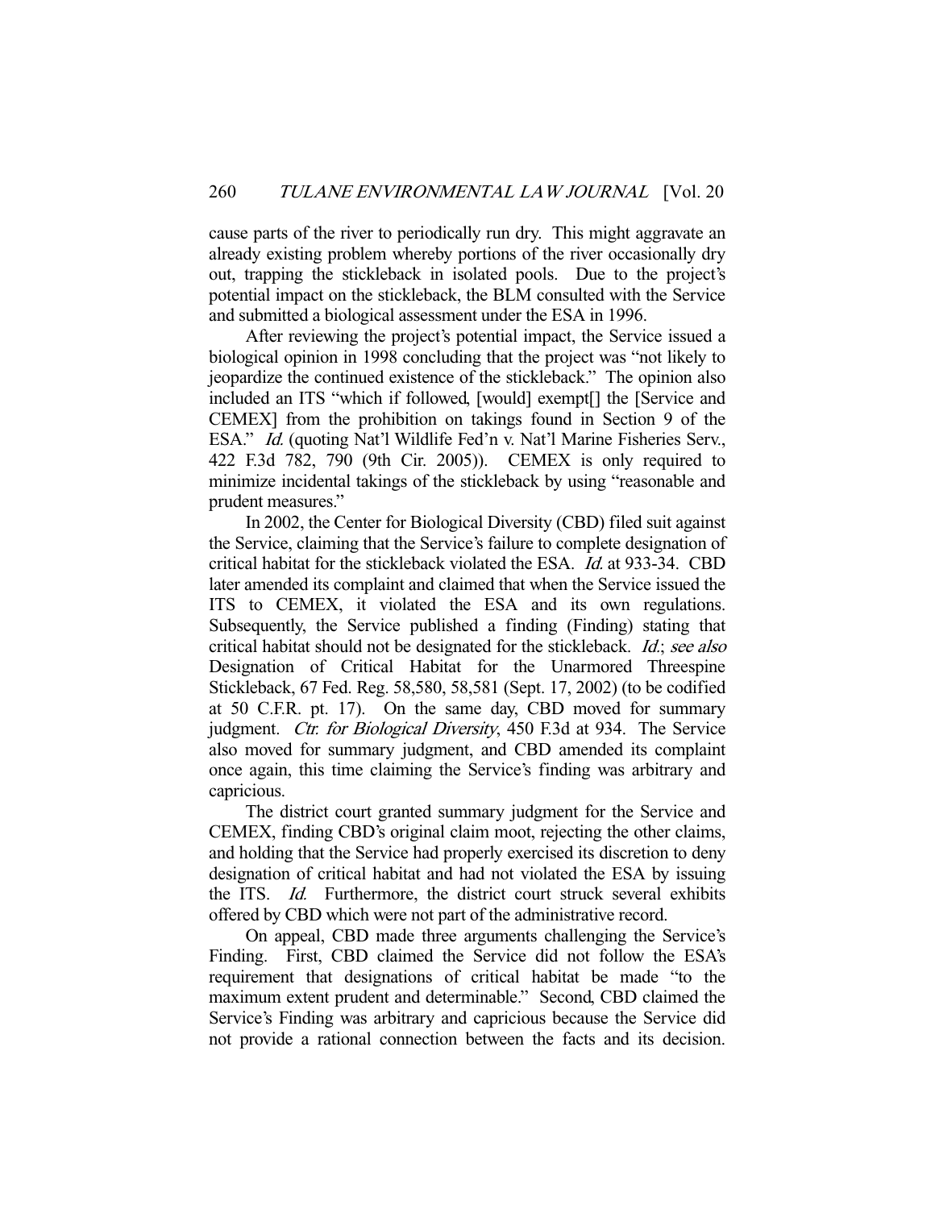cause parts of the river to periodically run dry. This might aggravate an already existing problem whereby portions of the river occasionally dry out, trapping the stickleback in isolated pools. Due to the project's potential impact on the stickleback, the BLM consulted with the Service and submitted a biological assessment under the ESA in 1996.

After reviewing the project's potential impact, the Service issued a biological opinion in 1998 concluding that the project was "not likely to jeopardize the continued existence of the stickleback." The opinion also included an ITS "which if followed, [would] exempt[] the [Service and CEMEX] from the prohibition on takings found in Section 9 of the ESA." *Id.* (quoting Nat'l Wildlife Fed'n v. Nat'l Marine Fisheries Serv., 422 F.3d 782, 790 (9th Cir. 2005)). CEMEX is only required to minimize incidental takings of the stickleback by using "reasonable and prudent measures."

In 2002, the Center for Biological Diversity (CBD) filed suit against the Service, claiming that the Service's failure to complete designation of critical habitat for the stickleback violated the ESA. *Id.* at 933-34. CBD later amended its complaint and claimed that when the Service issued the ITS to CEMEX, it violated the ESA and its own regulations. Subsequently, the Service published a finding (Finding) stating that critical habitat should not be designated for the stickleback. *Id.*; *see also* Designation of Critical Habitat for the Unarmored Threespine Stickleback, 67 Fed. Reg. 58,580, 58,581 (Sept. 17, 2002) (to be codified at 50 C.F.R. pt. 17). On the same day, CBD moved for summary judgment. *Ctr. for Biological Diversity*, 450 F.3d at 934. The Service also moved for summary judgment, and CBD amended its complaint once again, this time claiming the Service's finding was arbitrary and capricious.

The district court granted summary judgment for the Service and CEMEX, finding CBD's original claim moot, rejecting the other claims, and holding that the Service had properly exercised its discretion to deny designation of critical habitat and had not violated the ESA by issuing the ITS. *Id.* Furthermore, the district court struck several exhibits offered by CBD which were not part of the administrative record.

On appeal, CBD made three arguments challenging the Service's Finding. First, CBD claimed the Service did not follow the ESA's requirement that designations of critical habitat be made "to the maximum extent prudent and determinable." Second, CBD claimed the Service's Finding was arbitrary and capricious because the Service did not provide a rational connection between the facts and its decision.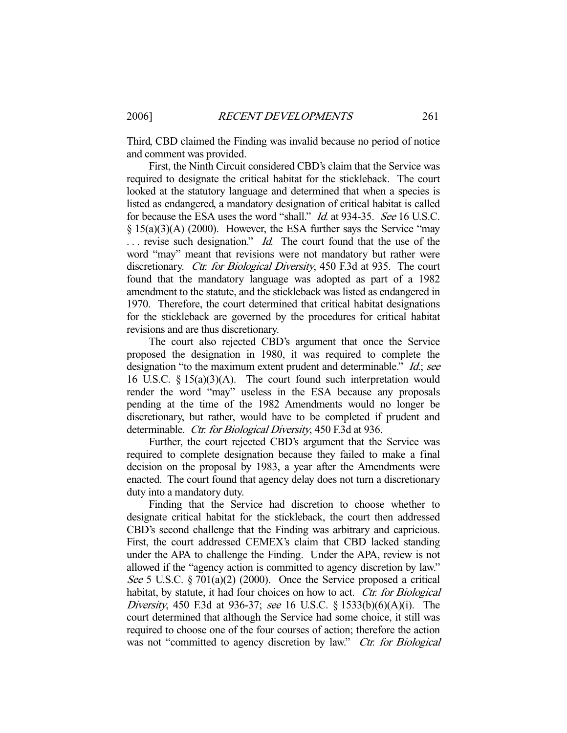Third, CBD claimed the Finding was invalid because no period of notice and comment was provided.

First, the Ninth Circuit considered CBD's claim that the Service was required to designate the critical habitat for the stickleback. The court looked at the statutory language and determined that when a species is listed as endangered, a mandatory designation of critical habitat is called for because the ESA uses the word "shall." *Id.* at 934-35. *See* 16 U.S.C. § 15(a)(3)(A) (2000). However, the ESA further says the Service "may . . . revise such designation." *Id.* The court found that the use of the word "may" meant that revisions were not mandatory but rather were discretionary. *Ctr. for Biological Diversity*, 450 F.3d at 935. The court found that the mandatory language was adopted as part of a 1982 amendment to the statute, and the stickleback was listed as endangered in 1970. Therefore, the court determined that critical habitat designations for the stickleback are governed by the procedures for critical habitat revisions and are thus discretionary.

The court also rejected CBD's argument that once the Service proposed the designation in 1980, it was required to complete the designation "to the maximum extent prudent and determinable." *Id.*; *see* 16 U.S.C. § 15(a)(3)(A). The court found such interpretation would render the word "may" useless in the ESA because any proposals pending at the time of the 1982 Amendments would no longer be discretionary, but rather, would have to be completed if prudent and determinable. *Ctr. for Biological Diversity*, 450 F.3d at 936.

Further, the court rejected CBD's argument that the Service was required to complete designation because they failed to make a final decision on the proposal by 1983, a year after the Amendments were enacted. The court found that agency delay does not turn a discretionary duty into a mandatory duty.

Finding that the Service had discretion to choose whether to designate critical habitat for the stickleback, the court then addressed CBD's second challenge that the Finding was arbitrary and capricious. First, the court addressed CEMEX's claim that CBD lacked standing under the APA to challenge the Finding. Under the APA, review is not allowed if the "agency action is committed to agency discretion by law." *See* 5 U.S.C. § 701(a)(2) (2000). Once the Service proposed a critical habitat, by statute, it had four choices on how to act. *Ctr. for Biological Diversity*, 450 F.3d at 936-37; *see* 16 U.S.C. § 1533(b)(6)(A)(i). The court determined that although the Service had some choice, it still was required to choose one of the four courses of action; therefore the action was not "committed to agency discretion by law." *Ctr. for Biological*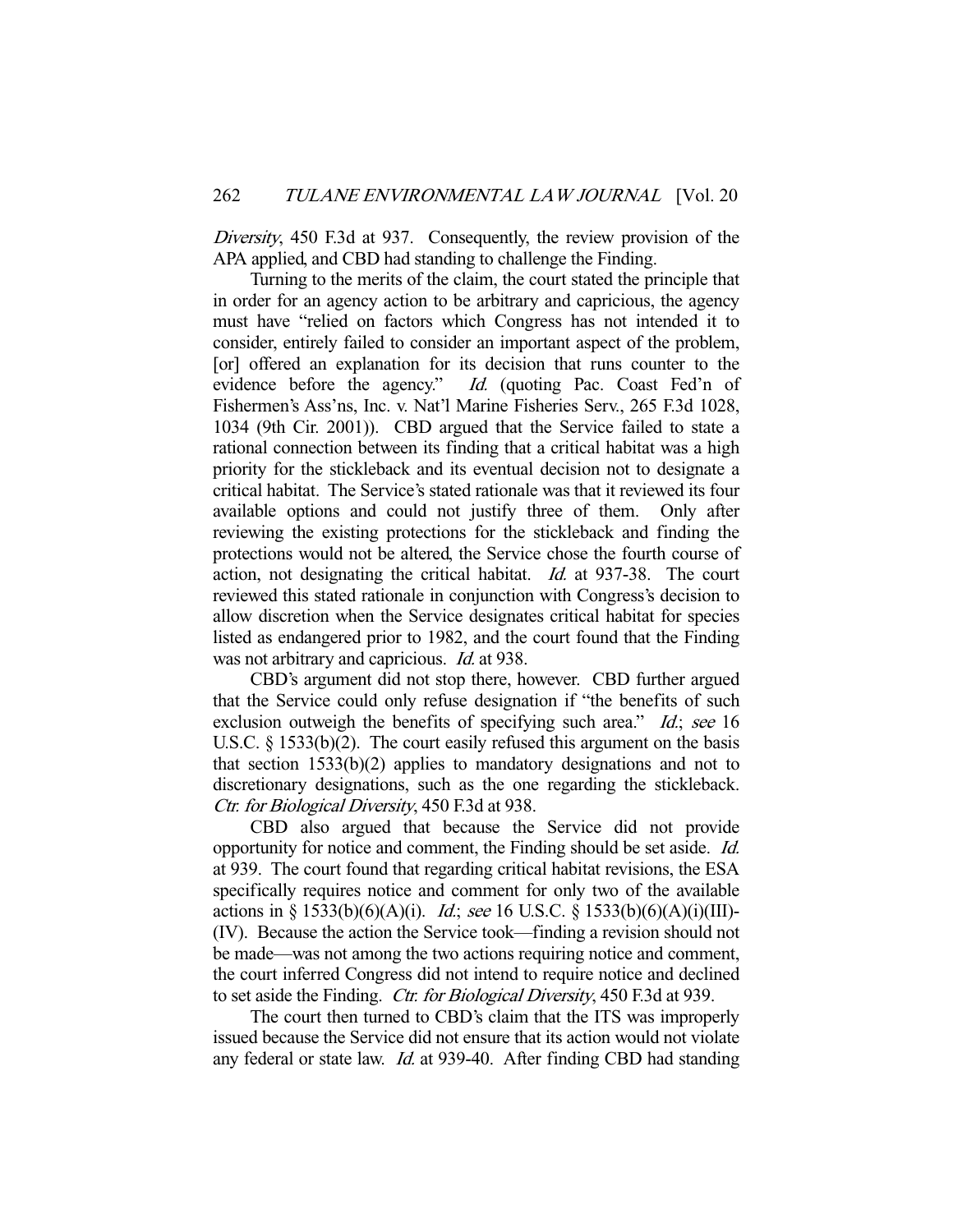*Diversity*, 450 F.3d at 937. Consequently, the review provision of the APA applied, and CBD had standing to challenge the Finding.

Turning to the merits of the claim, the court stated the principle that in order for an agency action to be arbitrary and capricious, the agency must have "relied on factors which Congress has not intended it to consider, entirely failed to consider an important aspect of the problem, [or] offered an explanation for its decision that runs counter to the evidence before the agency." *Id.* (quoting Pac. Coast Fed'n of Fishermen's Ass'ns, Inc. v. Nat'l Marine Fisheries Serv., 265 F.3d 1028, 1034 (9th Cir. 2001)). CBD argued that the Service failed to state a rational connection between its finding that a critical habitat was a high priority for the stickleback and its eventual decision not to designate a critical habitat. The Service's stated rationale was that it reviewed its four available options and could not justify three of them. Only after reviewing the existing protections for the stickleback and finding the protections would not be altered, the Service chose the fourth course of action, not designating the critical habitat. *Id.* at 937-38. The court reviewed this stated rationale in conjunction with Congress's decision to allow discretion when the Service designates critical habitat for species listed as endangered prior to 1982, and the court found that the Finding was not arbitrary and capricious. *Id.* at 938.

CBD's argument did not stop there, however. CBD further argued that the Service could only refuse designation if "the benefits of such exclusion outweigh the benefits of specifying such area." *Id.*; *see* 16 U.S.C. § 1533(b)(2). The court easily refused this argument on the basis that section 1533(b)(2) applies to mandatory designations and not to discretionary designations, such as the one regarding the stickleback. *Ctr. for Biological Diversity*, 450 F.3d at 938.

CBD also argued that because the Service did not provide opportunity for notice and comment, the Finding should be set aside. *Id.* at 939. The court found that regarding critical habitat revisions, the ESA specifically requires notice and comment for only two of the available actions in § 1533(b)(6)(A)(i). *Id.*; *see* 16 U.S.C. § 1533(b)(6)(A)(i)(III)-(IV). Because the action the Service took—finding a revision should not be made—was not among the two actions requiring notice and comment, the court inferred Congress did not intend to require notice and declined to set aside the Finding. *Ctr. for Biological Diversity*, 450 F.3d at 939.

The court then turned to CBD's claim that the ITS was improperly issued because the Service did not ensure that its action would not violate any federal or state law. *Id.* at 939-40. After finding CBD had standing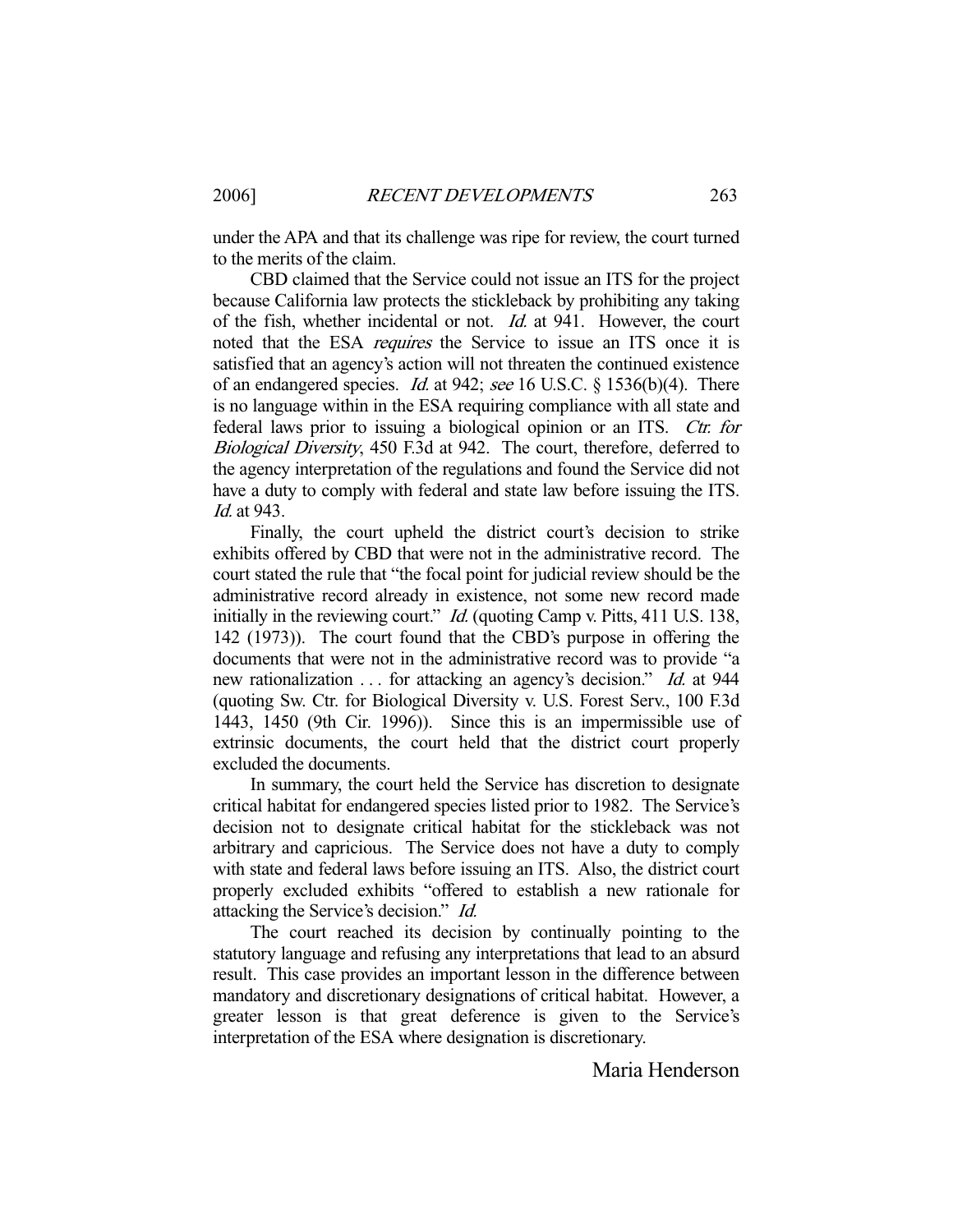under the APA and that its challenge was ripe for review, the court turned to the merits of the claim.

CBD claimed that the Service could not issue an ITS for the project because California law protects the stickleback by prohibiting any taking of the fish, whether incidental or not. *Id.* at 941. However, the court noted that the ESA *requires* the Service to issue an ITS once it is satisfied that an agency's action will not threaten the continued existence of an endangered species. *Id.* at 942; *see* 16 U.S.C. § 1536(b)(4). There is no language within in the ESA requiring compliance with all state and federal laws prior to issuing a biological opinion or an ITS. *Ctr. for Biological Diversity*, 450 F.3d at 942. The court, therefore, deferred to the agency interpretation of the regulations and found the Service did not have a duty to comply with federal and state law before issuing the ITS. *Id.* at 943.

Finally, the court upheld the district court's decision to strike exhibits offered by CBD that were not in the administrative record. The court stated the rule that "the focal point for judicial review should be the administrative record already in existence, not some new record made initially in the reviewing court." *Id.* (quoting Camp v. Pitts, 411 U.S. 138, 142 (1973)). The court found that the CBD's purpose in offering the documents that were not in the administrative record was to provide "a new rationalization . . . for attacking an agency's decision." *Id.* at 944 (quoting Sw. Ctr. for Biological Diversity v. U.S. Forest Serv., 100 F.3d 1443, 1450 (9th Cir. 1996)). Since this is an impermissible use of extrinsic documents, the court held that the district court properly excluded the documents.

In summary, the court held the Service has discretion to designate critical habitat for endangered species listed prior to 1982. The Service's decision not to designate critical habitat for the stickleback was not arbitrary and capricious. The Service does not have a duty to comply with state and federal laws before issuing an ITS. Also, the district court properly excluded exhibits "offered to establish a new rationale for attacking the Service's decision." *Id.*

The court reached its decision by continually pointing to the statutory language and refusing any interpretations that lead to an absurd result. This case provides an important lesson in the difference between mandatory and discretionary designations of critical habitat. However, a greater lesson is that great deference is given to the Service's interpretation of the ESA where designation is discretionary.

Maria Henderson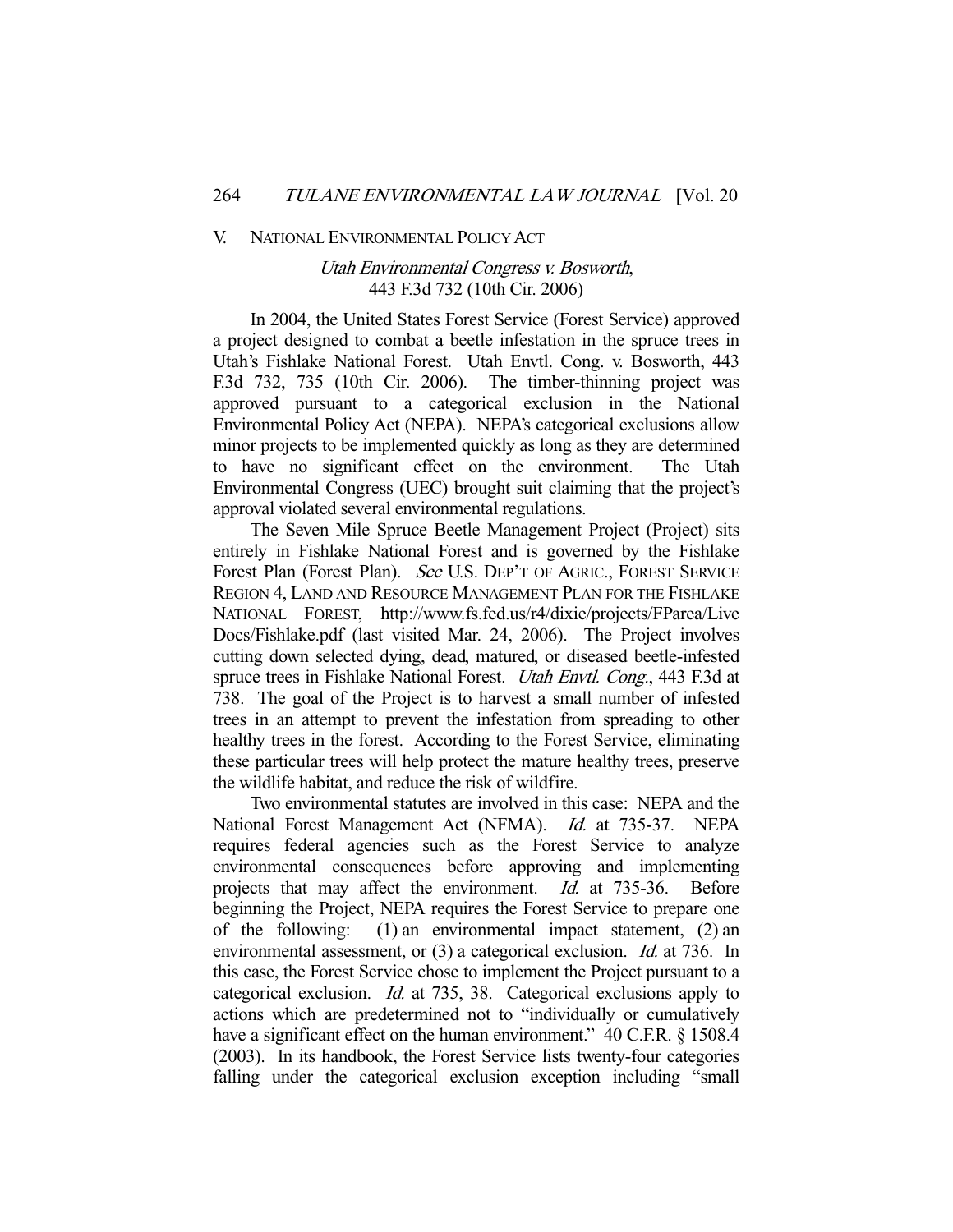## V. NATIONAL ENVIRONMENTAL POLICY ACT

### *Utah Environmental Congress v. Bosworth*, 443 F.3d 732 (10th Cir. 2006)

In 2004, the United States Forest Service (Forest Service) approved a project designed to combat a beetle infestation in the spruce trees in Utah's Fishlake National Forest. Utah Envtl. Cong. v. Bosworth, 443 F.3d 732, 735 (10th Cir. 2006). The timber-thinning project was approved pursuant to a categorical exclusion in the National Environmental Policy Act (NEPA). NEPA's categorical exclusions allow minor projects to be implemented quickly as long as they are determined to have no significant effect on the environment. The Utah Environmental Congress (UEC) brought suit claiming that the project's approval violated several environmental regulations.

The Seven Mile Spruce Beetle Management Project (Project) sits entirely in Fishlake National Forest and is governed by the Fishlake Forest Plan (Forest Plan). *See* U.S. DEP'T OF AGRIC., FOREST SERVICE REGION 4, LAND AND RESOURCE MANAGEMENT PLAN FOR THE FISHLAKE NATIONAL FOREST, http://www.fs.fed.us/r4/dixie/projects/FParea/Live Docs/Fishlake.pdf (last visited Mar. 24, 2006). The Project involves cutting down selected dying, dead, matured, or diseased beetle-infested spruce trees in Fishlake National Forest. *Utah Envtl. Cong.*, 443 F.3d at 738. The goal of the Project is to harvest a small number of infested trees in an attempt to prevent the infestation from spreading to other healthy trees in the forest. According to the Forest Service, eliminating these particular trees will help protect the mature healthy trees, preserve the wildlife habitat, and reduce the risk of wildfire.

Two environmental statutes are involved in this case: NEPA and the National Forest Management Act (NFMA). *Id.* at 735-37. NEPA requires federal agencies such as the Forest Service to analyze environmental consequences before approving and implementing projects that may affect the environment. *Id.* at 735-36. Before beginning the Project, NEPA requires the Forest Service to prepare one of the following: (1) an environmental impact statement, (2) an environmental assessment, or (3) a categorical exclusion. *Id.* at 736. In this case, the Forest Service chose to implement the Project pursuant to a categorical exclusion. *Id.* at 735, 38. Categorical exclusions apply to actions which are predetermined not to "individually or cumulatively have a significant effect on the human environment." 40 C.F.R. § 1508.4 (2003). In its handbook, the Forest Service lists twenty-four categories falling under the categorical exclusion exception including "small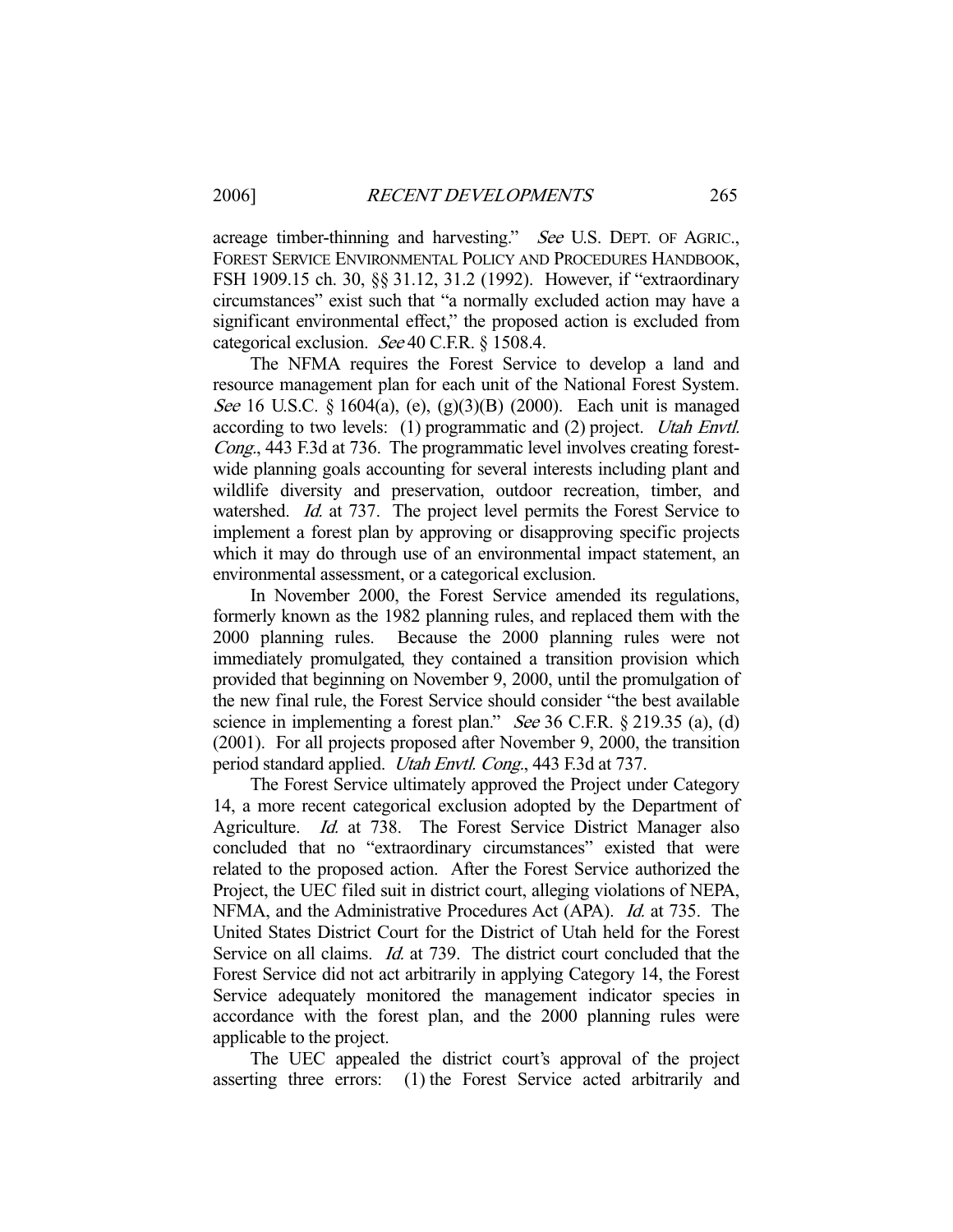acreage timber-thinning and harvesting." *See* U.S. DEPT. OF AGRIC., FOREST SERVICE ENVIRONMENTAL POLICY AND PROCEDURES HANDBOOK, FSH 1909.15 ch. 30, §§ 31.12, 31.2 (1992). However, if "extraordinary circumstances" exist such that "a normally excluded action may have a significant environmental effect," the proposed action is excluded from categorical exclusion. *See* 40 C.F.R. § 1508.4.

The NFMA requires the Forest Service to develop a land and resource management plan for each unit of the National Forest System. *See* 16 U.S.C. § 1604(a), (e), (g)(3)(B) (2000). Each unit is managed according to two levels: (1) programmatic and (2) project. *Utah Envtl. Cong.*, 443 F.3d at 736. The programmatic level involves creating forest-wide planning goals accounting for several interests including plant and wildlife diversity and preservation, outdoor recreation, timber, and watershed. *Id.* at 737. The project level permits the Forest Service to implement a forest plan by approving or disapproving specific projects which it may do through use of an environmental impact statement, an environmental assessment, or a categorical exclusion.

In November 2000, the Forest Service amended its regulations, formerly known as the 1982 planning rules, and replaced them with the 2000 planning rules. Because the 2000 planning rules were not immediately promulgated, they contained a transition provision which provided that beginning on November 9, 2000, until the promulgation of the new final rule, the Forest Service should consider "the best available science in implementing a forest plan." *See* 36 C.F.R. § 219.35 (a), (d) (2001). For all projects proposed after November 9, 2000, the transition period standard applied. *Utah Envtl. Cong.*, 443 F.3d at 737.

The Forest Service ultimately approved the Project under Category 14, a more recent categorical exclusion adopted by the Department of Agriculture. *Id.* at 738. The Forest Service District Manager also concluded that no "extraordinary circumstances" existed that were related to the proposed action. After the Forest Service authorized the Project, the UEC filed suit in district court, alleging violations of NEPA, NFMA, and the Administrative Procedures Act (APA). *Id.* at 735. The United States District Court for the District of Utah held for the Forest Service on all claims. *Id.* at 739. The district court concluded that the Forest Service did not act arbitrarily in applying Category 14, the Forest Service adequately monitored the management indicator species in accordance with the forest plan, and the 2000 planning rules were applicable to the project.

The UEC appealed the district court's approval of the project asserting three errors: (1) the Forest Service acted arbitrarily and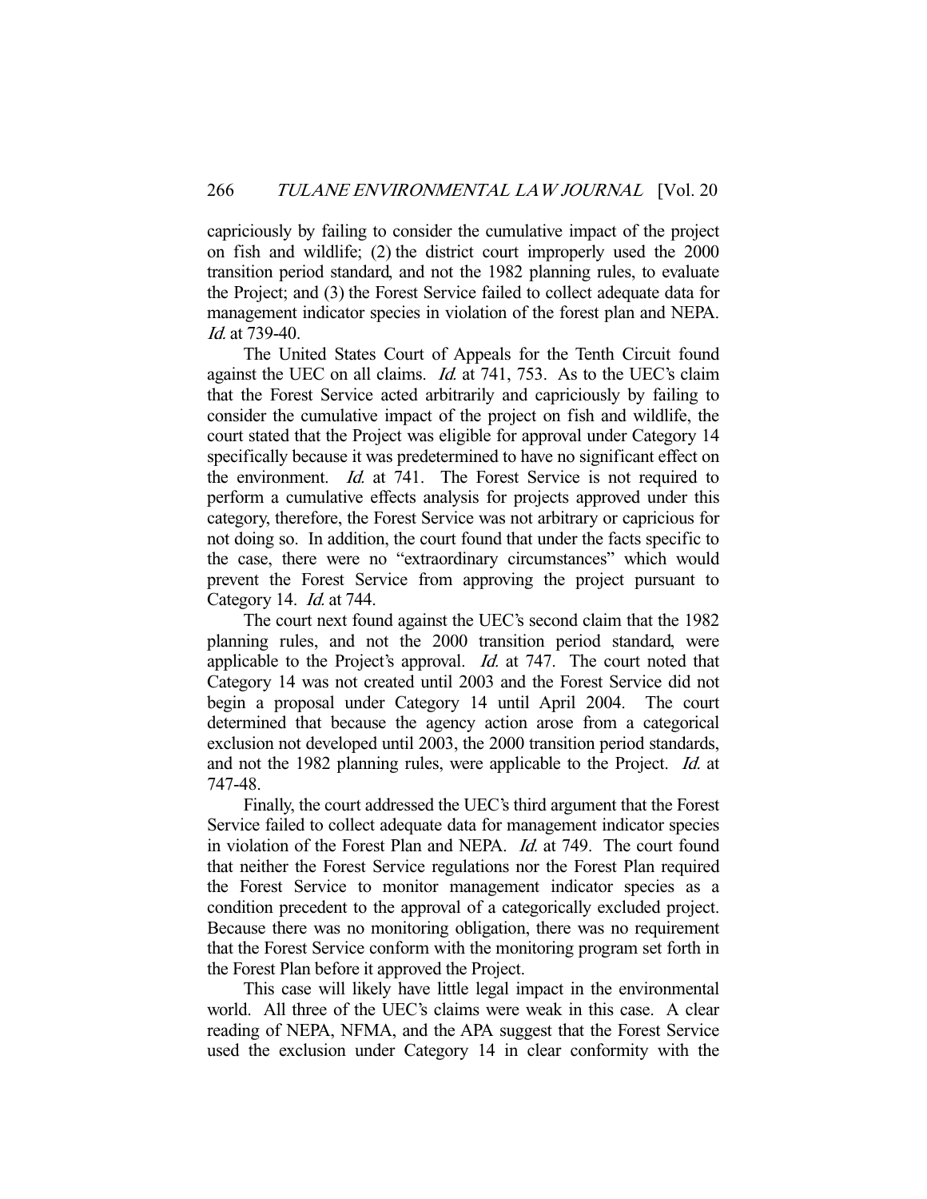capriciously by failing to consider the cumulative impact of the project on fish and wildlife; (2) the district court improperly used the 2000 transition period standard, and not the 1982 planning rules, to evaluate the Project; and (3) the Forest Service failed to collect adequate data for management indicator species in violation of the forest plan and NEPA. *Id.* at 739-40.

The United States Court of Appeals for the Tenth Circuit found against the UEC on all claims. *Id.* at 741, 753. As to the UEC's claim that the Forest Service acted arbitrarily and capriciously by failing to consider the cumulative impact of the project on fish and wildlife, the court stated that the Project was eligible for approval under Category 14 specifically because it was predetermined to have no significant effect on the environment. *Id.* at 741. The Forest Service is not required to perform a cumulative effects analysis for projects approved under this category, therefore, the Forest Service was not arbitrary or capricious for not doing so. In addition, the court found that under the facts specific to the case, there were no "extraordinary circumstances" which would prevent the Forest Service from approving the project pursuant to Category 14. *Id.* at 744.

The court next found against the UEC's second claim that the 1982 planning rules, and not the 2000 transition period standard, were applicable to the Project's approval. *Id.* at 747. The court noted that Category 14 was not created until 2003 and the Forest Service did not begin a proposal under Category 14 until April 2004. The court determined that because the agency action arose from a categorical exclusion not developed until 2003, the 2000 transition period standards, and not the 1982 planning rules, were applicable to the Project. *Id.* at 747-48.

Finally, the court addressed the UEC's third argument that the Forest Service failed to collect adequate data for management indicator species in violation of the Forest Plan and NEPA. *Id.* at 749. The court found that neither the Forest Service regulations nor the Forest Plan required the Forest Service to monitor management indicator species as a condition precedent to the approval of a categorically excluded project. Because there was no monitoring obligation, there was no requirement that the Forest Service conform with the monitoring program set forth in the Forest Plan before it approved the Project.

This case will likely have little legal impact in the environmental world. All three of the UEC's claims were weak in this case. A clear reading of NEPA, NFMA, and the APA suggest that the Forest Service used the exclusion under Category 14 in clear conformity with the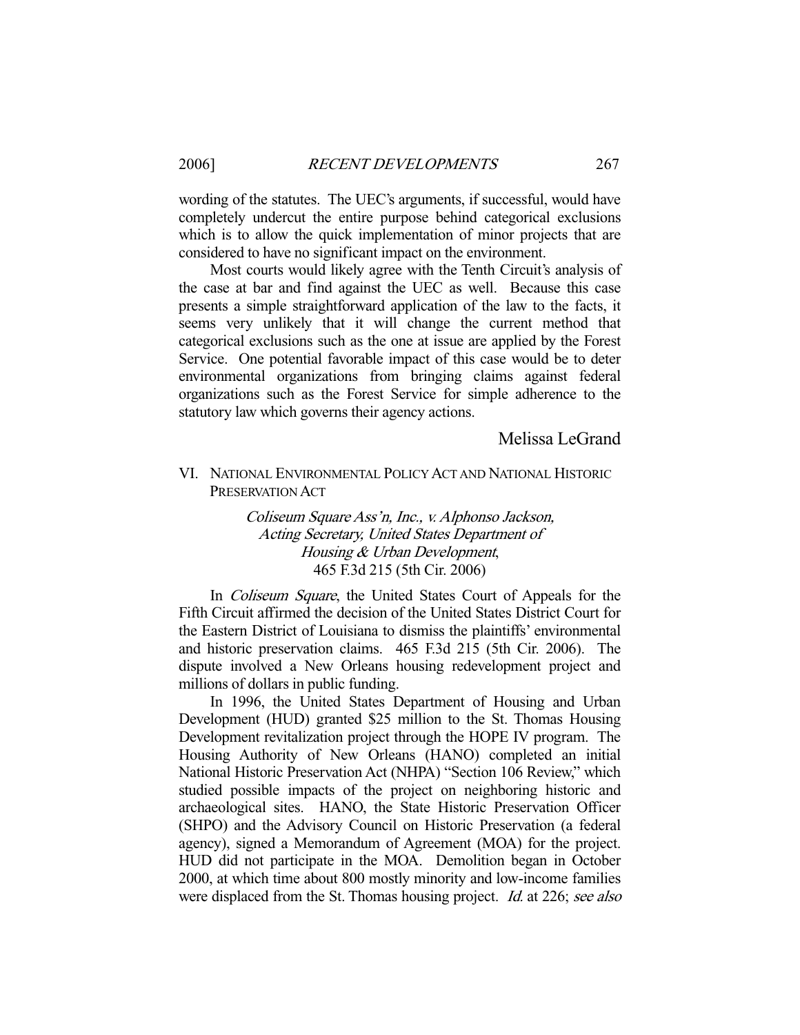wording of the statutes. The UEC's arguments, if successful, would have completely undercut the entire purpose behind categorical exclusions which is to allow the quick implementation of minor projects that are considered to have no significant impact on the environment.

Most courts would likely agree with the Tenth Circuit's analysis of the case at bar and find against the UEC as well. Because this case presents a simple straightforward application of the law to the facts, it seems very unlikely that it will change the current method that categorical exclusions such as the one at issue are applied by the Forest Service. One potential favorable impact of this case would be to deter environmental organizations from bringing claims against federal organizations such as the Forest Service for simple adherence to the statutory law which governs their agency actions.

Melissa LeGrand

## VI. NATIONAL ENVIRONMENTAL POLICY ACT AND NATIONAL HISTORIC PRESERVATION ACT

*Coliseum Square Ass'n, Inc., v. Alphonso Jackson, Acting Secretary, United States Department of Housing & Urban Development*, 465 F.3d 215 (5th Cir. 2006)

In *Coliseum Square*, the United States Court of Appeals for the Fifth Circuit affirmed the decision of the United States District Court for the Eastern District of Louisiana to dismiss the plaintiffs' environmental and historic preservation claims. 465 F.3d 215 (5th Cir. 2006). The dispute involved a New Orleans housing redevelopment project and millions of dollars in public funding.

In 1996, the United States Department of Housing and Urban Development (HUD) granted $25 million to the St. Thomas Housing Development revitalization project through the HOPE IV program. The Housing Authority of New Orleans (HANO) completed an initial National Historic Preservation Act (NHPA) "Section 106 Review," which studied possible impacts of the project on neighboring historic and archaeological sites. HANO, the State Historic Preservation Officer (SHPO) and the Advisory Council on Historic Preservation (a federal agency), signed a Memorandum of Agreement (MOA) for the project. HUD did not participate in the MOA. Demolition began in October 2000, at which time about 800 mostly minority and low-income families were displaced from the St. Thomas housing project. *Id.* at 226; *see also*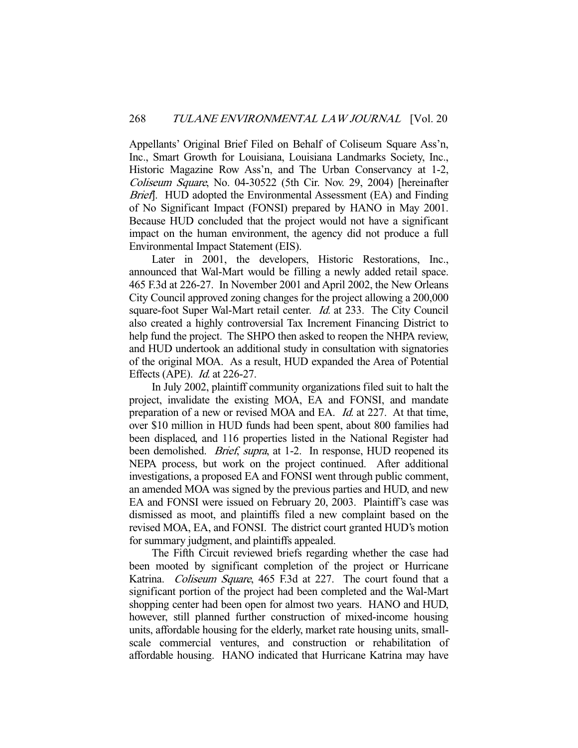Appellants' Original Brief Filed on Behalf of Coliseum Square Ass'n, Inc., Smart Growth for Louisiana, Louisiana Landmarks Society, Inc., Historic Magazine Row Ass'n, and The Urban Conservancy at 1-2, *Coliseum Square*, No. 04-30522 (5th Cir. Nov. 29, 2004) [hereinafter *Brief*]. HUD adopted the Environmental Assessment (EA) and Finding of No Significant Impact (FONSI) prepared by HANO in May 2001. Because HUD concluded that the project would not have a significant impact on the human environment, the agency did not produce a full Environmental Impact Statement (EIS).

Later in 2001, the developers, Historic Restorations, Inc., announced that Wal-Mart would be filling a newly added retail space. 465 F.3d at 226-27. In November 2001 and April 2002, the New Orleans City Council approved zoning changes for the project allowing a 200,000 square-foot Super Wal-Mart retail center. *Id.* at 233. The City Council also created a highly controversial Tax Increment Financing District to help fund the project. The SHPO then asked to reopen the NHPA review, and HUD undertook an additional study in consultation with signatories of the original MOA. As a result, HUD expanded the Area of Potential Effects (APE). *Id.* at 226-27.

In July 2002, plaintiff community organizations filed suit to halt the project, invalidate the existing MOA, EA and FONSI, and mandate preparation of a new or revised MOA and EA. *Id.* at 227. At that time, over $10 million in HUD funds had been spent, about 800 families had been displaced, and 116 properties listed in the National Register had been demolished. *Brief*, *supra*, at 1-2. In response, HUD reopened its NEPA process, but work on the project continued. After additional investigations, a proposed EA and FONSI went through public comment, an amended MOA was signed by the previous parties and HUD, and new EA and FONSI were issued on February 20, 2003. Plaintiff's case was dismissed as moot, and plaintiffs filed a new complaint based on the revised MOA, EA, and FONSI. The district court granted HUD's motion for summary judgment, and plaintiffs appealed.

The Fifth Circuit reviewed briefs regarding whether the case had been mooted by significant completion of the project or Hurricane Katrina. *Coliseum Square*, 465 F.3d at 227. The court found that a significant portion of the project had been completed and the Wal-Mart shopping center had been open for almost two years. HANO and HUD, however, still planned further construction of mixed-income housing units, affordable housing for the elderly, market rate housing units, small-scale commercial ventures, and construction or rehabilitation of affordable housing. HANO indicated that Hurricane Katrina may have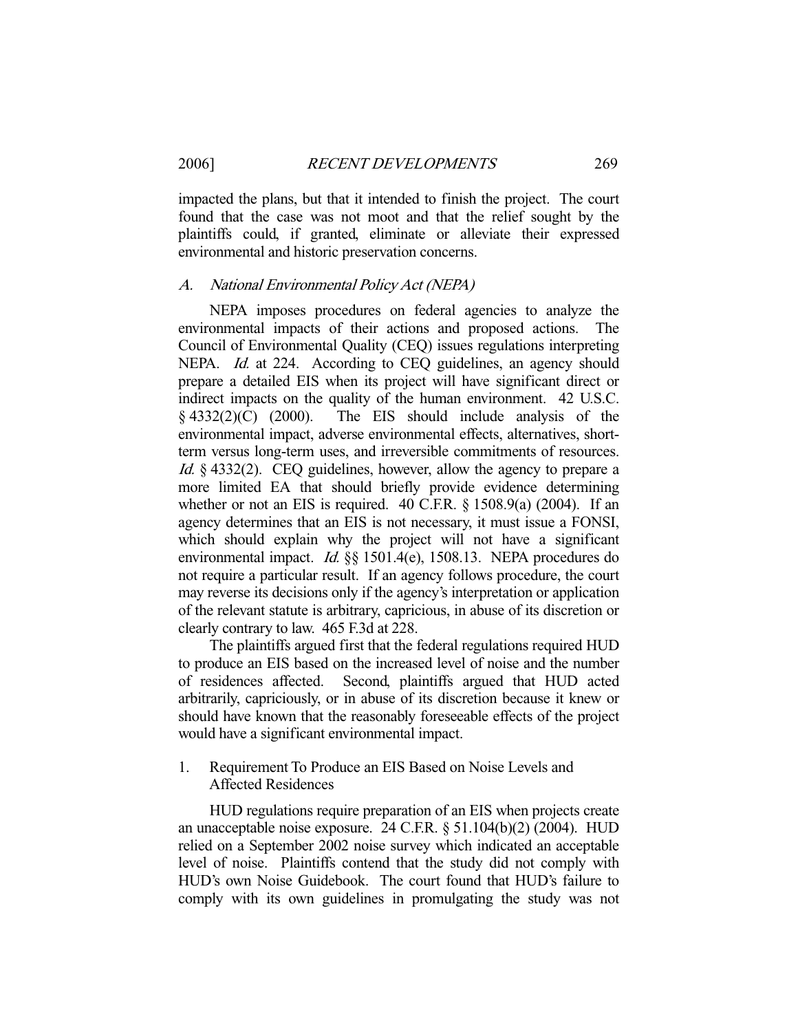impacted the plans, but that it intended to finish the project. The court found that the case was not moot and that the relief sought by the plaintiffs could, if granted, eliminate or alleviate their expressed environmental and historic preservation concerns.

### *A. National Environmental Policy Act (NEPA)*

NEPA imposes procedures on federal agencies to analyze the environmental impacts of their actions and proposed actions. The Council of Environmental Quality (CEQ) issues regulations interpreting NEPA. *Id.* at 224. According to CEQ guidelines, an agency should prepare a detailed EIS when its project will have significant direct or indirect impacts on the quality of the human environment. 42 U.S.C. § 4332(2)(C) (2000). The EIS should include analysis of the environmental impact, adverse environmental effects, alternatives, short-term versus long-term uses, and irreversible commitments of resources. *Id.* § 4332(2). CEQ guidelines, however, allow the agency to prepare a more limited EA that should briefly provide evidence determining whether or not an EIS is required. 40 C.F.R. § 1508.9(a) (2004). If an agency determines that an EIS is not necessary, it must issue a FONSI, which should explain why the project will not have a significant environmental impact. *Id.* §§ 1501.4(e), 1508.13. NEPA procedures do not require a particular result. If an agency follows procedure, the court may reverse its decisions only if the agency's interpretation or application of the relevant statute is arbitrary, capricious, in abuse of its discretion or clearly contrary to law. 465 F.3d at 228.

The plaintiffs argued first that the federal regulations required HUD to produce an EIS based on the increased level of noise and the number of residences affected. Second, plaintiffs argued that HUD acted arbitrarily, capriciously, or in abuse of its discretion because it knew or should have known that the reasonably foreseeable effects of the project would have a significant environmental impact.

#### 1. Requirement To Produce an EIS Based on Noise Levels and Affected Residences

HUD regulations require preparation of an EIS when projects create an unacceptable noise exposure. 24 C.F.R. § 51.104(b)(2) (2004). HUD relied on a September 2002 noise survey which indicated an acceptable level of noise. Plaintiffs contend that the study did not comply with HUD's own Noise Guidebook. The court found that HUD's failure to comply with its own guidelines in promulgating the study was not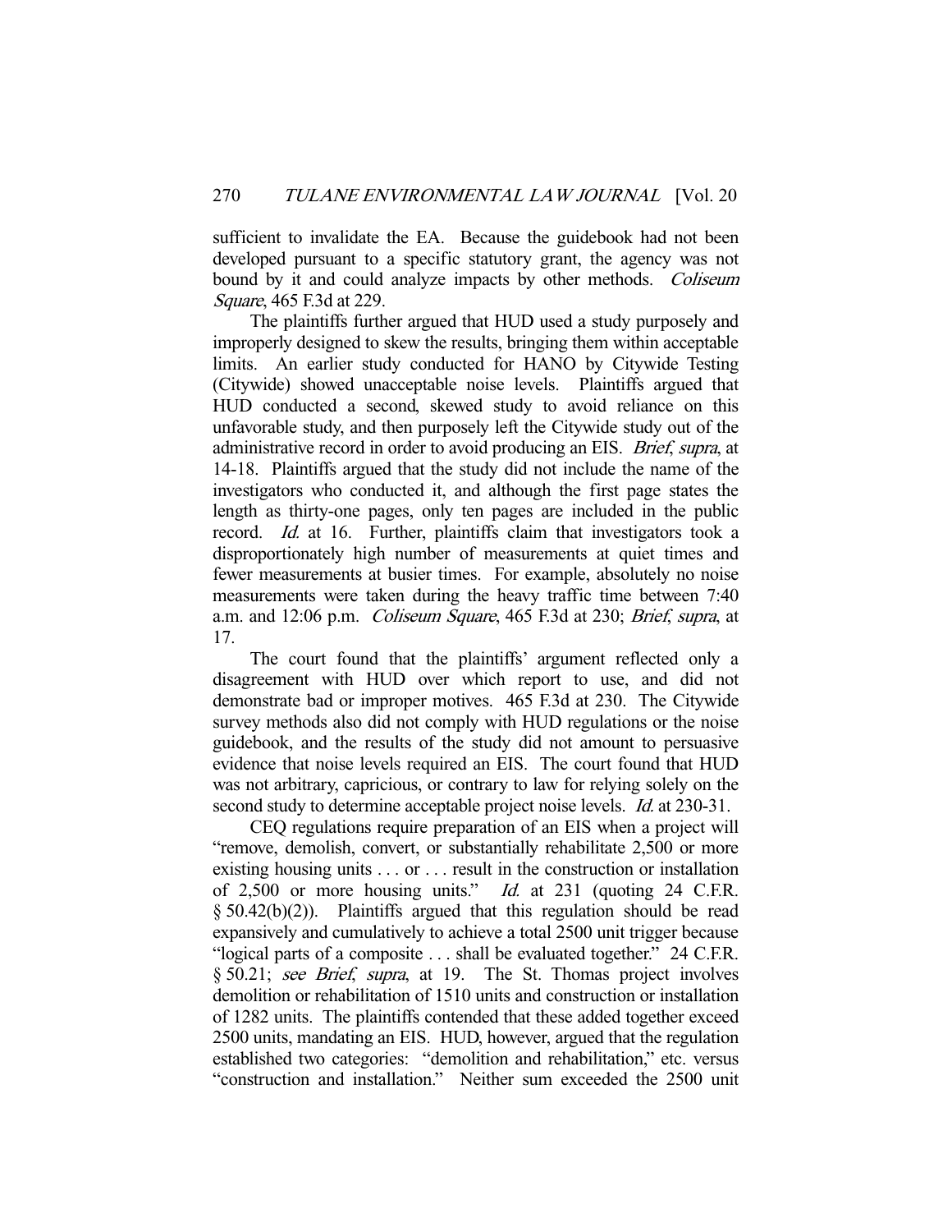sufficient to invalidate the EA. Because the guidebook had not been developed pursuant to a specific statutory grant, the agency was not bound by it and could analyze impacts by other methods. *Coliseum Square*, 465 F.3d at 229.

The plaintiffs further argued that HUD used a study purposely and improperly designed to skew the results, bringing them within acceptable limits. An earlier study conducted for HANO by Citywide Testing (Citywide) showed unacceptable noise levels. Plaintiffs argued that HUD conducted a second, skewed study to avoid reliance on this unfavorable study, and then purposely left the Citywide study out of the administrative record in order to avoid producing an EIS. *Brief*, *supra*, at 14-18. Plaintiffs argued that the study did not include the name of the investigators who conducted it, and although the first page states the length as thirty-one pages, only ten pages are included in the public record. *Id.* at 16. Further, plaintiffs claim that investigators took a disproportionately high number of measurements at quiet times and fewer measurements at busier times. For example, absolutely no noise measurements were taken during the heavy traffic time between 7:40 a.m. and 12:06 p.m. *Coliseum Square*, 465 F.3d at 230; *Brief*, *supra*, at 17.

The court found that the plaintiffs' argument reflected only a disagreement with HUD over which report to use, and did not demonstrate bad or improper motives. 465 F.3d at 230. The Citywide survey methods also did not comply with HUD regulations or the noise guidebook, and the results of the study did not amount to persuasive evidence that noise levels required an EIS. The court found that HUD was not arbitrary, capricious, or contrary to law for relying solely on the second study to determine acceptable project noise levels. *Id.* at 230-31.

CEQ regulations require preparation of an EIS when a project will "remove, demolish, convert, or substantially rehabilitate 2,500 or more existing housing units . . . or . . . result in the construction or installation of 2,500 or more housing units." *Id.* at 231 (quoting 24 C.F.R. § 50.42(b)(2)). Plaintiffs argued that this regulation should be read expansively and cumulatively to achieve a total 2500 unit trigger because "logical parts of a composite . . . shall be evaluated together." 24 C.F.R. § 50.21; *see Brief*, *supra*, at 19. The St. Thomas project involves demolition or rehabilitation of 1510 units and construction or installation of 1282 units. The plaintiffs contended that these added together exceed 2500 units, mandating an EIS. HUD, however, argued that the regulation established two categories: "demolition and rehabilitation," etc. versus "construction and installation." Neither sum exceeded the 2500 unit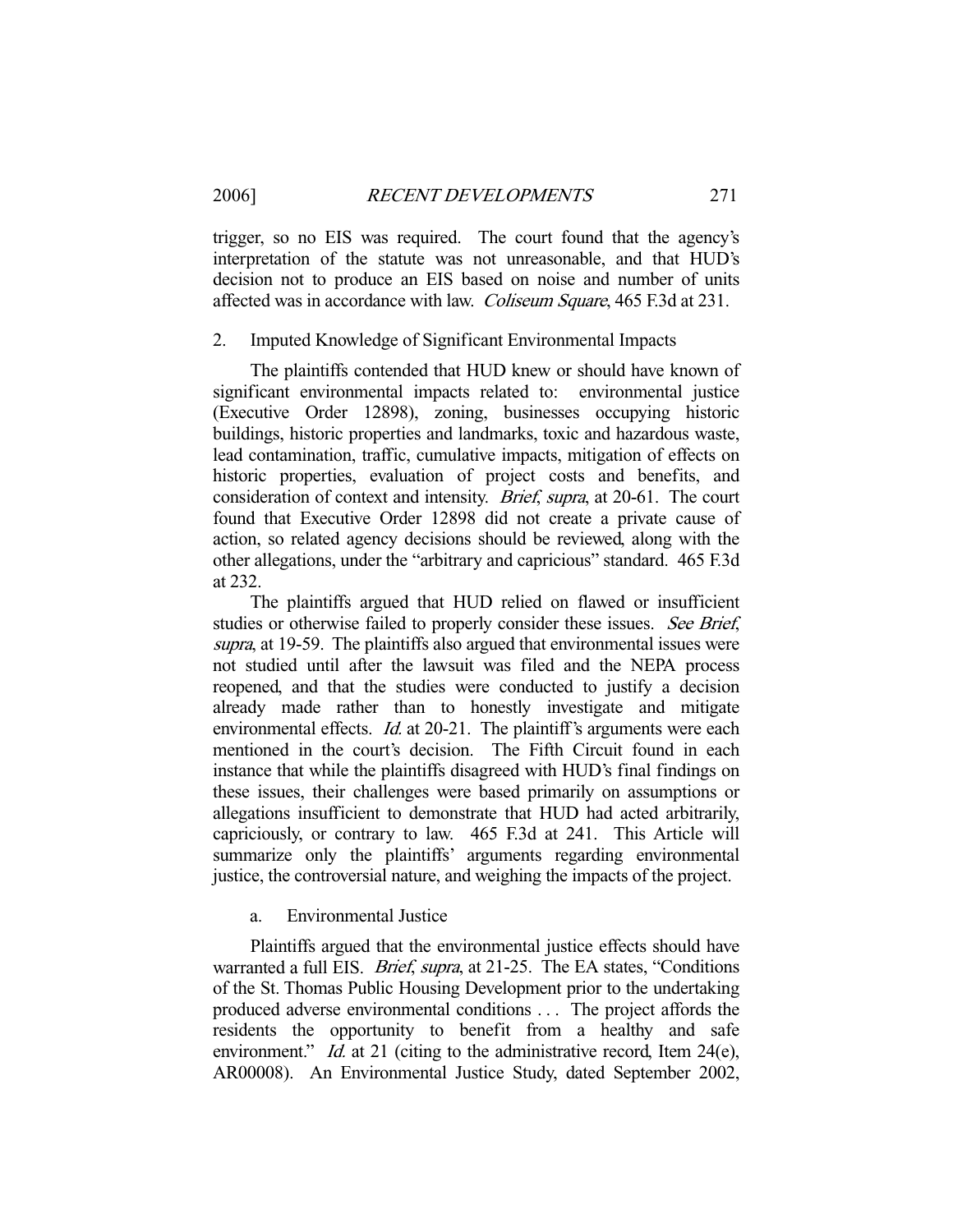trigger, so no EIS was required. The court found that the agency's interpretation of the statute was not unreasonable, and that HUD's decision not to produce an EIS based on noise and number of units affected was in accordance with law. *Coliseum Square*, 465 F.3d at 231.

### 2. Imputed Knowledge of Significant Environmental Impacts

The plaintiffs contended that HUD knew or should have known of significant environmental impacts related to: environmental justice (Executive Order 12898), zoning, businesses occupying historic buildings, historic properties and landmarks, toxic and hazardous waste, lead contamination, traffic, cumulative impacts, mitigation of effects on historic properties, evaluation of project costs and benefits, and consideration of context and intensity. *Brief*, *supra*, at 20-61. The court found that Executive Order 12898 did not create a private cause of action, so related agency decisions should be reviewed, along with the other allegations, under the "arbitrary and capricious" standard. 465 F.3d at 232.

The plaintiffs argued that HUD relied on flawed or insufficient studies or otherwise failed to properly consider these issues. *See Brief*, *supra*, at 19-59. The plaintiffs also argued that environmental issues were not studied until after the lawsuit was filed and the NEPA process reopened, and that the studies were conducted to justify a decision already made rather than to honestly investigate and mitigate environmental effects. *Id.* at 20-21. The plaintiff's arguments were each mentioned in the court's decision. The Fifth Circuit found in each instance that while the plaintiffs disagreed with HUD's final findings on these issues, their challenges were based primarily on assumptions or allegations insufficient to demonstrate that HUD had acted arbitrarily, capriciously, or contrary to law. 465 F.3d at 241. This Article will summarize only the plaintiffs' arguments regarding environmental justice, the controversial nature, and weighing the impacts of the project.

#### a. Environmental Justice

Plaintiffs argued that the environmental justice effects should have warranted a full EIS. *Brief*, *supra*, at 21-25. The EA states, "Conditions of the St. Thomas Public Housing Development prior to the undertaking produced adverse environmental conditions . . . The project affords the residents the opportunity to benefit from a healthy and safe environment." *Id.* at 21 (citing to the administrative record, Item 24(e), AR00008). An Environmental Justice Study, dated September 2002,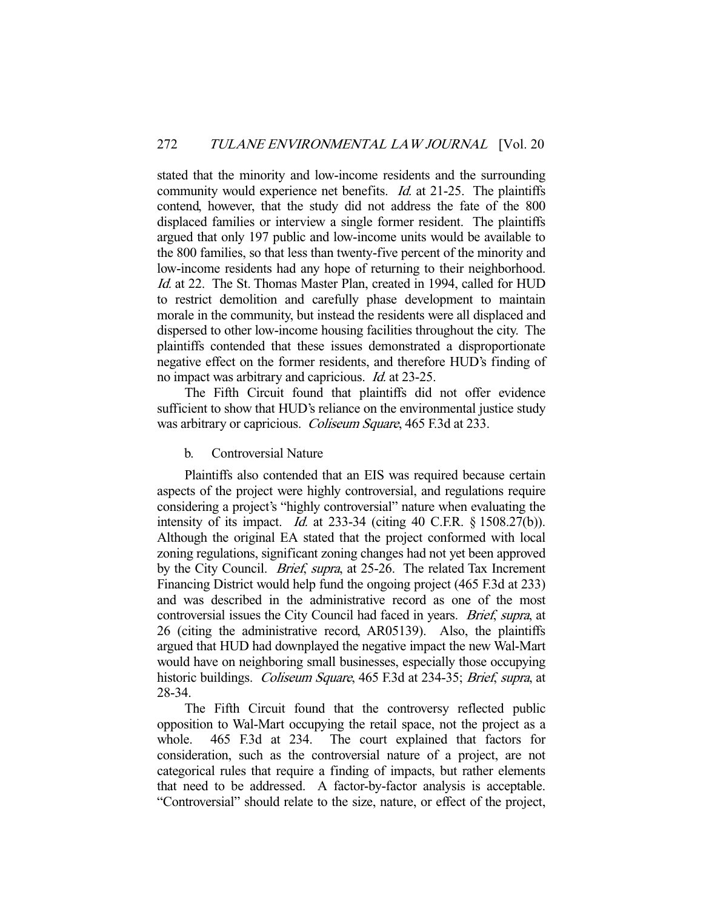stated that the minority and low-income residents and the surrounding community would experience net benefits. *Id.* at 21-25. The plaintiffs contend, however, that the study did not address the fate of the 800 displaced families or interview a single former resident. The plaintiffs argued that only 197 public and low-income units would be available to the 800 families, so that less than twenty-five percent of the minority and low-income residents had any hope of returning to their neighborhood. *Id.* at 22. The St. Thomas Master Plan, created in 1994, called for HUD to restrict demolition and carefully phase development to maintain morale in the community, but instead the residents were all displaced and dispersed to other low-income housing facilities throughout the city. The plaintiffs contended that these issues demonstrated a disproportionate negative effect on the former residents, and therefore HUD's finding of no impact was arbitrary and capricious. *Id.* at 23-25.

The Fifth Circuit found that plaintiffs did not offer evidence sufficient to show that HUD's reliance on the environmental justice study was arbitrary or capricious. *Coliseum Square*, 465 F.3d at 233.

b. Controversial Nature

Plaintiffs also contended that an EIS was required because certain aspects of the project were highly controversial, and regulations require considering a project's "highly controversial" nature when evaluating the intensity of its impact. *Id.* at 233-34 (citing 40 C.F.R. § 1508.27(b)). Although the original EA stated that the project conformed with local zoning regulations, significant zoning changes had not yet been approved by the City Council. *Brief*, *supra*, at 25-26. The related Tax Increment Financing District would help fund the ongoing project (465 F.3d at 233) and was described in the administrative record as one of the most controversial issues the City Council had faced in years. *Brief*, *supra*, at 26 (citing the administrative record, AR05139). Also, the plaintiffs argued that HUD had downplayed the negative impact the new Wal-Mart would have on neighboring small businesses, especially those occupying historic buildings. *Coliseum Square*, 465 F.3d at 234-35; *Brief*, *supra*, at 28-34.

The Fifth Circuit found that the controversy reflected public opposition to Wal-Mart occupying the retail space, not the project as a whole. 465 F.3d at 234. The court explained that factors for consideration, such as the controversial nature of a project, are not categorical rules that require a finding of impacts, but rather elements that need to be addressed. A factor-by-factor analysis is acceptable. "Controversial" should relate to the size, nature, or effect of the project,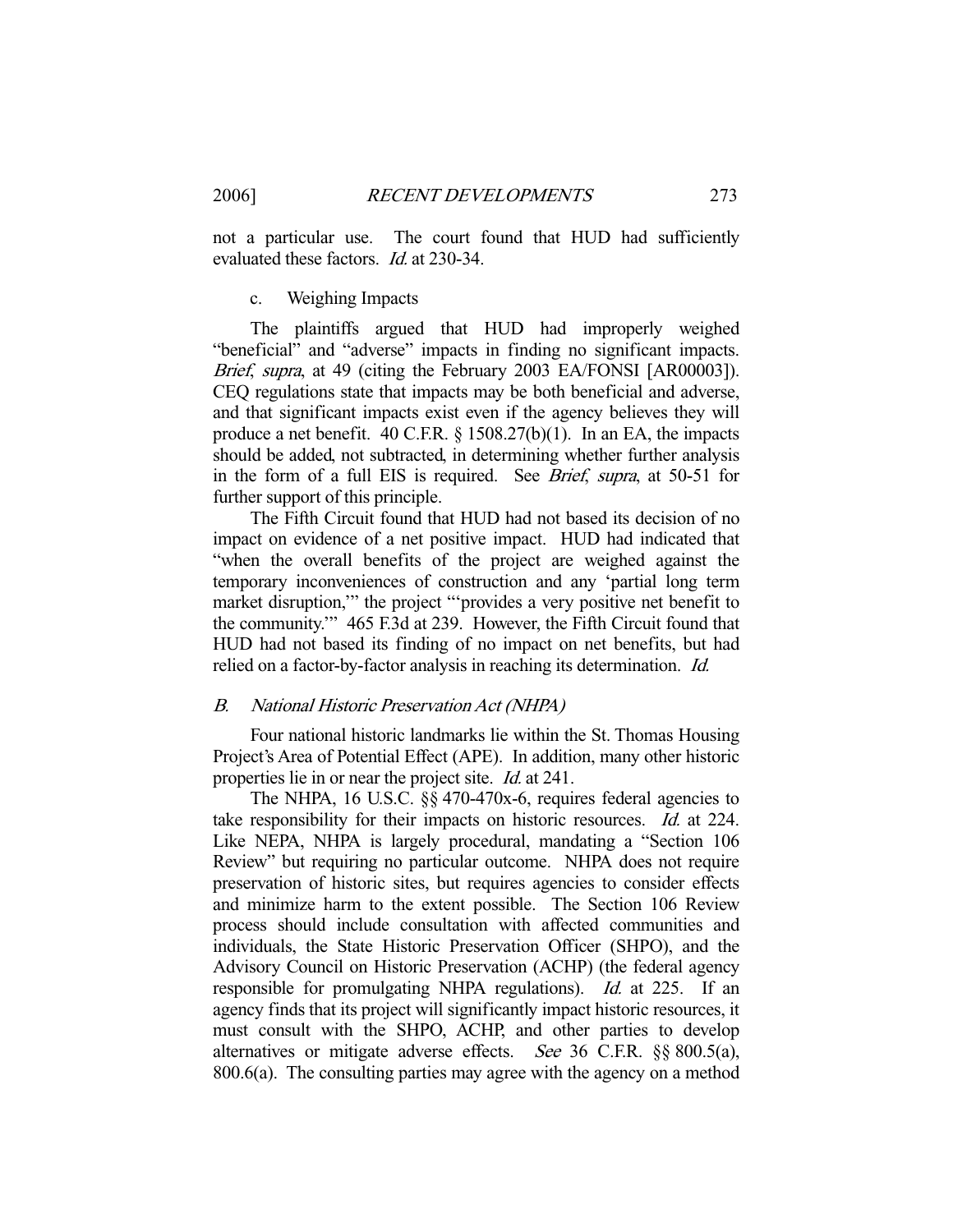not a particular use. The court found that HUD had sufficiently evaluated these factors. *Id.* at 230-34.

c. Weighing Impacts

The plaintiffs argued that HUD had improperly weighed "beneficial" and "adverse" impacts in finding no significant impacts. *Brief, supra*, at 49 (citing the February 2003 EA/FONSI [AR00003]). CEQ regulations state that impacts may be both beneficial and adverse, and that significant impacts exist even if the agency believes they will produce a net benefit. 40 C.F.R. § 1508.27(b)(1). In an EA, the impacts should be added, not subtracted, in determining whether further analysis in the form of a full EIS is required. See *Brief, supra*, at 50-51 for further support of this principle.

The Fifth Circuit found that HUD had not based its decision of no impact on evidence of a net positive impact. HUD had indicated that "when the overall benefits of the project are weighed against the temporary inconveniences of construction and any 'partial long term market disruption,'" the project "'provides a very positive net benefit to the community.'" 465 F.3d at 239. However, the Fifth Circuit found that HUD had not based its finding of no impact on net benefits, but had relied on a factor-by-factor analysis in reaching its determination. *Id.*

### B. National Historic Preservation Act (NHPA)

Four national historic landmarks lie within the St. Thomas Housing Project's Area of Potential Effect (APE). In addition, many other historic properties lie in or near the project site. *Id.* at 241.

The NHPA, 16 U.S.C. §§ 470-470x-6, requires federal agencies to take responsibility for their impacts on historic resources. *Id.* at 224. Like NEPA, NHPA is largely procedural, mandating a "Section 106 Review" but requiring no particular outcome. NHPA does not require preservation of historic sites, but requires agencies to consider effects and minimize harm to the extent possible. The Section 106 Review process should include consultation with affected communities and individuals, the State Historic Preservation Officer (SHPO), and the Advisory Council on Historic Preservation (ACHP) (the federal agency responsible for promulgating NHPA regulations). *Id.* at 225. If an agency finds that its project will significantly impact historic resources, it must consult with the SHPO, ACHP, and other parties to develop alternatives or mitigate adverse effects. *See* 36 C.F.R. §§ 800.5(a), 800.6(a). The consulting parties may agree with the agency on a method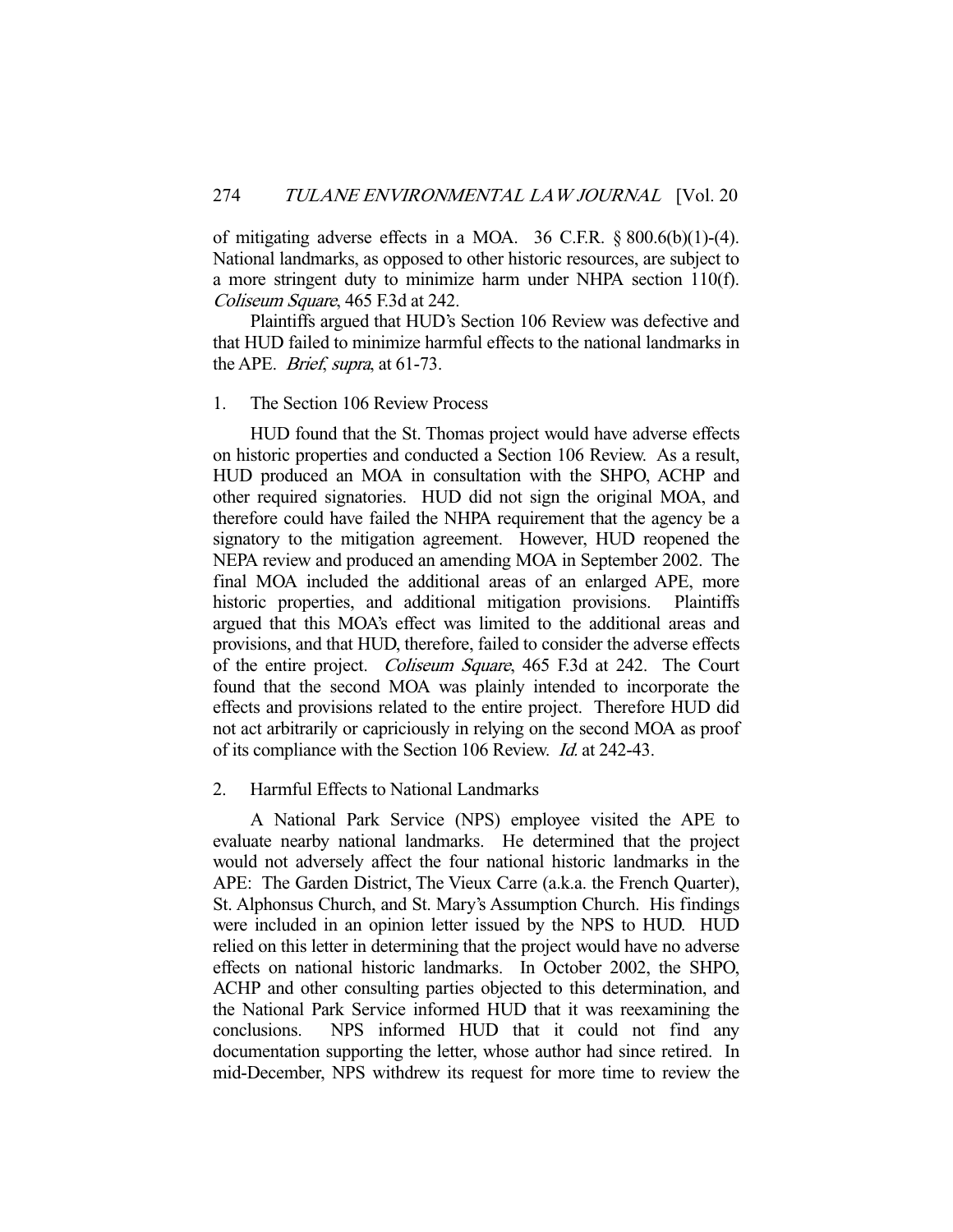of mitigating adverse effects in a MOA. 36 C.F.R. § 800.6(b)(1)-(4). National landmarks, as opposed to other historic resources, are subject to a more stringent duty to minimize harm under NHPA section 110(f). *Coliseum Square*, 465 F.3d at 242.

Plaintiffs argued that HUD's Section 106 Review was defective and that HUD failed to minimize harmful effects to the national landmarks in the APE. *Brief*, *supra*, at 61-73.

1. The Section 106 Review Process

HUD found that the St. Thomas project would have adverse effects on historic properties and conducted a Section 106 Review. As a result, HUD produced an MOA in consultation with the SHPO, ACHP and other required signatories. HUD did not sign the original MOA, and therefore could have failed the NHPA requirement that the agency be a signatory to the mitigation agreement. However, HUD reopened the NEPA review and produced an amending MOA in September 2002. The final MOA included the additional areas of an enlarged APE, more historic properties, and additional mitigation provisions. Plaintiffs argued that this MOA's effect was limited to the additional areas and provisions, and that HUD, therefore, failed to consider the adverse effects of the entire project. *Coliseum Square*, 465 F.3d at 242. The Court found that the second MOA was plainly intended to incorporate the effects and provisions related to the entire project. Therefore HUD did not act arbitrarily or capriciously in relying on the second MOA as proof of its compliance with the Section 106 Review. *Id.* at 242-43.

2. Harmful Effects to National Landmarks

A National Park Service (NPS) employee visited the APE to evaluate nearby national landmarks. He determined that the project would not adversely affect the four national historic landmarks in the APE: The Garden District, The Vieux Carre (a.k.a. the French Quarter), St. Alphonsus Church, and St. Mary's Assumption Church. His findings were included in an opinion letter issued by the NPS to HUD. HUD relied on this letter in determining that the project would have no adverse effects on national historic landmarks. In October 2002, the SHPO, ACHP and other consulting parties objected to this determination, and the National Park Service informed HUD that it was reexamining the conclusions. NPS informed HUD that it could not find any documentation supporting the letter, whose author had since retired. In mid-December, NPS withdrew its request for more time to review the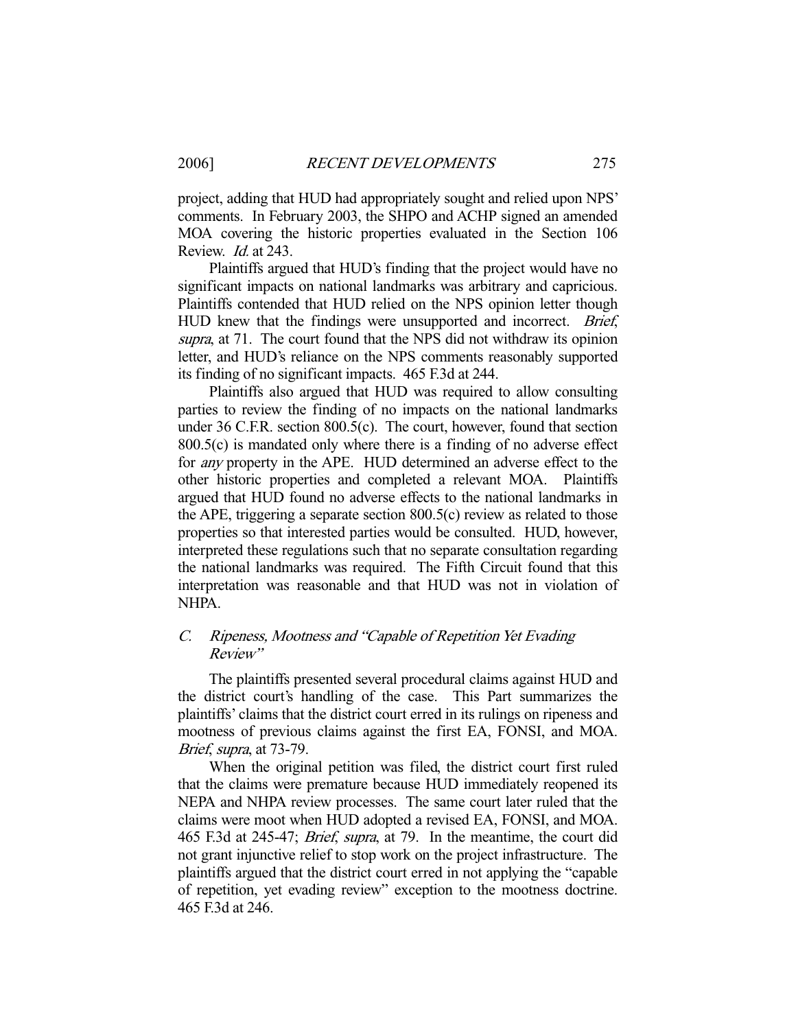project, adding that HUD had appropriately sought and relied upon NPS' comments. In February 2003, the SHPO and ACHP signed an amended MOA covering the historic properties evaluated in the Section 106 Review. *Id.* at 243.

Plaintiffs argued that HUD's finding that the project would have no significant impacts on national landmarks was arbitrary and capricious. Plaintiffs contended that HUD relied on the NPS opinion letter though HUD knew that the findings were unsupported and incorrect. *Brief, supra*, at 71. The court found that the NPS did not withdraw its opinion letter, and HUD's reliance on the NPS comments reasonably supported its finding of no significant impacts. 465 F.3d at 244.

Plaintiffs also argued that HUD was required to allow consulting parties to review the finding of no impacts on the national landmarks under 36 C.F.R. section 800.5(c). The court, however, found that section 800.5(c) is mandated only where there is a finding of no adverse effect for *any* property in the APE. HUD determined an adverse effect to the other historic properties and completed a relevant MOA. Plaintiffs argued that HUD found no adverse effects to the national landmarks in the APE, triggering a separate section 800.5(c) review as related to those properties so that interested parties would be consulted. HUD, however, interpreted these regulations such that no separate consultation regarding the national landmarks was required. The Fifth Circuit found that this interpretation was reasonable and that HUD was not in violation of NHPA.

### *C. Ripeness, Mootness and "Capable of Repetition Yet Evading Review"*

The plaintiffs presented several procedural claims against HUD and the district court's handling of the case. This Part summarizes the plaintiffs' claims that the district court erred in its rulings on ripeness and mootness of previous claims against the first EA, FONSI, and MOA. *Brief, supra*, at 73-79.

When the original petition was filed, the district court first ruled that the claims were premature because HUD immediately reopened its NEPA and NHPA review processes. The same court later ruled that the claims were moot when HUD adopted a revised EA, FONSI, and MOA. 465 F.3d at 245-47; *Brief, supra*, at 79. In the meantime, the court did not grant injunctive relief to stop work on the project infrastructure. The plaintiffs argued that the district court erred in not applying the "capable of repetition, yet evading review" exception to the mootness doctrine. 465 F.3d at 246.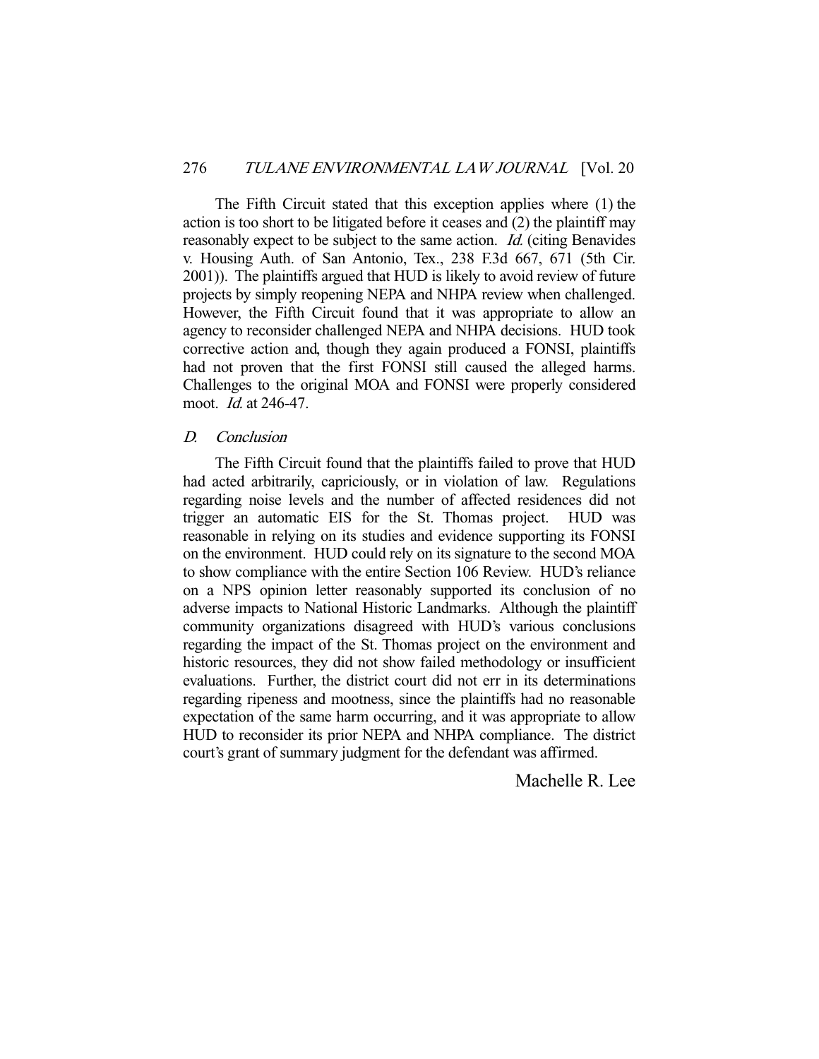The Fifth Circuit stated that this exception applies where (1) the action is too short to be litigated before it ceases and (2) the plaintiff may reasonably expect to be subject to the same action. *Id.* (citing Benavides v. Housing Auth. of San Antonio, Tex., 238 F.3d 667, 671 (5th Cir. 2001)). The plaintiffs argued that HUD is likely to avoid review of future projects by simply reopening NEPA and NHPA review when challenged. However, the Fifth Circuit found that it was appropriate to allow an agency to reconsider challenged NEPA and NHPA decisions. HUD took corrective action and, though they again produced a FONSI, plaintiffs had not proven that the first FONSI still caused the alleged harms. Challenges to the original MOA and FONSI were properly considered moot. *Id.* at 246-47.

### *D. Conclusion*

The Fifth Circuit found that the plaintiffs failed to prove that HUD had acted arbitrarily, capriciously, or in violation of law. Regulations regarding noise levels and the number of affected residences did not trigger an automatic EIS for the St. Thomas project. HUD was reasonable in relying on its studies and evidence supporting its FONSI on the environment. HUD could rely on its signature to the second MOA to show compliance with the entire Section 106 Review. HUD's reliance on a NPS opinion letter reasonably supported its conclusion of no adverse impacts to National Historic Landmarks. Although the plaintiff community organizations disagreed with HUD's various conclusions regarding the impact of the St. Thomas project on the environment and historic resources, they did not show failed methodology or insufficient evaluations. Further, the district court did not err in its determinations regarding ripeness and mootness, since the plaintiffs had no reasonable expectation of the same harm occurring, and it was appropriate to allow HUD to reconsider its prior NEPA and NHPA compliance. The district court's grant of summary judgment for the defendant was affirmed.

Machelle R. Lee